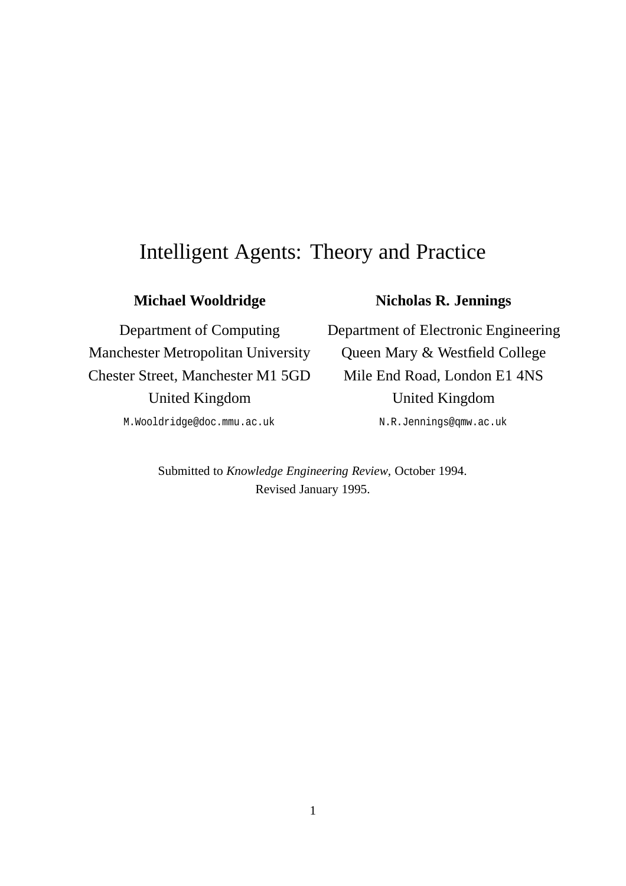# Intelligent Agents: Theory and Practice

**Michael Wooldridge**

Department of Computing
Manchester Metropolitan University
Chester Street, Manchester M1 5GD
United Kingdom
`M.Wooldridge@doc.mmu.ac.uk`

**Nicholas R. Jennings**

Department of Electronic Engineering
Queen Mary & Westfield College
Mile End Road, London E1 4NS
United Kingdom
`N.R.Jennings@qmw.ac.uk`

Submitted to *Knowledge Engineering Review*, October 1994.
Revised January 1995.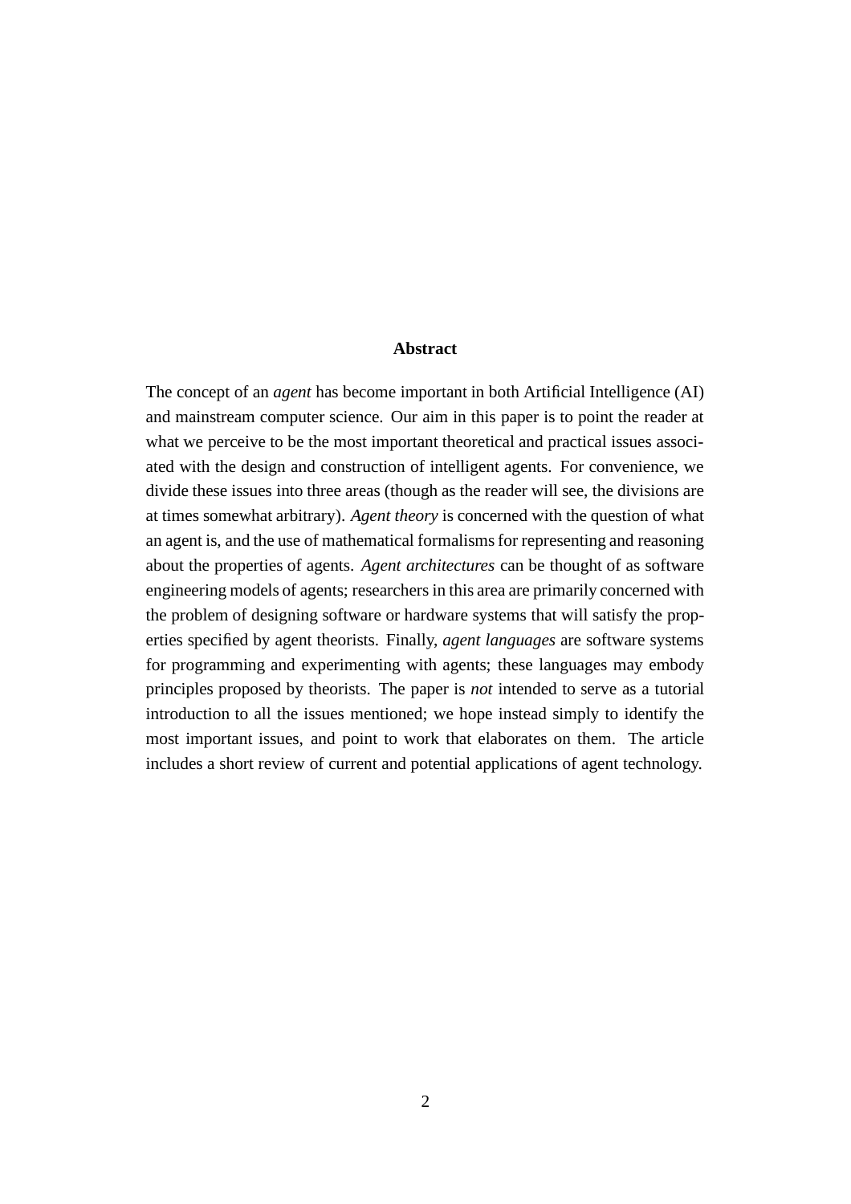## Abstract

The concept of an *agent* has become important in both Artificial Intelligence (AI) and mainstream computer science. Our aim in this paper is to point the reader at what we perceive to be the most important theoretical and practical issues associated with the design and construction of intelligent agents. For convenience, we divide these issues into three areas (though as the reader will see, the divisions are at times somewhat arbitrary). *Agent theory* is concerned with the question of what an agent is, and the use of mathematical formalisms for representing and reasoning about the properties of agents. *Agent architectures* can be thought of as software engineering models of agents; researchers in this area are primarily concerned with the problem of designing software or hardware systems that will satisfy the properties specified by agent theorists. Finally, *agent languages* are software systems for programming and experimenting with agents; these languages may embody principles proposed by theorists. The paper is *not* intended to serve as a tutorial introduction to all the issues mentioned; we hope instead simply to identify the most important issues, and point to work that elaborates on them. The article includes a short review of current and potential applications of agent technology.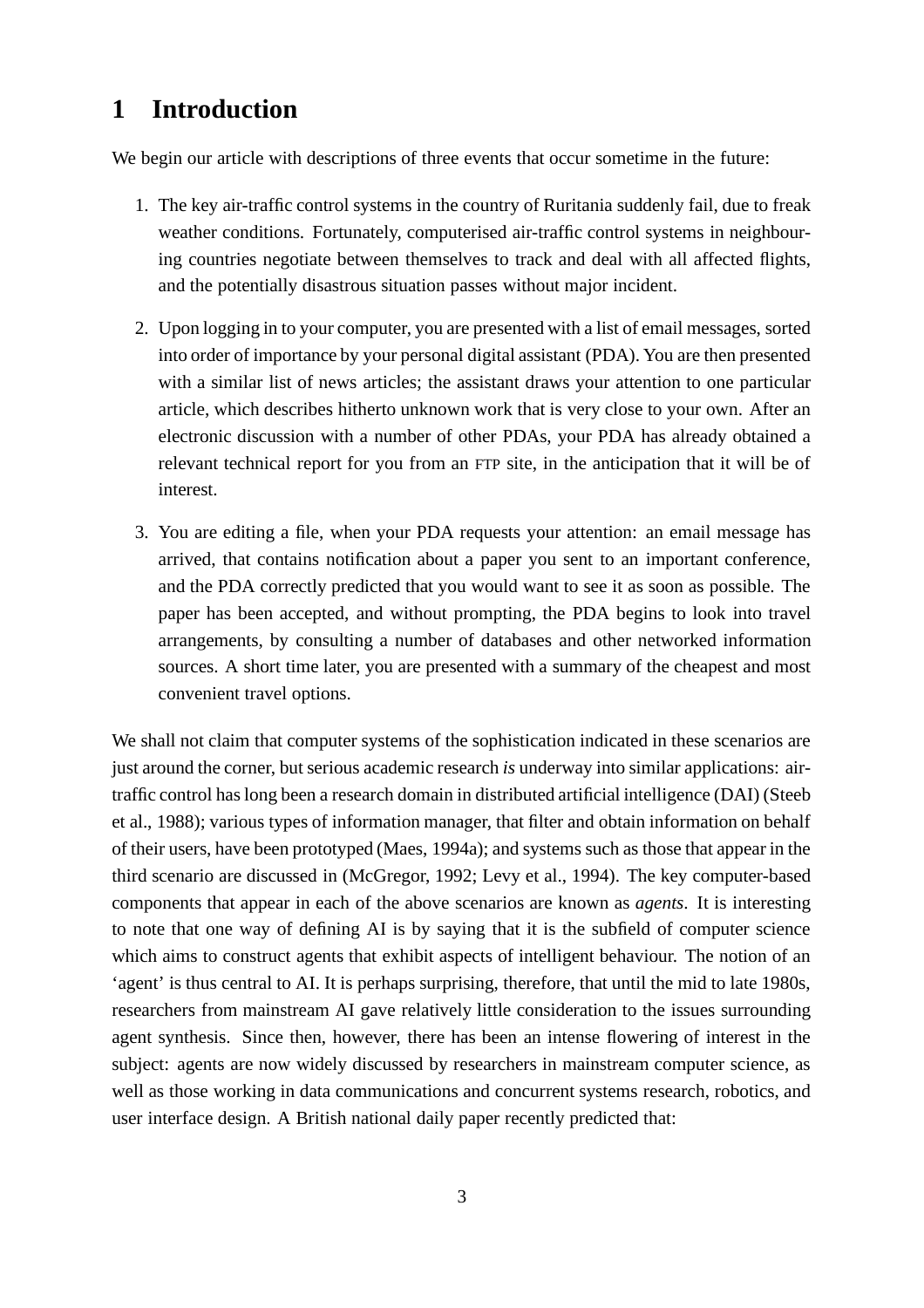# 1 Introduction

We begin our article with descriptions of three events that occur sometime in the future:

1. The key air-traffic control systems in the country of Ruritania suddenly fail, due to freak weather conditions. Fortunately, computerised air-traffic control systems in neighbouring countries negotiate between themselves to track and deal with all affected flights, and the potentially disastrous situation passes without major incident.

2. Upon logging in to your computer, you are presented with a list of email messages, sorted into order of importance by your personal digital assistant (PDA). You are then presented with a similar list of news articles; the assistant draws your attention to one particular article, which describes hitherto unknown work that is very close to your own. After an electronic discussion with a number of other PDAs, your PDA has already obtained a relevant technical report for you from an FTP site, in the anticipation that it will be of interest.

3. You are editing a file, when your PDA requests your attention: an email message has arrived, that contains notification about a paper you sent to an important conference, and the PDA correctly predicted that you would want to see it as soon as possible. The paper has been accepted, and without prompting, the PDA begins to look into travel arrangements, by consulting a number of databases and other networked information sources. A short time later, you are presented with a summary of the cheapest and most convenient travel options.

We shall not claim that computer systems of the sophistication indicated in these scenarios are just around the corner, but serious academic research *is* underway into similar applications: air-traffic control has long been a research domain in distributed artificial intelligence (DAI) (Steeb et al., 1988); various types of information manager, that filter and obtain information on behalf of their users, have been prototyped (Maes, 1994a); and systems such as those that appear in the third scenario are discussed in (McGregor, 1992; Levy et al., 1994). The key computer-based components that appear in each of the above scenarios are known as *agents*. It is interesting to note that one way of defining AI is by saying that it is the subfield of computer science which aims to construct agents that exhibit aspects of intelligent behaviour. The notion of an 'agent' is thus central to AI. It is perhaps surprising, therefore, that until the mid to late 1980s, researchers from mainstream AI gave relatively little consideration to the issues surrounding agent synthesis. Since then, however, there has been an intense flowering of interest in the subject: agents are now widely discussed by researchers in mainstream computer science, as well as those working in data communications and concurrent systems research, robotics, and user interface design. A British national daily paper recently predicted that: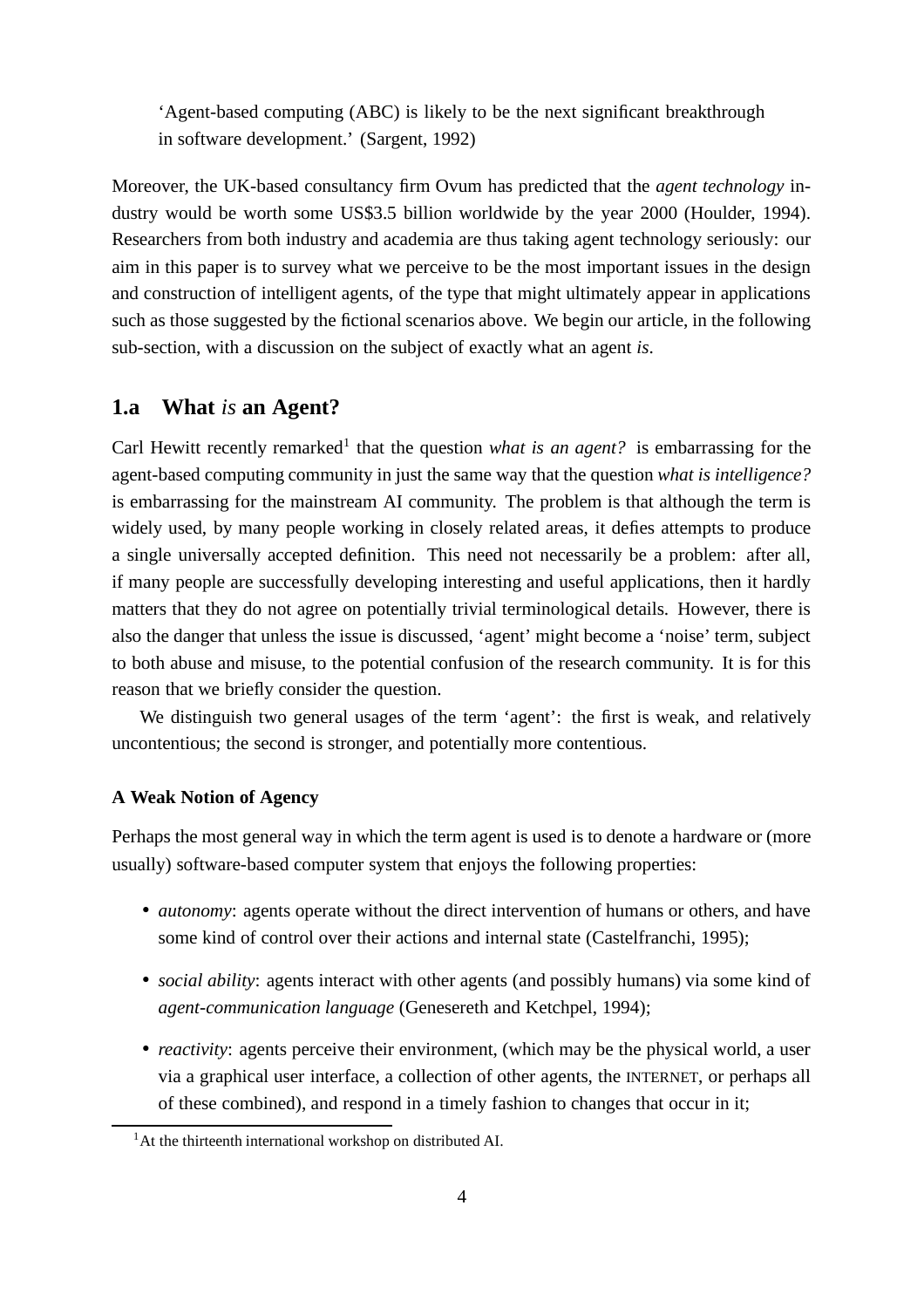> 'Agent-based computing (ABC) is likely to be the next significant breakthrough in software development.' (Sargent, 1992)

Moreover, the UK-based consultancy firm Ovum has predicted that the *agent technology* industry would be worth some US$3.5 billion worldwide by the year 2000 (Houlder, 1994). Researchers from both industry and academia are thus taking agent technology seriously: our aim in this paper is to survey what we perceive to be the most important issues in the design and construction of intelligent agents, of the type that might ultimately appear in applications such as those suggested by the fictional scenarios above. We begin our article, in the following sub-section, with a discussion on the subject of exactly what an agent *is*.

## 1.a What *is* an Agent?

Carl Hewitt recently remarked[1] that the question *what is an agent?* is embarrassing for the agent-based computing community in just the same way that the question *what is intelligence?* is embarrassing for the mainstream AI community. The problem is that although the term is widely used, by many people working in closely related areas, it defies attempts to produce a single universally accepted definition. This need not necessarily be a problem: after all, if many people are successfully developing interesting and useful applications, then it hardly matters that they do not agree on potentially trivial terminological details. However, there is also the danger that unless the issue is discussed, 'agent' might become a 'noise' term, subject to both abuse and misuse, to the potential confusion of the research community. It is for this reason that we briefly consider the question.

We distinguish two general usages of the term 'agent': the first is weak, and relatively uncontentious; the second is stronger, and potentially more contentious.

#### A Weak Notion of Agency

Perhaps the most general way in which the term agent is used is to denote a hardware or (more usually) software-based computer system that enjoys the following properties:

- *autonomy*: agents operate without the direct intervention of humans or others, and have some kind of control over their actions and internal state (Castelfranchi, 1995);
- *social ability*: agents interact with other agents (and possibly humans) via some kind of *agent-communication language* (Genesereth and Ketchpel, 1994);
- *reactivity*: agents perceive their environment, (which may be the physical world, a user via a graphical user interface, a collection of other agents, the INTERNET, or perhaps all of these combined), and respond in a timely fashion to changes that occur in it;

[1] At the thirteenth international workshop on distributed AI.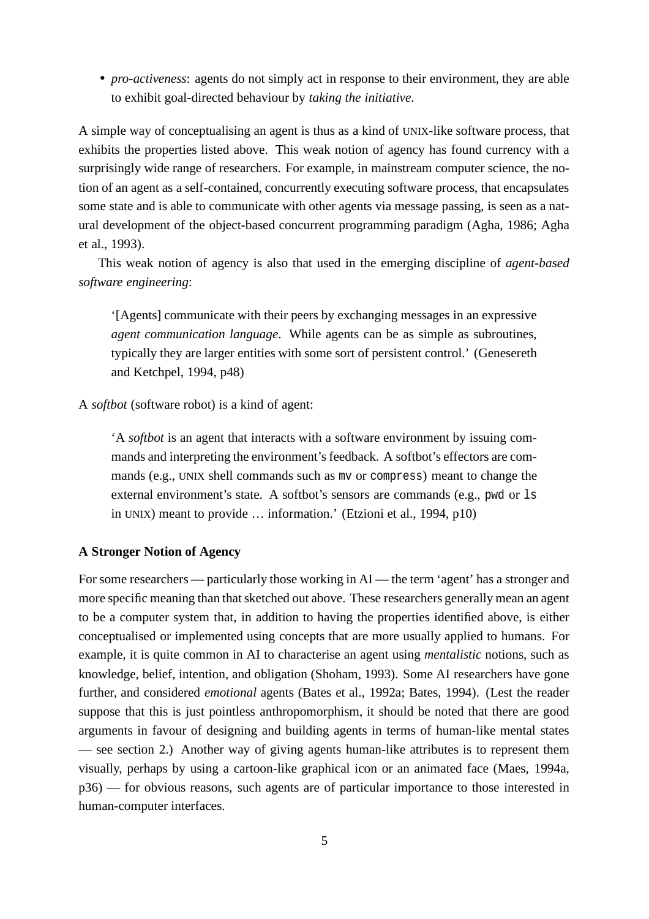- *pro-activeness*: agents do not simply act in response to their environment, they are able to exhibit goal-directed behaviour by *taking the initiative*.

A simple way of conceptualising an agent is thus as a kind of UNIX-like software process, that exhibits the properties listed above. This weak notion of agency has found currency with a surprisingly wide range of researchers. For example, in mainstream computer science, the notion of an agent as a self-contained, concurrently executing software process, that encapsulates some state and is able to communicate with other agents via message passing, is seen as a natural development of the object-based concurrent programming paradigm (Agha, 1986; Agha et al., 1993).

This weak notion of agency is also that used in the emerging discipline of *agent-based software engineering*:

> '[Agents] communicate with their peers by exchanging messages in an expressive *agent communication language*. While agents can be as simple as subroutines, typically they are larger entities with some sort of persistent control.' (Genesereth and Ketchpel, 1994, p48)

A *softbot* (software robot) is a kind of agent:

> 'A *softbot* is an agent that interacts with a software environment by issuing commands and interpreting the environment's feedback. A softbot's effectors are commands (e.g., UNIX shell commands such as `mv` or `compress`) meant to change the external environment's state. A softbot's sensors are commands (e.g., `pwd` or `ls` in UNIX) meant to provide … information.' (Etzioni et al., 1994, p10)

**A Stronger Notion of Agency**

For some researchers — particularly those working in AI — the term 'agent' has a stronger and more specific meaning than that sketched out above. These researchers generally mean an agent to be a computer system that, in addition to having the properties identified above, is either conceptualised or implemented using concepts that are more usually applied to humans. For example, it is quite common in AI to characterise an agent using *mentalistic* notions, such as knowledge, belief, intention, and obligation (Shoham, 1993). Some AI researchers have gone further, and considered *emotional* agents (Bates et al., 1992a; Bates, 1994). (Lest the reader suppose that this is just pointless anthropomorphism, it should be noted that there are good arguments in favour of designing and building agents in terms of human-like mental states — see section 2.) Another way of giving agents human-like attributes is to represent them visually, perhaps by using a cartoon-like graphical icon or an animated face (Maes, 1994a, p36) — for obvious reasons, such agents are of particular importance to those interested in human-computer interfaces.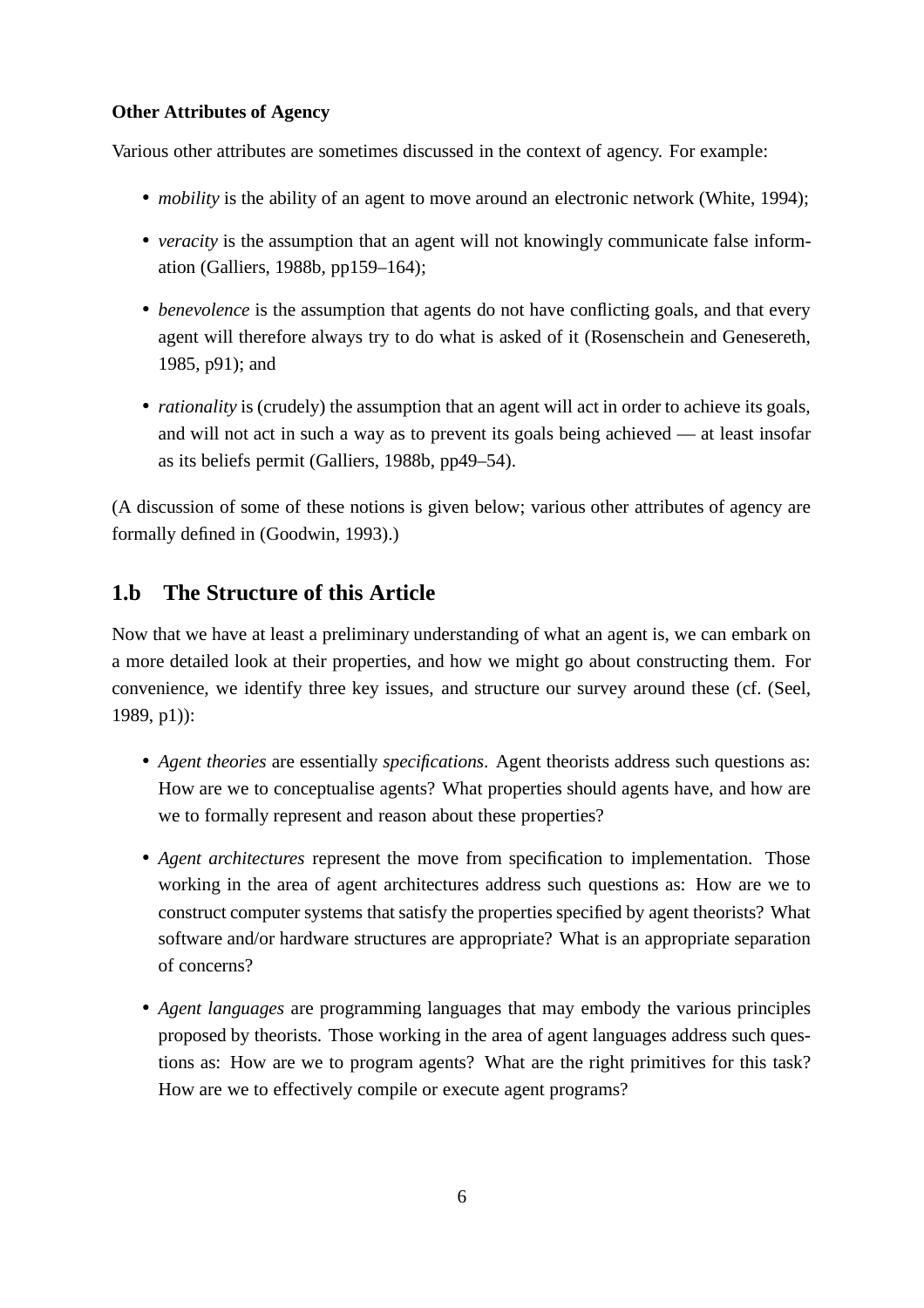**Other Attributes of Agency**

Various other attributes are sometimes discussed in the context of agency. For example:

- *mobility* is the ability of an agent to move around an electronic network (White, 1994);
- *veracity* is the assumption that an agent will not knowingly communicate false information (Galliers, 1988b, pp159–164);
- *benevolence* is the assumption that agents do not have conflicting goals, and that every agent will therefore always try to do what is asked of it (Rosenschein and Genesereth, 1985, p91); and
- *rationality* is (crudely) the assumption that an agent will act in order to achieve its goals, and will not act in such a way as to prevent its goals being achieved — at least insofar as its beliefs permit (Galliers, 1988b, pp49–54).

(A discussion of some of these notions is given below; various other attributes of agency are formally defined in (Goodwin, 1993).)

## 1.b The Structure of this Article

Now that we have at least a preliminary understanding of what an agent is, we can embark on a more detailed look at their properties, and how we might go about constructing them. For convenience, we identify three key issues, and structure our survey around these (cf. (Seel, 1989, p1)):

- *Agent theories* are essentially *specifications*. Agent theorists address such questions as: How are we to conceptualise agents? What properties should agents have, and how are we to formally represent and reason about these properties?
- *Agent architectures* represent the move from specification to implementation. Those working in the area of agent architectures address such questions as: How are we to construct computer systems that satisfy the properties specified by agent theorists? What software and/or hardware structures are appropriate? What is an appropriate separation of concerns?
- *Agent languages* are programming languages that may embody the various principles proposed by theorists. Those working in the area of agent languages address such questions as: How are we to program agents? What are the right primitives for this task? How are we to effectively compile or execute agent programs?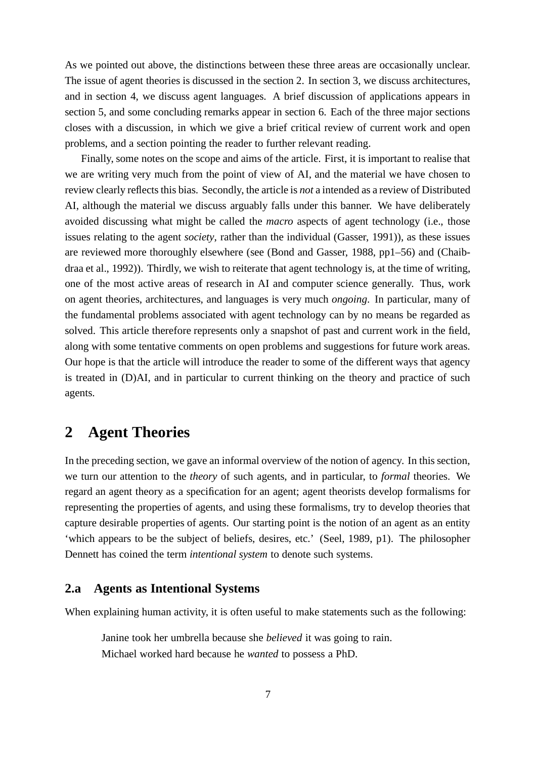As we pointed out above, the distinctions between these three areas are occasionally unclear. The issue of agent theories is discussed in the section 2. In section 3, we discuss architectures, and in section 4, we discuss agent languages. A brief discussion of applications appears in section 5, and some concluding remarks appear in section 6. Each of the three major sections closes with a discussion, in which we give a brief critical review of current work and open problems, and a section pointing the reader to further relevant reading.

Finally, some notes on the scope and aims of the article. First, it is important to realise that we are writing very much from the point of view of AI, and the material we have chosen to review clearly reflects this bias. Secondly, the article is *not* a intended as a review of Distributed AI, although the material we discuss arguably falls under this banner. We have deliberately avoided discussing what might be called the *macro* aspects of agent technology (i.e., those issues relating to the agent *society*, rather than the individual (Gasser, 1991)), as these issues are reviewed more thoroughly elsewhere (see (Bond and Gasser, 1988, pp1–56) and (Chaib-draa et al., 1992)). Thirdly, we wish to reiterate that agent technology is, at the time of writing, one of the most active areas of research in AI and computer science generally. Thus, work on agent theories, architectures, and languages is very much *ongoing*. In particular, many of the fundamental problems associated with agent technology can by no means be regarded as solved. This article therefore represents only a snapshot of past and current work in the field, along with some tentative comments on open problems and suggestions for future work areas. Our hope is that the article will introduce the reader to some of the different ways that agency is treated in (D)AI, and in particular to current thinking on the theory and practice of such agents.

## 2 Agent Theories

In the preceding section, we gave an informal overview of the notion of agency. In this section, we turn our attention to the *theory* of such agents, and in particular, to *formal* theories. We regard an agent theory as a specification for an agent; agent theorists develop formalisms for representing the properties of agents, and using these formalisms, try to develop theories that capture desirable properties of agents. Our starting point is the notion of an agent as an entity 'which appears to be the subject of beliefs, desires, etc.' (Seel, 1989, p1). The philosopher Dennett has coined the term *intentional system* to denote such systems.

### 2.a Agents as Intentional Systems

When explaining human activity, it is often useful to make statements such as the following:

> Janine took her umbrella because she *believed* it was going to rain.
> Michael worked hard because he *wanted* to possess a PhD.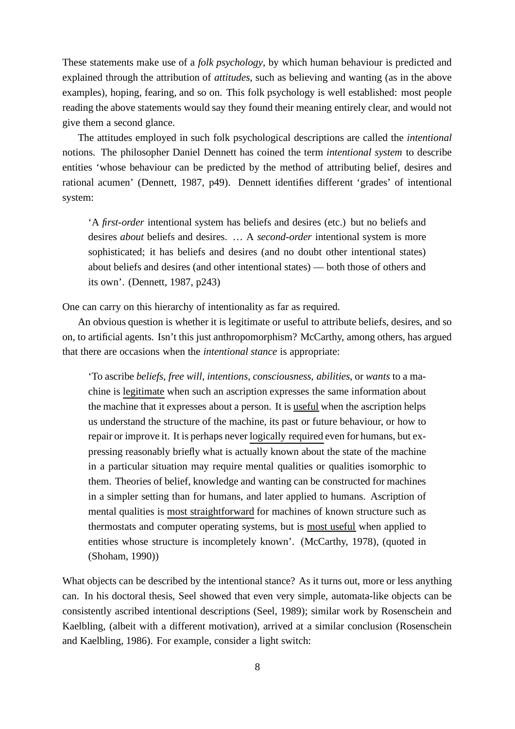These statements make use of a *folk psychology*, by which human behaviour is predicted and explained through the attribution of *attitudes*, such as believing and wanting (as in the above examples), hoping, fearing, and so on. This folk psychology is well established: most people reading the above statements would say they found their meaning entirely clear, and would not give them a second glance.

The attitudes employed in such folk psychological descriptions are called the *intentional* notions. The philosopher Daniel Dennett has coined the term *intentional system* to describe entities 'whose behaviour can be predicted by the method of attributing belief, desires and rational acumen' (Dennett, 1987, p49). Dennett identifies different 'grades' of intentional system:

> 'A *first-order* intentional system has beliefs and desires (etc.) but no beliefs and desires *about* beliefs and desires. … A *second-order* intentional system is more sophisticated; it has beliefs and desires (and no doubt other intentional states) about beliefs and desires (and other intentional states) — both those of others and its own'. (Dennett, 1987, p243)

One can carry on this hierarchy of intentionality as far as required.

An obvious question is whether it is legitimate or useful to attribute beliefs, desires, and so on, to artificial agents. Isn't this just anthropomorphism? McCarthy, among others, has argued that there are occasions when the *intentional stance* is appropriate:

> 'To ascribe *beliefs*, *free will*, *intentions*, *consciousness*, *abilities*, or *wants* to a machine is <u>legitimate</u> when such an ascription expresses the same information about the machine that it expresses about a person. It is <u>useful</u> when the ascription helps us understand the structure of the machine, its past or future behaviour, or how to repair or improve it. It is perhaps never <u>logically required</u> even for humans, but expressing reasonably briefly what is actually known about the state of the machine in a particular situation may require mental qualities or qualities isomorphic to them. Theories of belief, knowledge and wanting can be constructed for machines in a simpler setting than for humans, and later applied to humans. Ascription of mental qualities is <u>most straightforward</u> for machines of known structure such as thermostats and computer operating systems, but is <u>most useful</u> when applied to entities whose structure is incompletely known'. (McCarthy, 1978), (quoted in (Shoham, 1990))

What objects can be described by the intentional stance? As it turns out, more or less anything can. In his doctoral thesis, Seel showed that even very simple, automata-like objects can be consistently ascribed intentional descriptions (Seel, 1989); similar work by Rosenschein and Kaelbling, (albeit with a different motivation), arrived at a similar conclusion (Rosenschein and Kaelbling, 1986). For example, consider a light switch: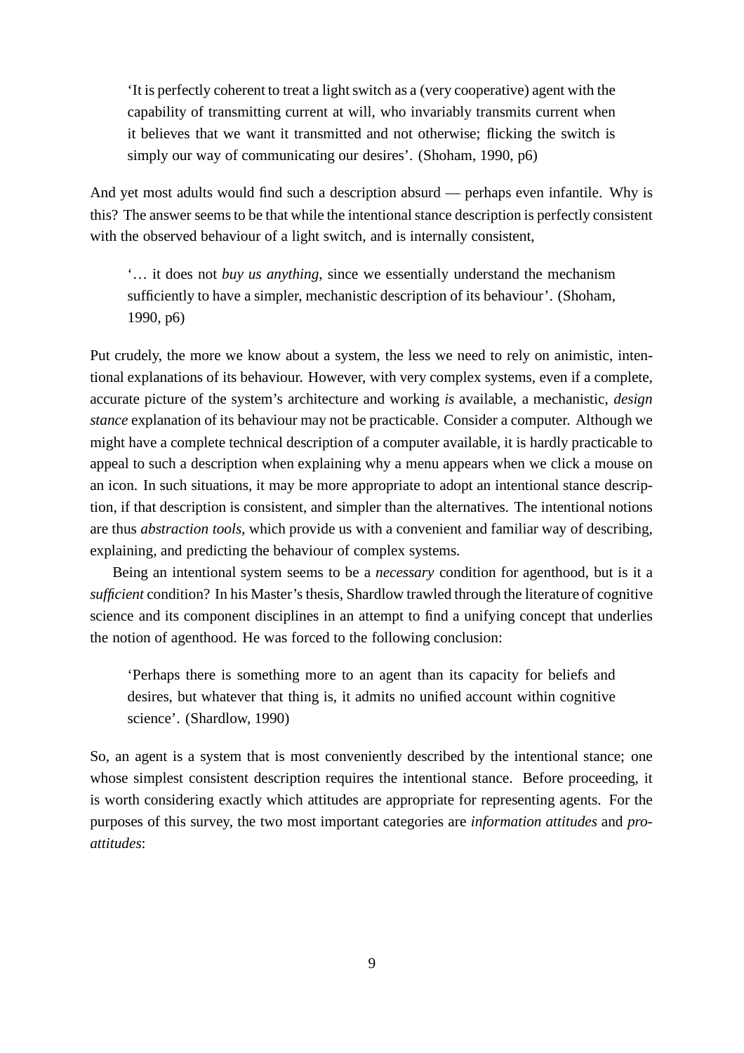> 'It is perfectly coherent to treat a light switch as a (very cooperative) agent with the capability of transmitting current at will, who invariably transmits current when it believes that we want it transmitted and not otherwise; flicking the switch is simply our way of communicating our desires'. (Shoham, 1990, p6)

And yet most adults would find such a description absurd — perhaps even infantile. Why is this? The answer seems to be that while the intentional stance description is perfectly consistent with the observed behaviour of a light switch, and is internally consistent,

> '… it does not *buy us anything*, since we essentially understand the mechanism sufficiently to have a simpler, mechanistic description of its behaviour'. (Shoham, 1990, p6)

Put crudely, the more we know about a system, the less we need to rely on animistic, intentional explanations of its behaviour. However, with very complex systems, even if a complete, accurate picture of the system's architecture and working *is* available, a mechanistic, *design stance* explanation of its behaviour may not be practicable. Consider a computer. Although we might have a complete technical description of a computer available, it is hardly practicable to appeal to such a description when explaining why a menu appears when we click a mouse on an icon. In such situations, it may be more appropriate to adopt an intentional stance description, if that description is consistent, and simpler than the alternatives. The intentional notions are thus *abstraction tools*, which provide us with a convenient and familiar way of describing, explaining, and predicting the behaviour of complex systems.

Being an intentional system seems to be a *necessary* condition for agenthood, but is it a *sufficient* condition? In his Master's thesis, Shardlow trawled through the literature of cognitive science and its component disciplines in an attempt to find a unifying concept that underlies the notion of agenthood. He was forced to the following conclusion:

> 'Perhaps there is something more to an agent than its capacity for beliefs and desires, but whatever that thing is, it admits no unified account within cognitive science'. (Shardlow, 1990)

So, an agent is a system that is most conveniently described by the intentional stance; one whose simplest consistent description requires the intentional stance. Before proceeding, it is worth considering exactly which attitudes are appropriate for representing agents. For the purposes of this survey, the two most important categories are *information attitudes* and *pro-attitudes*: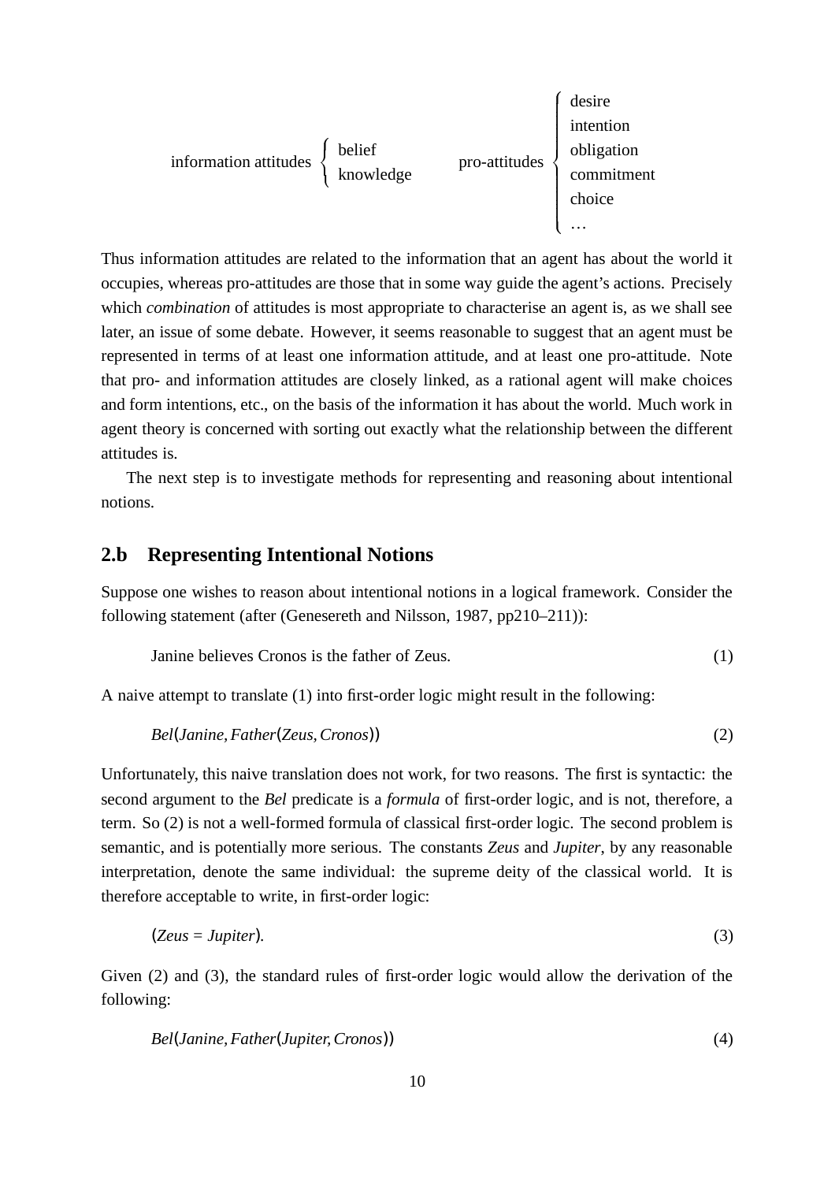$$\text{information attitudes} \begin{cases} \text{belief} \\ \text{knowledge} \end{cases} \qquad \text{pro-attitudes} \begin{cases} \text{desire} \\ \text{intention} \\ \text{obligation} \\ \text{commitment} \\ \text{choice} \\ \ldots \end{cases}$$

Thus information attitudes are related to the information that an agent has about the world it occupies, whereas pro-attitudes are those that in some way guide the agent's actions. Precisely which *combination* of attitudes is most appropriate to characterise an agent is, as we shall see later, an issue of some debate. However, it seems reasonable to suggest that an agent must be represented in terms of at least one information attitude, and at least one pro-attitude. Note that pro- and information attitudes are closely linked, as a rational agent will make choices and form intentions, etc., on the basis of the information it has about the world. Much work in agent theory is concerned with sorting out exactly what the relationship between the different attitudes is.

The next step is to investigate methods for representing and reasoning about intentional notions.

## 2.b Representing Intentional Notions

Suppose one wishes to reason about intentional notions in a logical framework. Consider the following statement (after (Genesereth and Nilsson, 1987, pp210–211)):

$$\text{Janine believes Cronos is the father of Zeus.} \tag{1}$$

A naive attempt to translate (1) into first-order logic might result in the following:

$$Bel(Janine, Father(Zeus, Cronos)) \tag{2}$$

Unfortunately, this naive translation does not work, for two reasons. The first is syntactic: the second argument to the *Bel* predicate is a *formula* of first-order logic, and is not, therefore, a term. So (2) is not a well-formed formula of classical first-order logic. The second problem is semantic, and is potentially more serious. The constants *Zeus* and *Jupiter*, by any reasonable interpretation, denote the same individual: the supreme deity of the classical world. It is therefore acceptable to write, in first-order logic:

$$(Zeus = Jupiter). \tag{3}$$

Given (2) and (3), the standard rules of first-order logic would allow the derivation of the following:

$$Bel(Janine, Father(Jupiter, Cronos)) \tag{4}$$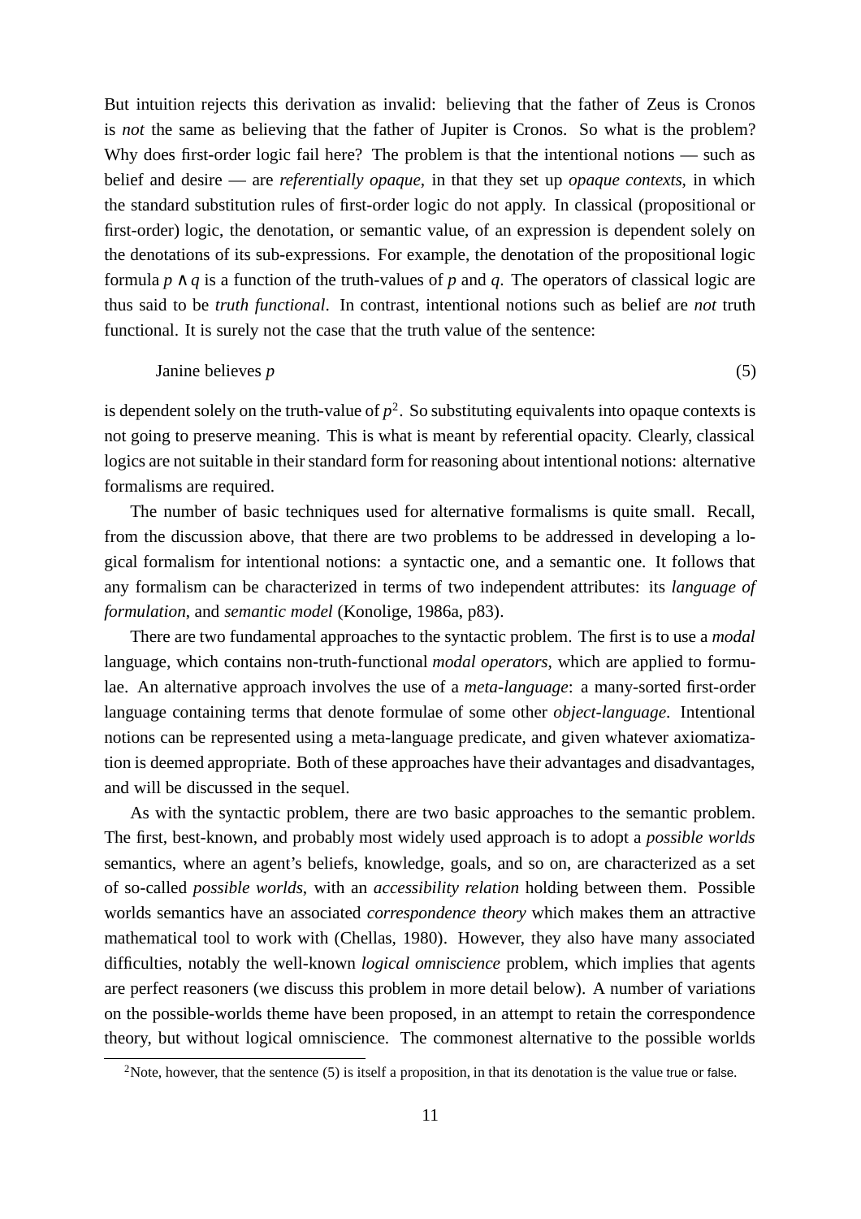But intuition rejects this derivation as invalid: believing that the father of Zeus is Cronos is *not* the same as believing that the father of Jupiter is Cronos. So what is the problem? Why does first-order logic fail here? The problem is that the intentional notions — such as belief and desire — are *referentially opaque*, in that they set up *opaque contexts*, in which the standard substitution rules of first-order logic do not apply. In classical (propositional or first-order) logic, the denotation, or semantic value, of an expression is dependent solely on the denotations of its sub-expressions. For example, the denotation of the propositional logic formula $p \wedge q$ is a function of the truth-values of $p$ and $q$. The operators of classical logic are thus said to be *truth functional*. In contrast, intentional notions such as belief are *not* truth functional. It is surely not the case that the truth value of the sentence:

$$\text{Janine believes } p \tag{5}$$

is dependent solely on the truth-value of $p$[2]. So substituting equivalents into opaque contexts is not going to preserve meaning. This is what is meant by referential opacity. Clearly, classical logics are not suitable in their standard form for reasoning about intentional notions: alternative formalisms are required.

The number of basic techniques used for alternative formalisms is quite small. Recall, from the discussion above, that there are two problems to be addressed in developing a logical formalism for intentional notions: a syntactic one, and a semantic one. It follows that any formalism can be characterized in terms of two independent attributes: its *language of formulation*, and *semantic model* (Konolige, 1986a, p83).

There are two fundamental approaches to the syntactic problem. The first is to use a *modal* language, which contains non-truth-functional *modal operators*, which are applied to formulae. An alternative approach involves the use of a *meta-language*: a many-sorted first-order language containing terms that denote formulae of some other *object-language*. Intentional notions can be represented using a meta-language predicate, and given whatever axiomatization is deemed appropriate. Both of these approaches have their advantages and disadvantages, and will be discussed in the sequel.

As with the syntactic problem, there are two basic approaches to the semantic problem. The first, best-known, and probably most widely used approach is to adopt a *possible worlds* semantics, where an agent's beliefs, knowledge, goals, and so on, are characterized as a set of so-called *possible worlds*, with an *accessibility relation* holding between them. Possible worlds semantics have an associated *correspondence theory* which makes them an attractive mathematical tool to work with (Chellas, 1980). However, they also have many associated difficulties, notably the well-known *logical omniscience* problem, which implies that agents are perfect reasoners (we discuss this problem in more detail below). A number of variations on the possible-worlds theme have been proposed, in an attempt to retain the correspondence theory, but without logical omniscience. The commonest alternative to the possible worlds

---

[2]Note, however, that the sentence (5) is itself a proposition, in that its denotation is the value true or false.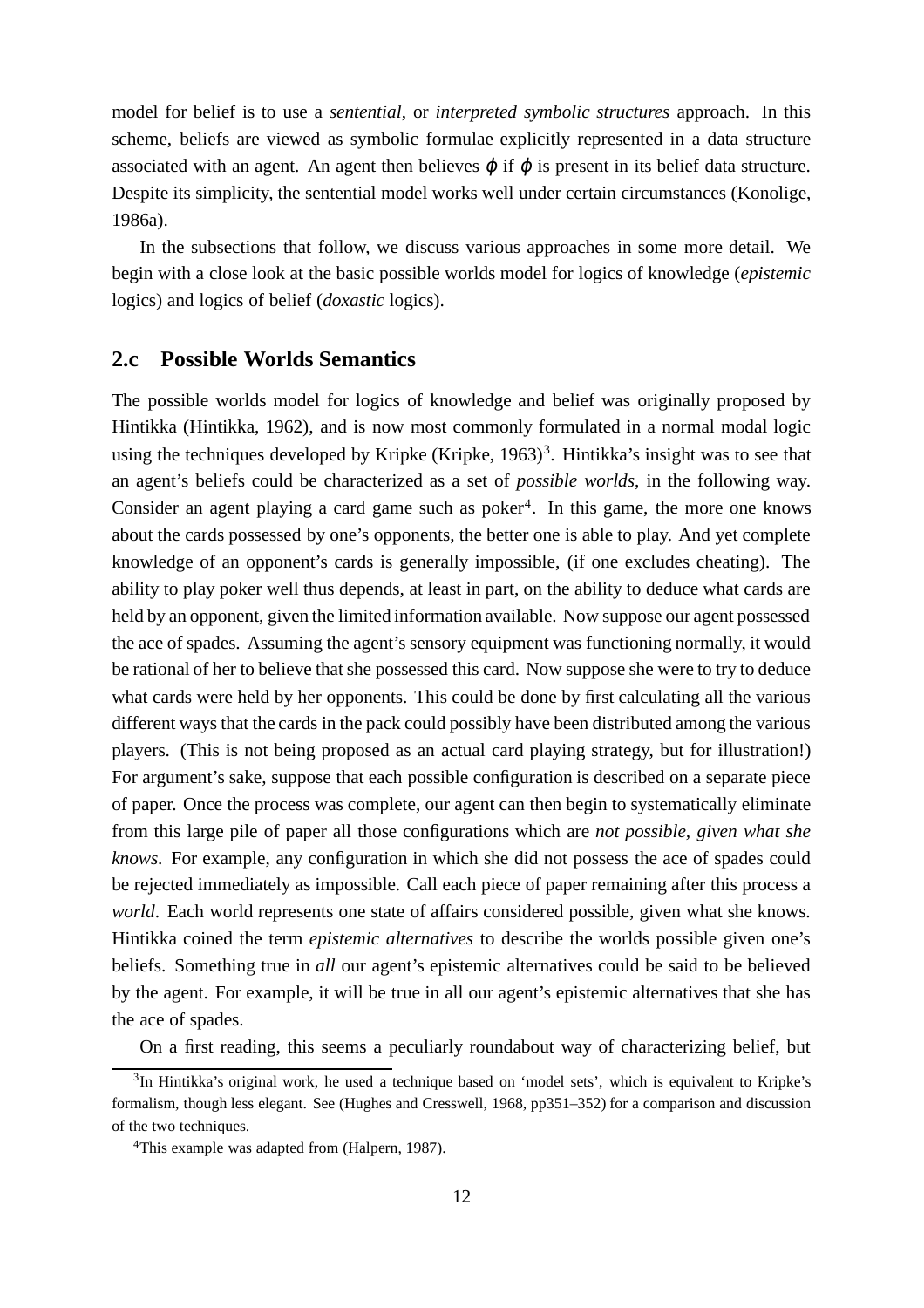model for belief is to use a *sentential*, or *interpreted symbolic structures* approach. In this scheme, beliefs are viewed as symbolic formulae explicitly represented in a data structure associated with an agent. An agent then believes $\varphi$ if $\varphi$ is present in its belief data structure. Despite its simplicity, the sentential model works well under certain circumstances (Konolige, 1986a).

In the subsections that follow, we discuss various approaches in some more detail. We begin with a close look at the basic possible worlds model for logics of knowledge (*epistemic* logics) and logics of belief (*doxastic* logics).

## 2.c Possible Worlds Semantics

The possible worlds model for logics of knowledge and belief was originally proposed by Hintikka (Hintikka, 1962), and is now most commonly formulated in a normal modal logic using the techniques developed by Kripke (Kripke, 1963)[3]. Hintikka's insight was to see that an agent's beliefs could be characterized as a set of *possible worlds*, in the following way. Consider an agent playing a card game such as poker[4]. In this game, the more one knows about the cards possessed by one's opponents, the better one is able to play. And yet complete knowledge of an opponent's cards is generally impossible, (if one excludes cheating). The ability to play poker well thus depends, at least in part, on the ability to deduce what cards are held by an opponent, given the limited information available. Now suppose our agent possessed the ace of spades. Assuming the agent's sensory equipment was functioning normally, it would be rational of her to believe that she possessed this card. Now suppose she were to try to deduce what cards were held by her opponents. This could be done by first calculating all the various different ways that the cards in the pack could possibly have been distributed among the various players. (This is not being proposed as an actual card playing strategy, but for illustration!) For argument's sake, suppose that each possible configuration is described on a separate piece of paper. Once the process was complete, our agent can then begin to systematically eliminate from this large pile of paper all those configurations which are *not possible, given what she knows*. For example, any configuration in which she did not possess the ace of spades could be rejected immediately as impossible. Call each piece of paper remaining after this process a *world*. Each world represents one state of affairs considered possible, given what she knows. Hintikka coined the term *epistemic alternatives* to describe the worlds possible given one's beliefs. Something true in *all* our agent's epistemic alternatives could be said to be believed by the agent. For example, it will be true in all our agent's epistemic alternatives that she has the ace of spades.

On a first reading, this seems a peculiarly roundabout way of characterizing belief, but

[3] In Hintikka's original work, he used a technique based on 'model sets', which is equivalent to Kripke's formalism, though less elegant. See (Hughes and Cresswell, 1968, pp351–352) for a comparison and discussion of the two techniques.

[4] This example was adapted from (Halpern, 1987).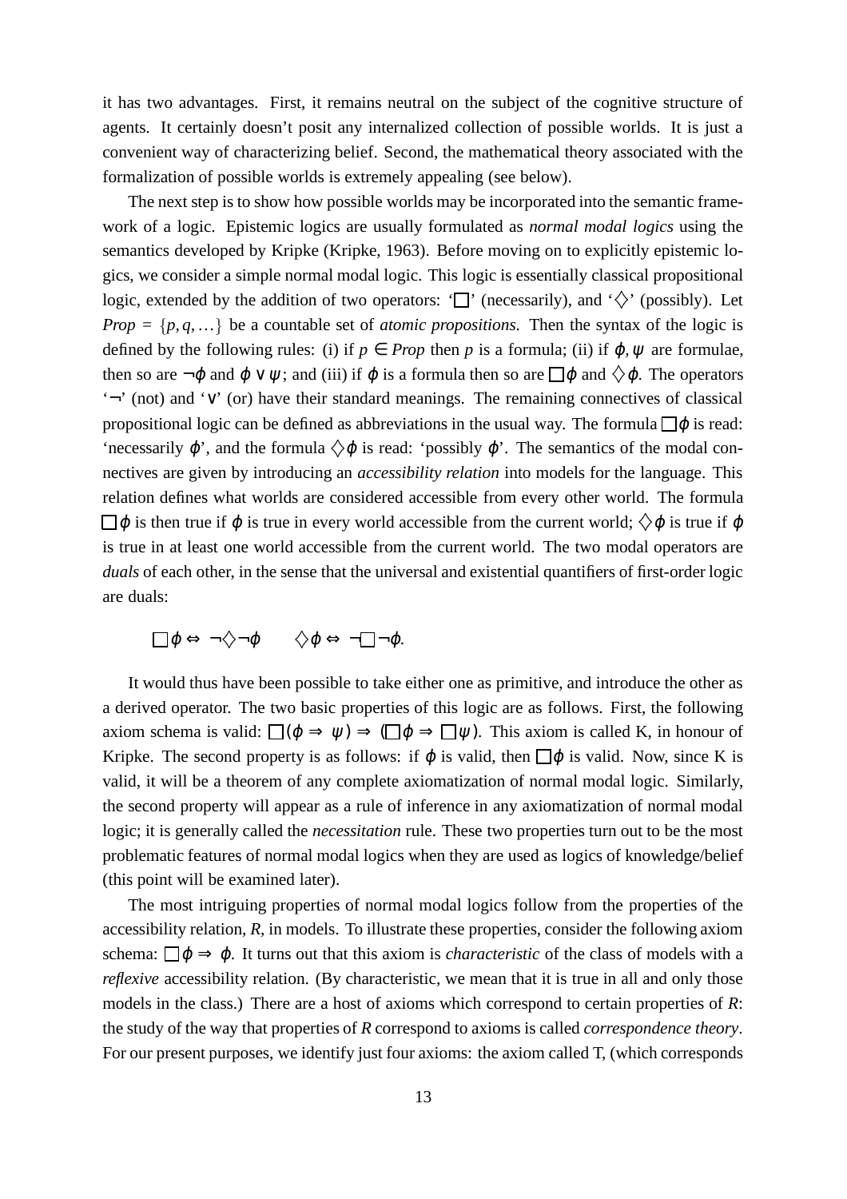it has two advantages. First, it remains neutral on the subject of the cognitive structure of agents. It certainly doesn't posit any internalized collection of possible worlds. It is just a convenient way of characterizing belief. Second, the mathematical theory associated with the formalization of possible worlds is extremely appealing (see below).

The next step is to show how possible worlds may be incorporated into the semantic framework of a logic. Epistemic logics are usually formulated as *normal modal logics* using the semantics developed by Kripke (Kripke, 1963). Before moving on to explicitly epistemic logics, we consider a simple normal modal logic. This logic is essentially classical propositional logic, extended by the addition of two operators: '$\Box$' (necessarily), and '$\Diamond$' (possibly). Let $Prop = \{p, q, \ldots\}$ be a countable set of *atomic propositions*. Then the syntax of the logic is defined by the following rules: (i) if $p \in Prop$ then $p$ is a formula; (ii) if $\varphi, \psi$ are formulae, then so are $\neg\varphi$ and $\varphi \vee \psi$; and (iii) if $\varphi$ is a formula then so are $\Box\varphi$ and $\Diamond\varphi$. The operators '$\neg$' (not) and '$\vee$' (or) have their standard meanings. The remaining connectives of classical propositional logic can be defined as abbreviations in the usual way. The formula $\Box\varphi$ is read: 'necessarily $\varphi$', and the formula $\Diamond\varphi$ is read: 'possibly $\varphi$'. The semantics of the modal connectives are given by introducing an *accessibility relation* into models for the language. This relation defines what worlds are considered accessible from every other world. The formula $\Box\varphi$ is then true if $\varphi$ is true in every world accessible from the current world; $\Diamond\varphi$ is true if $\varphi$ is true in at least one world accessible from the current world. The two modal operators are *duals* of each other, in the sense that the universal and existential quantifiers of first-order logic are duals:

$$\Box\varphi \Leftrightarrow \neg\Diamond\neg\varphi \qquad \Diamond\varphi \Leftrightarrow \neg\Box\neg\varphi.$$

It would thus have been possible to take either one as primitive, and introduce the other as a derived operator. The two basic properties of this logic are as follows. First, the following axiom schema is valid: $\Box(\varphi \Rightarrow \psi) \Rightarrow (\Box\varphi \Rightarrow \Box\psi)$. This axiom is called K, in honour of Kripke. The second property is as follows: if $\varphi$ is valid, then $\Box\varphi$ is valid. Now, since K is valid, it will be a theorem of any complete axiomatization of normal modal logic. Similarly, the second property will appear as a rule of inference in any axiomatization of normal modal logic; it is generally called the *necessitation* rule. These two properties turn out to be the most problematic features of normal modal logics when they are used as logics of knowledge/belief (this point will be examined later).

The most intriguing properties of normal modal logics follow from the properties of the accessibility relation, $R$, in models. To illustrate these properties, consider the following axiom schema: $\Box\varphi \Rightarrow \varphi$. It turns out that this axiom is *characteristic* of the class of models with a *reflexive* accessibility relation. (By characteristic, we mean that it is true in all and only those models in the class.) There are a host of axioms which correspond to certain properties of $R$: the study of the way that properties of $R$ correspond to axioms is called *correspondence theory*. For our present purposes, we identify just four axioms: the axiom called T, (which corresponds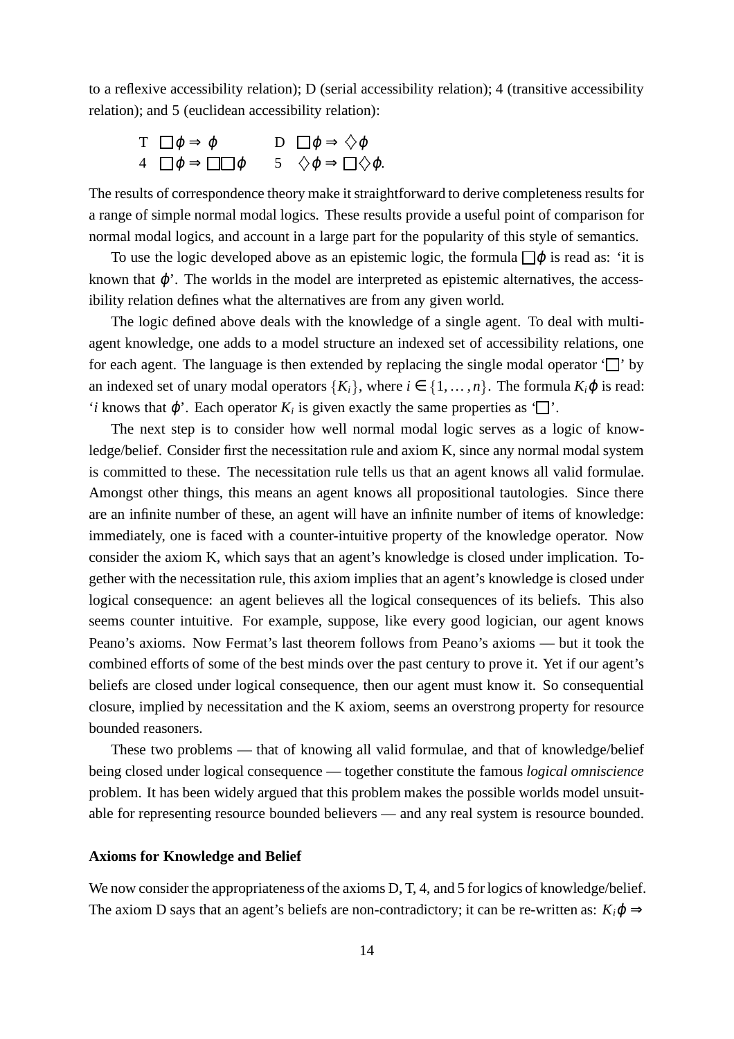to a reflexive accessibility relation); D (serial accessibility relation); 4 (transitive accessibility relation); and 5 (euclidean accessibility relation):

| | | | |
|---|---|---|---|
| T | $\Box\varphi \Rightarrow \varphi$ | D | $\Box\varphi \Rightarrow \Diamond\varphi$ |
| 4 | $\Box\varphi \Rightarrow \Box\Box\varphi$ | 5 | $\Diamond\varphi \Rightarrow \Box\Diamond\varphi$. |

The results of correspondence theory make it straightforward to derive completeness results for a range of simple normal modal logics. These results provide a useful point of comparison for normal modal logics, and account in a large part for the popularity of this style of semantics.

To use the logic developed above as an epistemic logic, the formula $\Box\varphi$ is read as: 'it is known that $\varphi$'. The worlds in the model are interpreted as epistemic alternatives, the accessibility relation defines what the alternatives are from any given world.

The logic defined above deals with the knowledge of a single agent. To deal with multi-agent knowledge, one adds to a model structure an indexed set of accessibility relations, one for each agent. The language is then extended by replacing the single modal operator '$\Box$' by an indexed set of unary modal operators $\{K_i\}$, where $i \in \{1, \ldots, n\}$. The formula $K_i\varphi$ is read: '$i$ knows that $\varphi$'. Each operator $K_i$ is given exactly the same properties as '$\Box$'.

The next step is to consider how well normal modal logic serves as a logic of knowledge/belief. Consider first the necessitation rule and axiom K, since any normal modal system is committed to these. The necessitation rule tells us that an agent knows all valid formulae. Amongst other things, this means an agent knows all propositional tautologies. Since there are an infinite number of these, an agent will have an infinite number of items of knowledge: immediately, one is faced with a counter-intuitive property of the knowledge operator. Now consider the axiom K, which says that an agent's knowledge is closed under implication. Together with the necessitation rule, this axiom implies that an agent's knowledge is closed under logical consequence: an agent believes all the logical consequences of its beliefs. This also seems counter intuitive. For example, suppose, like every good logician, our agent knows Peano's axioms. Now Fermat's last theorem follows from Peano's axioms — but it took the combined efforts of some of the best minds over the past century to prove it. Yet if our agent's beliefs are closed under logical consequence, then our agent must know it. So consequential closure, implied by necessitation and the K axiom, seems an overstrong property for resource bounded reasoners.

These two problems — that of knowing all valid formulae, and that of knowledge/belief being closed under logical consequence — together constitute the famous *logical omniscience* problem. It has been widely argued that this problem makes the possible worlds model unsuitable for representing resource bounded believers — and any real system is resource bounded.

**Axioms for Knowledge and Belief**

We now consider the appropriateness of the axioms D, T, 4, and 5 for logics of knowledge/belief. The axiom D says that an agent's beliefs are non-contradictory; it can be re-written as: $K_i\varphi \Rightarrow$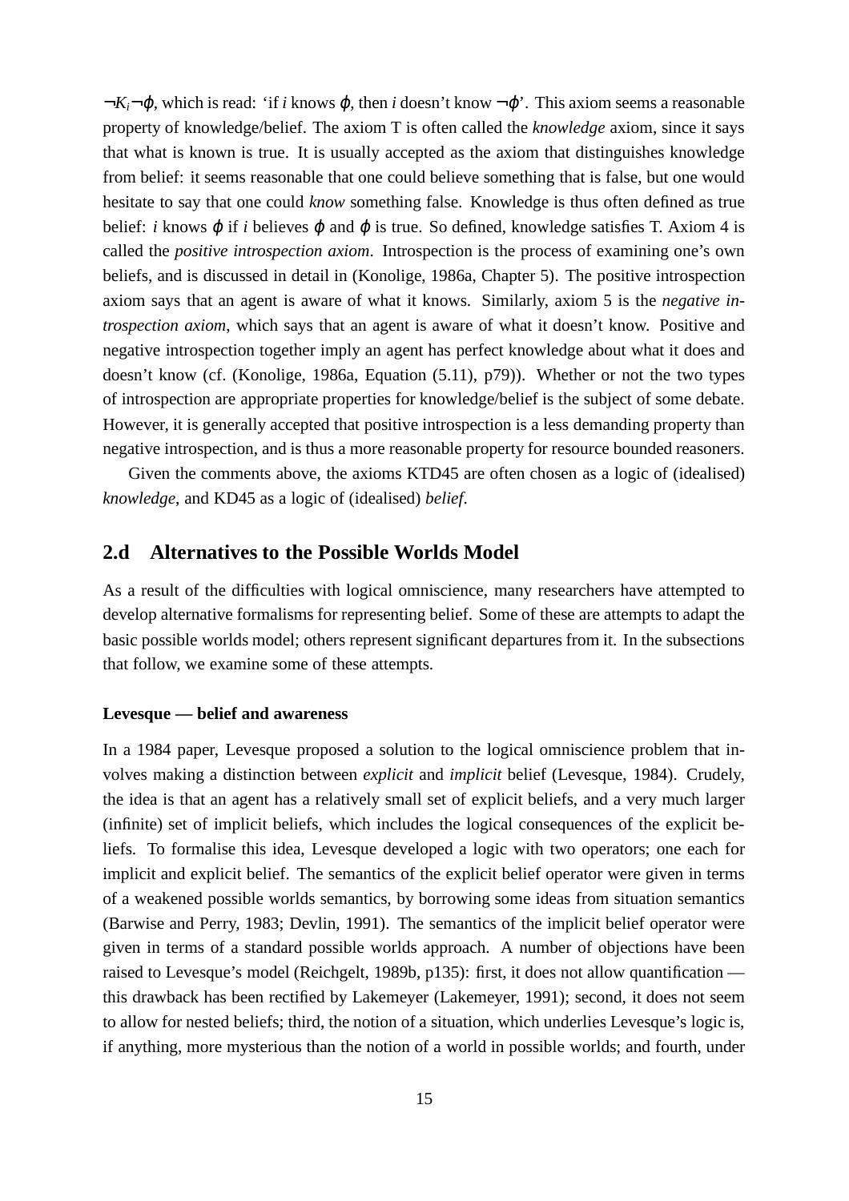$\neg K_i \neg\varphi$, which is read: 'if $i$ knows $\varphi$, then $i$ doesn't know $\neg\varphi$'. This axiom seems a reasonable property of knowledge/belief. The axiom T is often called the *knowledge* axiom, since it says that what is known is true. It is usually accepted as the axiom that distinguishes knowledge from belief: it seems reasonable that one could believe something that is false, but one would hesitate to say that one could *know* something false. Knowledge is thus often defined as true belief: $i$ knows $\varphi$ if $i$ believes $\varphi$ and $\varphi$ is true. So defined, knowledge satisfies T. Axiom 4 is called the *positive introspection axiom*. Introspection is the process of examining one's own beliefs, and is discussed in detail in (Konolige, 1986a, Chapter 5). The positive introspection axiom says that an agent is aware of what it knows. Similarly, axiom 5 is the *negative introspection axiom*, which says that an agent is aware of what it doesn't know. Positive and negative introspection together imply an agent has perfect knowledge about what it does and doesn't know (cf. (Konolige, 1986a, Equation (5.11), p79)). Whether or not the two types of introspection are appropriate properties for knowledge/belief is the subject of some debate. However, it is generally accepted that positive introspection is a less demanding property than negative introspection, and is thus a more reasonable property for resource bounded reasoners.

Given the comments above, the axioms KTD45 are often chosen as a logic of (idealised) *knowledge*, and KD45 as a logic of (idealised) *belief*.

## 2.d Alternatives to the Possible Worlds Model

As a result of the difficulties with logical omniscience, many researchers have attempted to develop alternative formalisms for representing belief. Some of these are attempts to adapt the basic possible worlds model; others represent significant departures from it. In the subsections that follow, we examine some of these attempts.

#### Levesque — belief and awareness

In a 1984 paper, Levesque proposed a solution to the logical omniscience problem that involves making a distinction between *explicit* and *implicit* belief (Levesque, 1984). Crudely, the idea is that an agent has a relatively small set of explicit beliefs, and a very much larger (infinite) set of implicit beliefs, which includes the logical consequences of the explicit beliefs. To formalise this idea, Levesque developed a logic with two operators; one each for implicit and explicit belief. The semantics of the explicit belief operator were given in terms of a weakened possible worlds semantics, by borrowing some ideas from situation semantics (Barwise and Perry, 1983; Devlin, 1991). The semantics of the implicit belief operator were given in terms of a standard possible worlds approach. A number of objections have been raised to Levesque's model (Reichgelt, 1989b, p135): first, it does not allow quantification — this drawback has been rectified by Lakemeyer (Lakemeyer, 1991); second, it does not seem to allow for nested beliefs; third, the notion of a situation, which underlies Levesque's logic is, if anything, more mysterious than the notion of a world in possible worlds; and fourth, under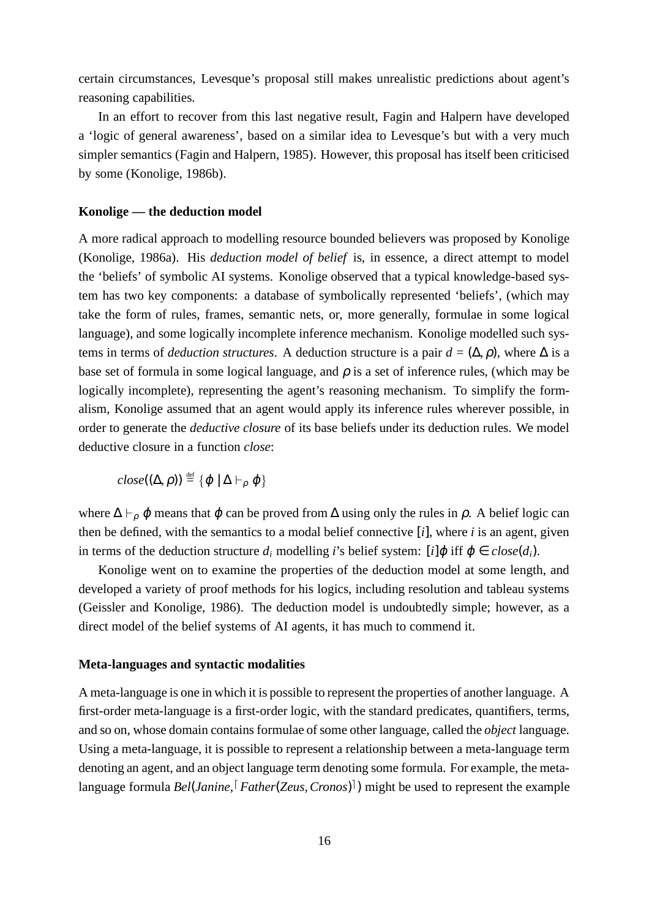certain circumstances, Levesque's proposal still makes unrealistic predictions about agent's reasoning capabilities.

In an effort to recover from this last negative result, Fagin and Halpern have developed a 'logic of general awareness', based on a similar idea to Levesque's but with a very much simpler semantics (Fagin and Halpern, 1985). However, this proposal has itself been criticised by some (Konolige, 1986b).

**Konolige — the deduction model**

A more radical approach to modelling resource bounded believers was proposed by Konolige (Konolige, 1986a). His *deduction model of belief* is, in essence, a direct attempt to model the 'beliefs' of symbolic AI systems. Konolige observed that a typical knowledge-based system has two key components: a database of symbolically represented 'beliefs', (which may take the form of rules, frames, semantic nets, or, more generally, formulae in some logical language), and some logically incomplete inference mechanism. Konolige modelled such systems in terms of *deduction structures*. A deduction structure is a pair $d = \langle \Delta, \rho \rangle$, where $\Delta$ is a base set of formula in some logical language, and $\rho$ is a set of inference rules, (which may be logically incomplete), representing the agent's reasoning mechanism. To simplify the formalism, Konolige assumed that an agent would apply its inference rules wherever possible, in order to generate the *deductive closure* of its base beliefs under its deduction rules. We model deductive closure in a function *close*:

$$close(\langle \Delta, \rho \rangle) \stackrel{\text{def}}{=} \{ \varphi \mid \Delta \vdash_{\rho} \varphi \}$$

where $\Delta \vdash_{\rho} \varphi$ means that $\varphi$ can be proved from $\Delta$ using only the rules in $\rho$. A belief logic can then be defined, with the semantics to a modal belief connective $[i]$, where $i$ is an agent, given in terms of the deduction structure $d_i$ modelling $i$'s belief system: $[i]\varphi$ iff $\varphi \in close(d_i)$.

Konolige went on to examine the properties of the deduction model at some length, and developed a variety of proof methods for his logics, including resolution and tableau systems (Geissler and Konolige, 1986). The deduction model is undoubtedly simple; however, as a direct model of the belief systems of AI agents, it has much to commend it.

**Meta-languages and syntactic modalities**

A meta-language is one in which it is possible to represent the properties of another language. A first-order meta-language is a first-order logic, with the standard predicates, quantifiers, terms, and so on, whose domain contains formulae of some other language, called the *object* language. Using a meta-language, it is possible to represent a relationship between a meta-language term denoting an agent, and an object language term denoting some formula. For example, the meta-language formula $Bel(Janine, \ulcorner Father(Zeus, Cronos) \urcorner)$ might be used to represent the example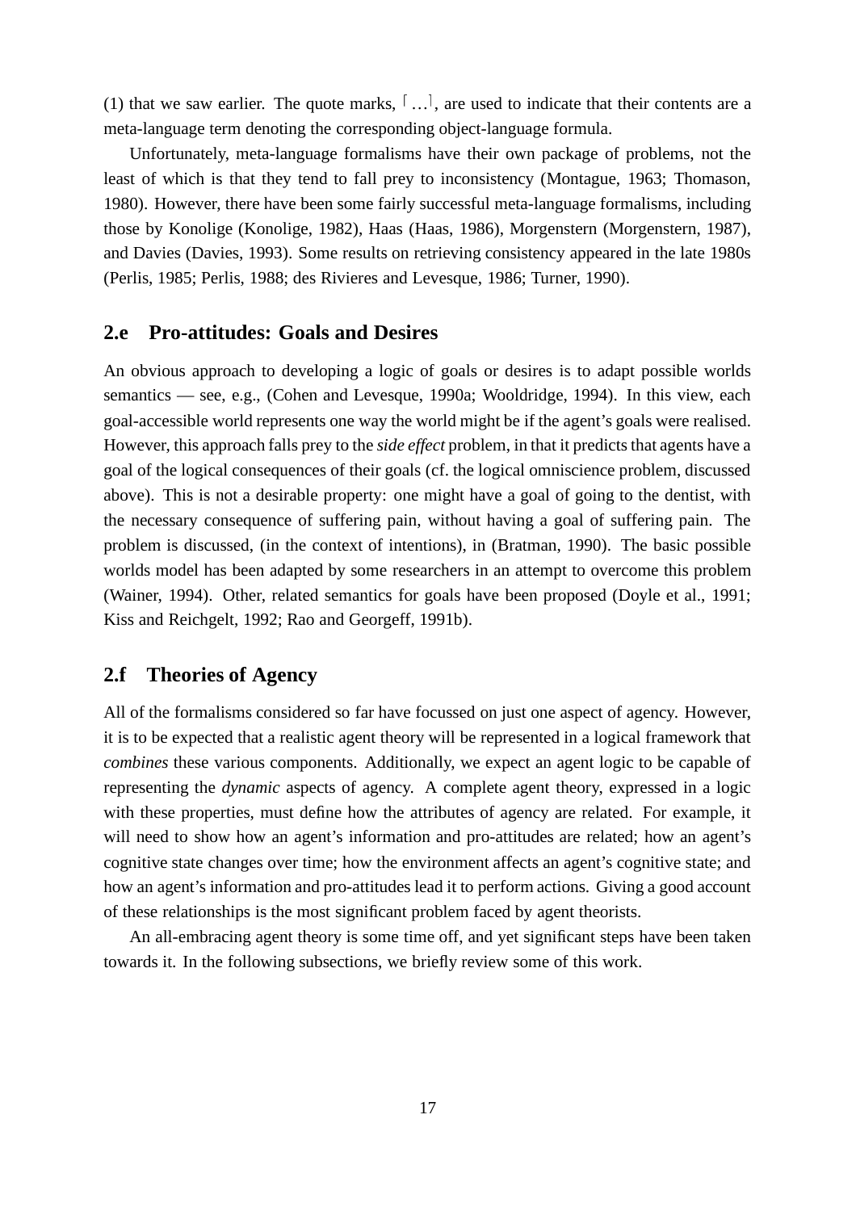(1) that we saw earlier. The quote marks, $\ulcorner \ldots \urcorner$, are used to indicate that their contents are a meta-language term denoting the corresponding object-language formula.

Unfortunately, meta-language formalisms have their own package of problems, not the least of which is that they tend to fall prey to inconsistency (Montague, 1963; Thomason, 1980). However, there have been some fairly successful meta-language formalisms, including those by Konolige (Konolige, 1982), Haas (Haas, 1986), Morgenstern (Morgenstern, 1987), and Davies (Davies, 1993). Some results on retrieving consistency appeared in the late 1980s (Perlis, 1985; Perlis, 1988; des Rivieres and Levesque, 1986; Turner, 1990).

## 2.e Pro-attitudes: Goals and Desires

An obvious approach to developing a logic of goals or desires is to adapt possible worlds semantics — see, e.g., (Cohen and Levesque, 1990a; Wooldridge, 1994). In this view, each goal-accessible world represents one way the world might be if the agent's goals were realised. However, this approach falls prey to the *side effect* problem, in that it predicts that agents have a goal of the logical consequences of their goals (cf. the logical omniscience problem, discussed above). This is not a desirable property: one might have a goal of going to the dentist, with the necessary consequence of suffering pain, without having a goal of suffering pain. The problem is discussed, (in the context of intentions), in (Bratman, 1990). The basic possible worlds model has been adapted by some researchers in an attempt to overcome this problem (Wainer, 1994). Other, related semantics for goals have been proposed (Doyle et al., 1991; Kiss and Reichgelt, 1992; Rao and Georgeff, 1991b).

## 2.f Theories of Agency

All of the formalisms considered so far have focussed on just one aspect of agency. However, it is to be expected that a realistic agent theory will be represented in a logical framework that *combines* these various components. Additionally, we expect an agent logic to be capable of representing the *dynamic* aspects of agency. A complete agent theory, expressed in a logic with these properties, must define how the attributes of agency are related. For example, it will need to show how an agent's information and pro-attitudes are related; how an agent's cognitive state changes over time; how the environment affects an agent's cognitive state; and how an agent's information and pro-attitudes lead it to perform actions. Giving a good account of these relationships is the most significant problem faced by agent theorists.

An all-embracing agent theory is some time off, and yet significant steps have been taken towards it. In the following subsections, we briefly review some of this work.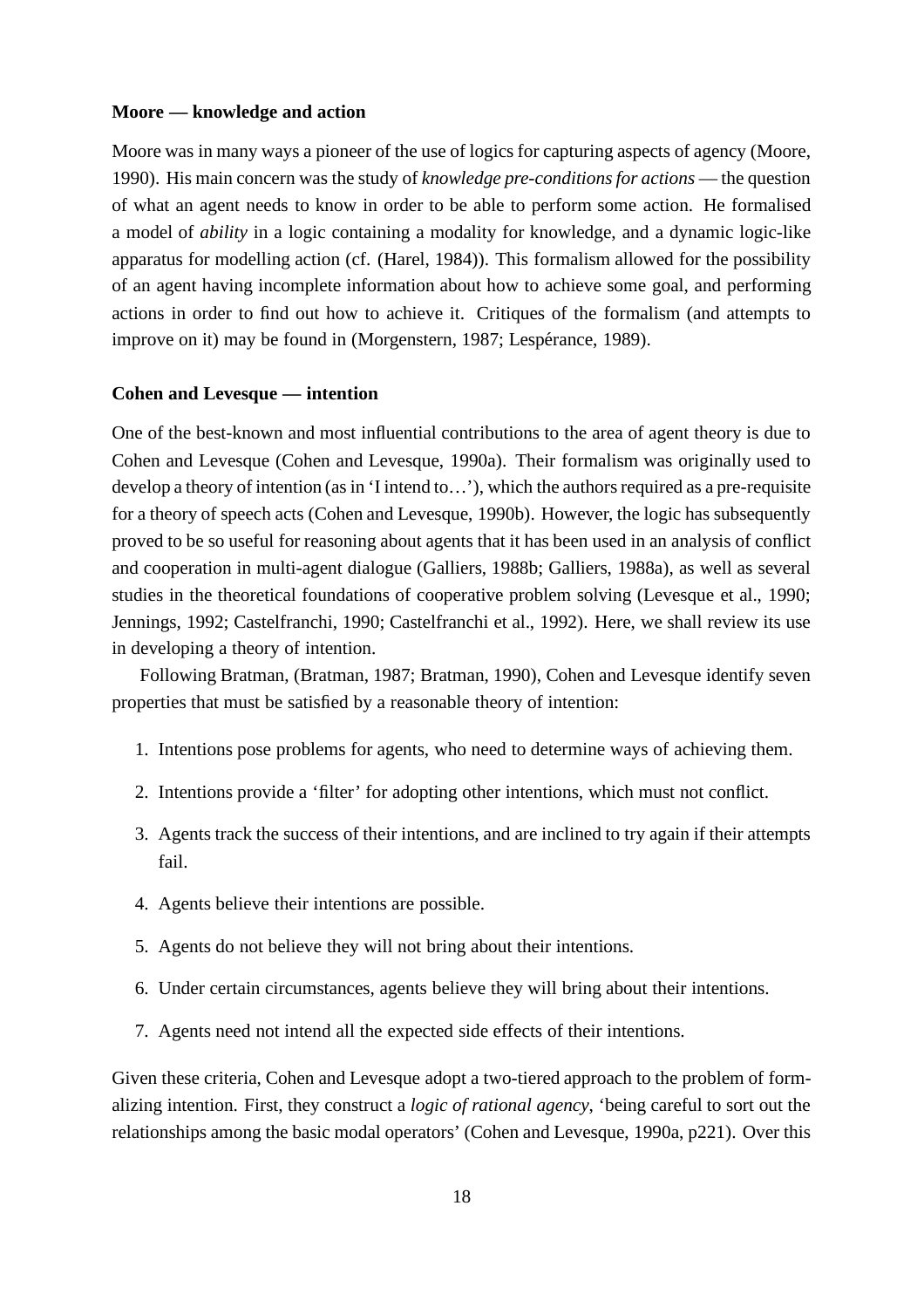**Moore — knowledge and action**

Moore was in many ways a pioneer of the use of logics for capturing aspects of agency (Moore, 1990). His main concern was the study of *knowledge pre-conditions for actions* — the question of what an agent needs to know in order to be able to perform some action. He formalised a model of *ability* in a logic containing a modality for knowledge, and a dynamic logic-like apparatus for modelling action (cf. (Harel, 1984)). This formalism allowed for the possibility of an agent having incomplete information about how to achieve some goal, and performing actions in order to find out how to achieve it. Critiques of the formalism (and attempts to improve on it) may be found in (Morgenstern, 1987; Lespérance, 1989).

**Cohen and Levesque — intention**

One of the best-known and most influential contributions to the area of agent theory is due to Cohen and Levesque (Cohen and Levesque, 1990a). Their formalism was originally used to develop a theory of intention (as in 'I intend to…'), which the authors required as a pre-requisite for a theory of speech acts (Cohen and Levesque, 1990b). However, the logic has subsequently proved to be so useful for reasoning about agents that it has been used in an analysis of conflict and cooperation in multi-agent dialogue (Galliers, 1988b; Galliers, 1988a), as well as several studies in the theoretical foundations of cooperative problem solving (Levesque et al., 1990; Jennings, 1992; Castelfranchi, 1990; Castelfranchi et al., 1992). Here, we shall review its use in developing a theory of intention.

Following Bratman, (Bratman, 1987; Bratman, 1990), Cohen and Levesque identify seven properties that must be satisfied by a reasonable theory of intention:

1. Intentions pose problems for agents, who need to determine ways of achieving them.
2. Intentions provide a 'filter' for adopting other intentions, which must not conflict.
3. Agents track the success of their intentions, and are inclined to try again if their attempts fail.
4. Agents believe their intentions are possible.
5. Agents do not believe they will not bring about their intentions.
6. Under certain circumstances, agents believe they will bring about their intentions.
7. Agents need not intend all the expected side effects of their intentions.

Given these criteria, Cohen and Levesque adopt a two-tiered approach to the problem of formalizing intention. First, they construct a *logic of rational agency*, 'being careful to sort out the relationships among the basic modal operators' (Cohen and Levesque, 1990a, p221). Over this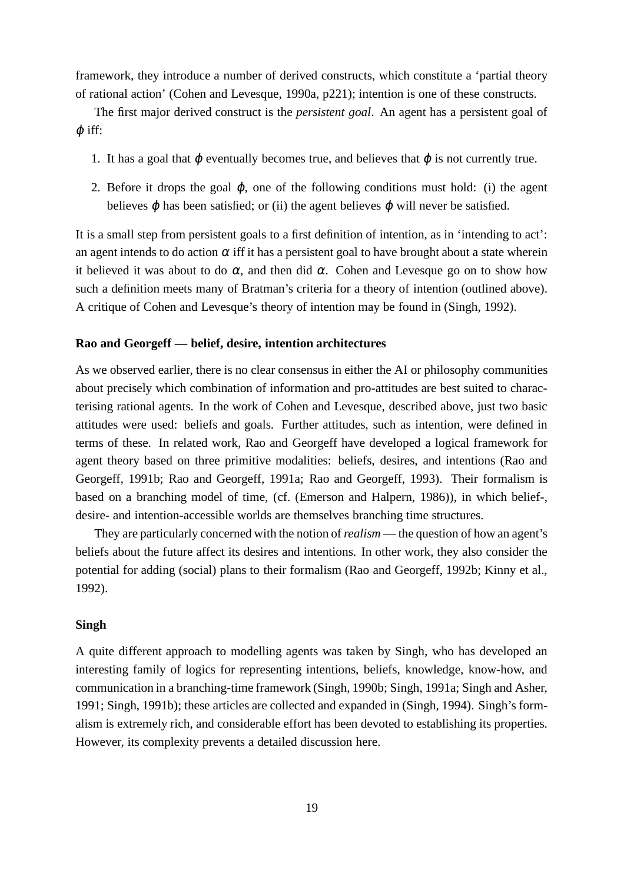framework, they introduce a number of derived constructs, which constitute a 'partial theory of rational action' (Cohen and Levesque, 1990a, p221); intention is one of these constructs.

The first major derived construct is the *persistent goal*. An agent has a persistent goal of $\varphi$ iff:

1. It has a goal that $\varphi$ eventually becomes true, and believes that $\varphi$ is not currently true.
2. Before it drops the goal $\varphi$, one of the following conditions must hold: (i) the agent believes $\varphi$ has been satisfied; or (ii) the agent believes $\varphi$ will never be satisfied.

It is a small step from persistent goals to a first definition of intention, as in 'intending to act': an agent intends to do action $\alpha$ iff it has a persistent goal to have brought about a state wherein it believed it was about to do $\alpha$, and then did $\alpha$. Cohen and Levesque go on to show how such a definition meets many of Bratman's criteria for a theory of intention (outlined above). A critique of Cohen and Levesque's theory of intention may be found in (Singh, 1992).

**Rao and Georgeff — belief, desire, intention architectures**

As we observed earlier, there is no clear consensus in either the AI or philosophy communities about precisely which combination of information and pro-attitudes are best suited to characterising rational agents. In the work of Cohen and Levesque, described above, just two basic attitudes were used: beliefs and goals. Further attitudes, such as intention, were defined in terms of these. In related work, Rao and Georgeff have developed a logical framework for agent theory based on three primitive modalities: beliefs, desires, and intentions (Rao and Georgeff, 1991b; Rao and Georgeff, 1991a; Rao and Georgeff, 1993). Their formalism is based on a branching model of time, (cf. (Emerson and Halpern, 1986)), in which belief-, desire- and intention-accessible worlds are themselves branching time structures.

They are particularly concerned with the notion of *realism* — the question of how an agent's beliefs about the future affect its desires and intentions. In other work, they also consider the potential for adding (social) plans to their formalism (Rao and Georgeff, 1992b; Kinny et al., 1992).

**Singh**

A quite different approach to modelling agents was taken by Singh, who has developed an interesting family of logics for representing intentions, beliefs, knowledge, know-how, and communication in a branching-time framework (Singh, 1990b; Singh, 1991a; Singh and Asher, 1991; Singh, 1991b); these articles are collected and expanded in (Singh, 1994). Singh's formalism is extremely rich, and considerable effort has been devoted to establishing its properties. However, its complexity prevents a detailed discussion here.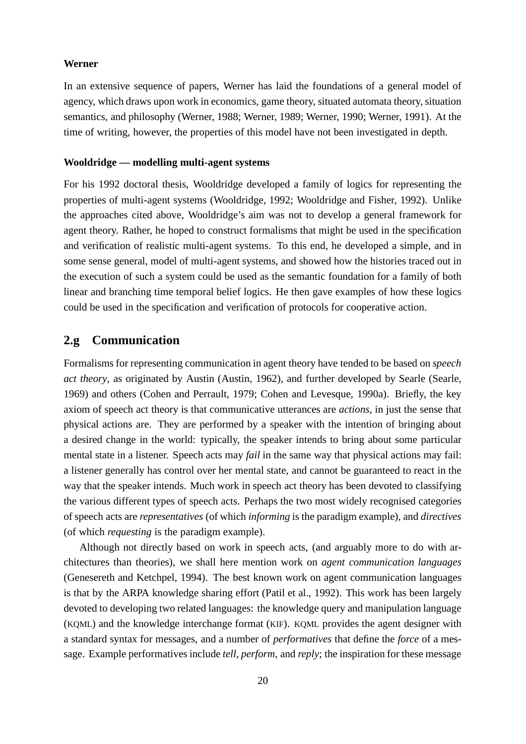**Werner**

In an extensive sequence of papers, Werner has laid the foundations of a general model of agency, which draws upon work in economics, game theory, situated automata theory, situation semantics, and philosophy (Werner, 1988; Werner, 1989; Werner, 1990; Werner, 1991). At the time of writing, however, the properties of this model have not been investigated in depth.

**Wooldridge — modelling multi-agent systems**

For his 1992 doctoral thesis, Wooldridge developed a family of logics for representing the properties of multi-agent systems (Wooldridge, 1992; Wooldridge and Fisher, 1992). Unlike the approaches cited above, Wooldridge's aim was not to develop a general framework for agent theory. Rather, he hoped to construct formalisms that might be used in the specification and verification of realistic multi-agent systems. To this end, he developed a simple, and in some sense general, model of multi-agent systems, and showed how the histories traced out in the execution of such a system could be used as the semantic foundation for a family of both linear and branching time temporal belief logics. He then gave examples of how these logics could be used in the specification and verification of protocols for cooperative action.

## 2.g Communication

Formalisms for representing communication in agent theory have tended to be based on *speech act theory*, as originated by Austin (Austin, 1962), and further developed by Searle (Searle, 1969) and others (Cohen and Perrault, 1979; Cohen and Levesque, 1990a). Briefly, the key axiom of speech act theory is that communicative utterances are *actions*, in just the sense that physical actions are. They are performed by a speaker with the intention of bringing about a desired change in the world: typically, the speaker intends to bring about some particular mental state in a listener. Speech acts may *fail* in the same way that physical actions may fail: a listener generally has control over her mental state, and cannot be guaranteed to react in the way that the speaker intends. Much work in speech act theory has been devoted to classifying the various different types of speech acts. Perhaps the two most widely recognised categories of speech acts are *representatives* (of which *informing* is the paradigm example), and *directives* (of which *requesting* is the paradigm example).

Although not directly based on work in speech acts, (and arguably more to do with architectures than theories), we shall here mention work on *agent communication languages* (Genesereth and Ketchpel, 1994). The best known work on agent communication languages is that by the ARPA knowledge sharing effort (Patil et al., 1992). This work has been largely devoted to developing two related languages: the knowledge query and manipulation language (KQML) and the knowledge interchange format (KIF). KQML provides the agent designer with a standard syntax for messages, and a number of *performatives* that define the *force* of a message. Example performatives include *tell*, *perform*, and *reply*; the inspiration for these message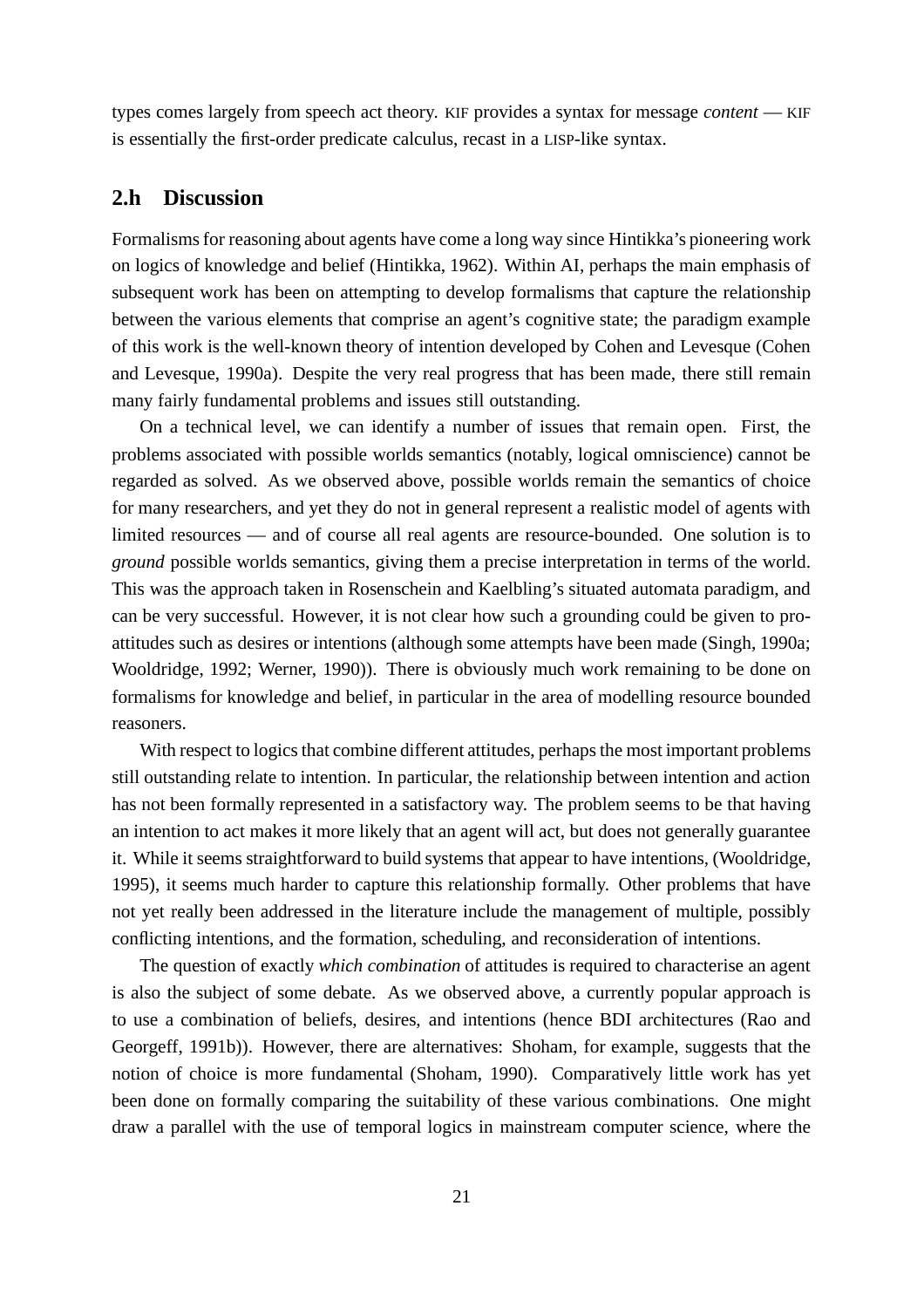types comes largely from speech act theory. KIF provides a syntax for message *content* — KIF is essentially the first-order predicate calculus, recast in a LISP-like syntax.

## 2.h Discussion

Formalisms for reasoning about agents have come a long way since Hintikka's pioneering work on logics of knowledge and belief (Hintikka, 1962). Within AI, perhaps the main emphasis of subsequent work has been on attempting to develop formalisms that capture the relationship between the various elements that comprise an agent's cognitive state; the paradigm example of this work is the well-known theory of intention developed by Cohen and Levesque (Cohen and Levesque, 1990a). Despite the very real progress that has been made, there still remain many fairly fundamental problems and issues still outstanding.

On a technical level, we can identify a number of issues that remain open. First, the problems associated with possible worlds semantics (notably, logical omniscience) cannot be regarded as solved. As we observed above, possible worlds remain the semantics of choice for many researchers, and yet they do not in general represent a realistic model of agents with limited resources — and of course all real agents are resource-bounded. One solution is to *ground* possible worlds semantics, giving them a precise interpretation in terms of the world. This was the approach taken in Rosenschein and Kaelbling's situated automata paradigm, and can be very successful. However, it is not clear how such a grounding could be given to pro-attitudes such as desires or intentions (although some attempts have been made (Singh, 1990a; Wooldridge, 1992; Werner, 1990)). There is obviously much work remaining to be done on formalisms for knowledge and belief, in particular in the area of modelling resource bounded reasoners.

With respect to logics that combine different attitudes, perhaps the most important problems still outstanding relate to intention. In particular, the relationship between intention and action has not been formally represented in a satisfactory way. The problem seems to be that having an intention to act makes it more likely that an agent will act, but does not generally guarantee it. While it seems straightforward to build systems that appear to have intentions, (Wooldridge, 1995), it seems much harder to capture this relationship formally. Other problems that have not yet really been addressed in the literature include the management of multiple, possibly conflicting intentions, and the formation, scheduling, and reconsideration of intentions.

The question of exactly *which combination* of attitudes is required to characterise an agent is also the subject of some debate. As we observed above, a currently popular approach is to use a combination of beliefs, desires, and intentions (hence BDI architectures (Rao and Georgeff, 1991b)). However, there are alternatives: Shoham, for example, suggests that the notion of choice is more fundamental (Shoham, 1990). Comparatively little work has yet been done on formally comparing the suitability of these various combinations. One might draw a parallel with the use of temporal logics in mainstream computer science, where the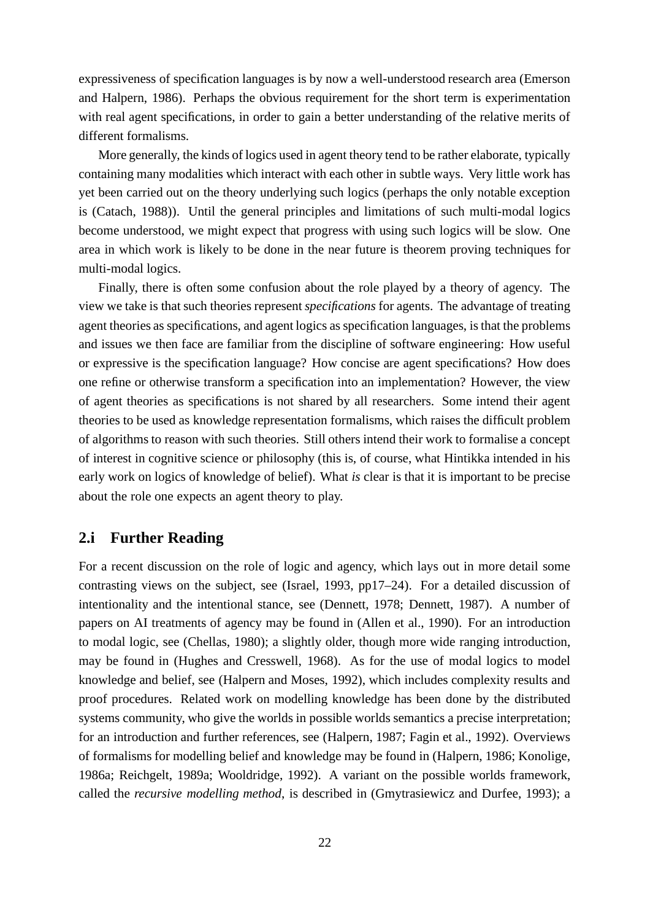expressiveness of specification languages is by now a well-understood research area (Emerson and Halpern, 1986). Perhaps the obvious requirement for the short term is experimentation with real agent specifications, in order to gain a better understanding of the relative merits of different formalisms.

More generally, the kinds of logics used in agent theory tend to be rather elaborate, typically containing many modalities which interact with each other in subtle ways. Very little work has yet been carried out on the theory underlying such logics (perhaps the only notable exception is (Catach, 1988)). Until the general principles and limitations of such multi-modal logics become understood, we might expect that progress with using such logics will be slow. One area in which work is likely to be done in the near future is theorem proving techniques for multi-modal logics.

Finally, there is often some confusion about the role played by a theory of agency. The view we take is that such theories represent *specifications* for agents. The advantage of treating agent theories as specifications, and agent logics as specification languages, is that the problems and issues we then face are familiar from the discipline of software engineering: How useful or expressive is the specification language? How concise are agent specifications? How does one refine or otherwise transform a specification into an implementation? However, the view of agent theories as specifications is not shared by all researchers. Some intend their agent theories to be used as knowledge representation formalisms, which raises the difficult problem of algorithms to reason with such theories. Still others intend their work to formalise a concept of interest in cognitive science or philosophy (this is, of course, what Hintikka intended in his early work on logics of knowledge of belief). What *is* clear is that it is important to be precise about the role one expects an agent theory to play.

## 2.i Further Reading

For a recent discussion on the role of logic and agency, which lays out in more detail some contrasting views on the subject, see (Israel, 1993, pp17–24). For a detailed discussion of intentionality and the intentional stance, see (Dennett, 1978; Dennett, 1987). A number of papers on AI treatments of agency may be found in (Allen et al., 1990). For an introduction to modal logic, see (Chellas, 1980); a slightly older, though more wide ranging introduction, may be found in (Hughes and Cresswell, 1968). As for the use of modal logics to model knowledge and belief, see (Halpern and Moses, 1992), which includes complexity results and proof procedures. Related work on modelling knowledge has been done by the distributed systems community, who give the worlds in possible worlds semantics a precise interpretation; for an introduction and further references, see (Halpern, 1987; Fagin et al., 1992). Overviews of formalisms for modelling belief and knowledge may be found in (Halpern, 1986; Konolige, 1986a; Reichgelt, 1989a; Wooldridge, 1992). A variant on the possible worlds framework, called the *recursive modelling method*, is described in (Gmytrasiewicz and Durfee, 1993); a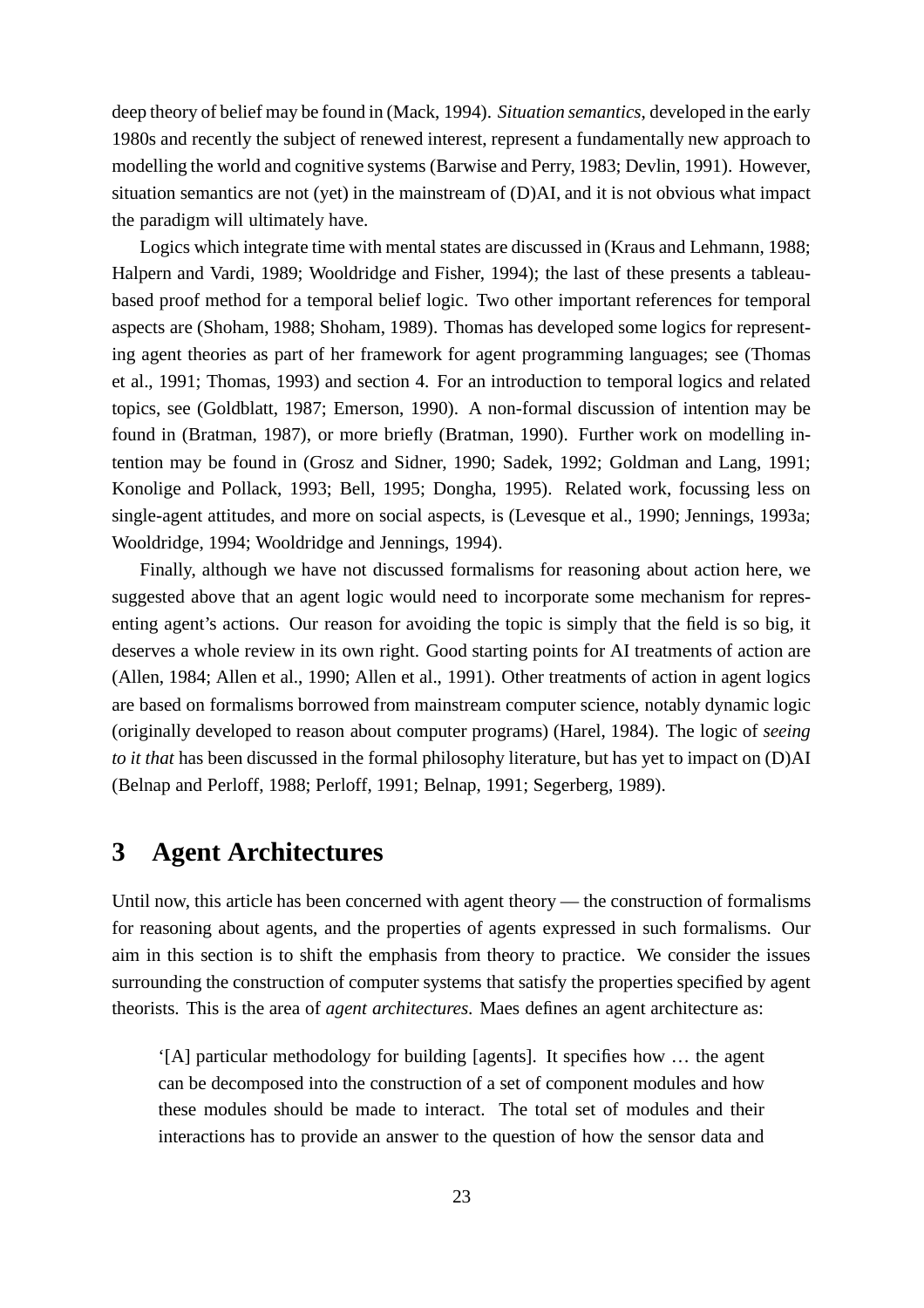deep theory of belief may be found in (Mack, 1994). *Situation semantics*, developed in the early 1980s and recently the subject of renewed interest, represent a fundamentally new approach to modelling the world and cognitive systems (Barwise and Perry, 1983; Devlin, 1991). However, situation semantics are not (yet) in the mainstream of (D)AI, and it is not obvious what impact the paradigm will ultimately have.

Logics which integrate time with mental states are discussed in (Kraus and Lehmann, 1988; Halpern and Vardi, 1989; Wooldridge and Fisher, 1994); the last of these presents a tableau-based proof method for a temporal belief logic. Two other important references for temporal aspects are (Shoham, 1988; Shoham, 1989). Thomas has developed some logics for representing agent theories as part of her framework for agent programming languages; see (Thomas et al., 1991; Thomas, 1993) and section 4. For an introduction to temporal logics and related topics, see (Goldblatt, 1987; Emerson, 1990). A non-formal discussion of intention may be found in (Bratman, 1987), or more briefly (Bratman, 1990). Further work on modelling intention may be found in (Grosz and Sidner, 1990; Sadek, 1992; Goldman and Lang, 1991; Konolige and Pollack, 1993; Bell, 1995; Dongha, 1995). Related work, focussing less on single-agent attitudes, and more on social aspects, is (Levesque et al., 1990; Jennings, 1993a; Wooldridge, 1994; Wooldridge and Jennings, 1994).

Finally, although we have not discussed formalisms for reasoning about action here, we suggested above that an agent logic would need to incorporate some mechanism for representing agent's actions. Our reason for avoiding the topic is simply that the field is so big, it deserves a whole review in its own right. Good starting points for AI treatments of action are (Allen, 1984; Allen et al., 1990; Allen et al., 1991). Other treatments of action in agent logics are based on formalisms borrowed from mainstream computer science, notably dynamic logic (originally developed to reason about computer programs) (Harel, 1984). The logic of *seeing to it that* has been discussed in the formal philosophy literature, but has yet to impact on (D)AI (Belnap and Perloff, 1988; Perloff, 1991; Belnap, 1991; Segerberg, 1989).

# 3 Agent Architectures

Until now, this article has been concerned with agent theory — the construction of formalisms for reasoning about agents, and the properties of agents expressed in such formalisms. Our aim in this section is to shift the emphasis from theory to practice. We consider the issues surrounding the construction of computer systems that satisfy the properties specified by agent theorists. This is the area of *agent architectures*. Maes defines an agent architecture as:

> '[A] particular methodology for building [agents]. It specifies how … the agent can be decomposed into the construction of a set of component modules and how these modules should be made to interact. The total set of modules and their interactions has to provide an answer to the question of how the sensor data and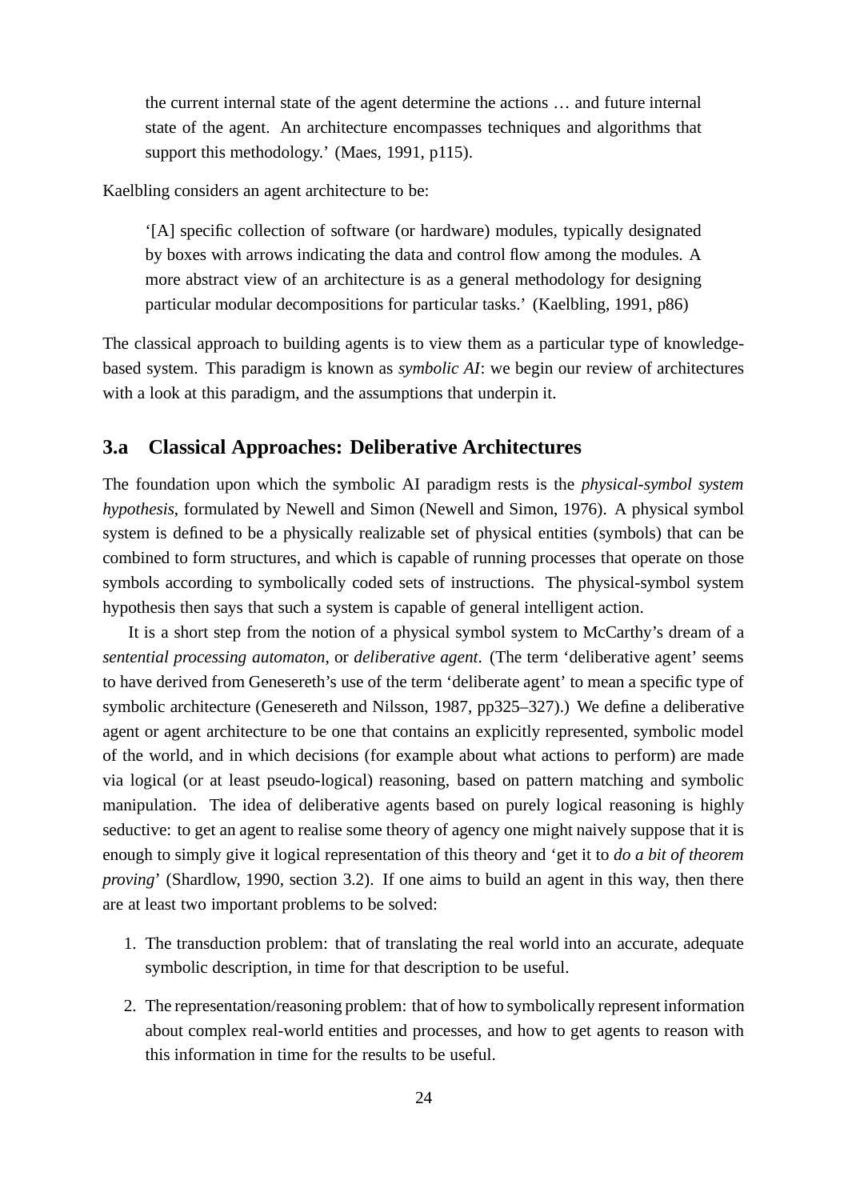> the current internal state of the agent determine the actions … and future internal state of the agent. An architecture encompasses techniques and algorithms that support this methodology.' (Maes, 1991, p115).

Kaelbling considers an agent architecture to be:

> '[A] specific collection of software (or hardware) modules, typically designated by boxes with arrows indicating the data and control flow among the modules. A more abstract view of an architecture is as a general methodology for designing particular modular decompositions for particular tasks.' (Kaelbling, 1991, p86)

The classical approach to building agents is to view them as a particular type of knowledge-based system. This paradigm is known as *symbolic AI*: we begin our review of architectures with a look at this paradigm, and the assumptions that underpin it.

## 3.a Classical Approaches: Deliberative Architectures

The foundation upon which the symbolic AI paradigm rests is the *physical-symbol system hypothesis*, formulated by Newell and Simon (Newell and Simon, 1976). A physical symbol system is defined to be a physically realizable set of physical entities (symbols) that can be combined to form structures, and which is capable of running processes that operate on those symbols according to symbolically coded sets of instructions. The physical-symbol system hypothesis then says that such a system is capable of general intelligent action.

It is a short step from the notion of a physical symbol system to McCarthy's dream of a *sentential processing automaton*, or *deliberative agent*. (The term 'deliberative agent' seems to have derived from Genesereth's use of the term 'deliberate agent' to mean a specific type of symbolic architecture (Genesereth and Nilsson, 1987, pp325–327).) We define a deliberative agent or agent architecture to be one that contains an explicitly represented, symbolic model of the world, and in which decisions (for example about what actions to perform) are made via logical (or at least pseudo-logical) reasoning, based on pattern matching and symbolic manipulation. The idea of deliberative agents based on purely logical reasoning is highly seductive: to get an agent to realise some theory of agency one might naively suppose that it is enough to simply give it logical representation of this theory and 'get it to *do a bit of theorem proving*' (Shardlow, 1990, section 3.2). If one aims to build an agent in this way, then there are at least two important problems to be solved:

1. The transduction problem: that of translating the real world into an accurate, adequate symbolic description, in time for that description to be useful.
2. The representation/reasoning problem: that of how to symbolically represent information about complex real-world entities and processes, and how to get agents to reason with this information in time for the results to be useful.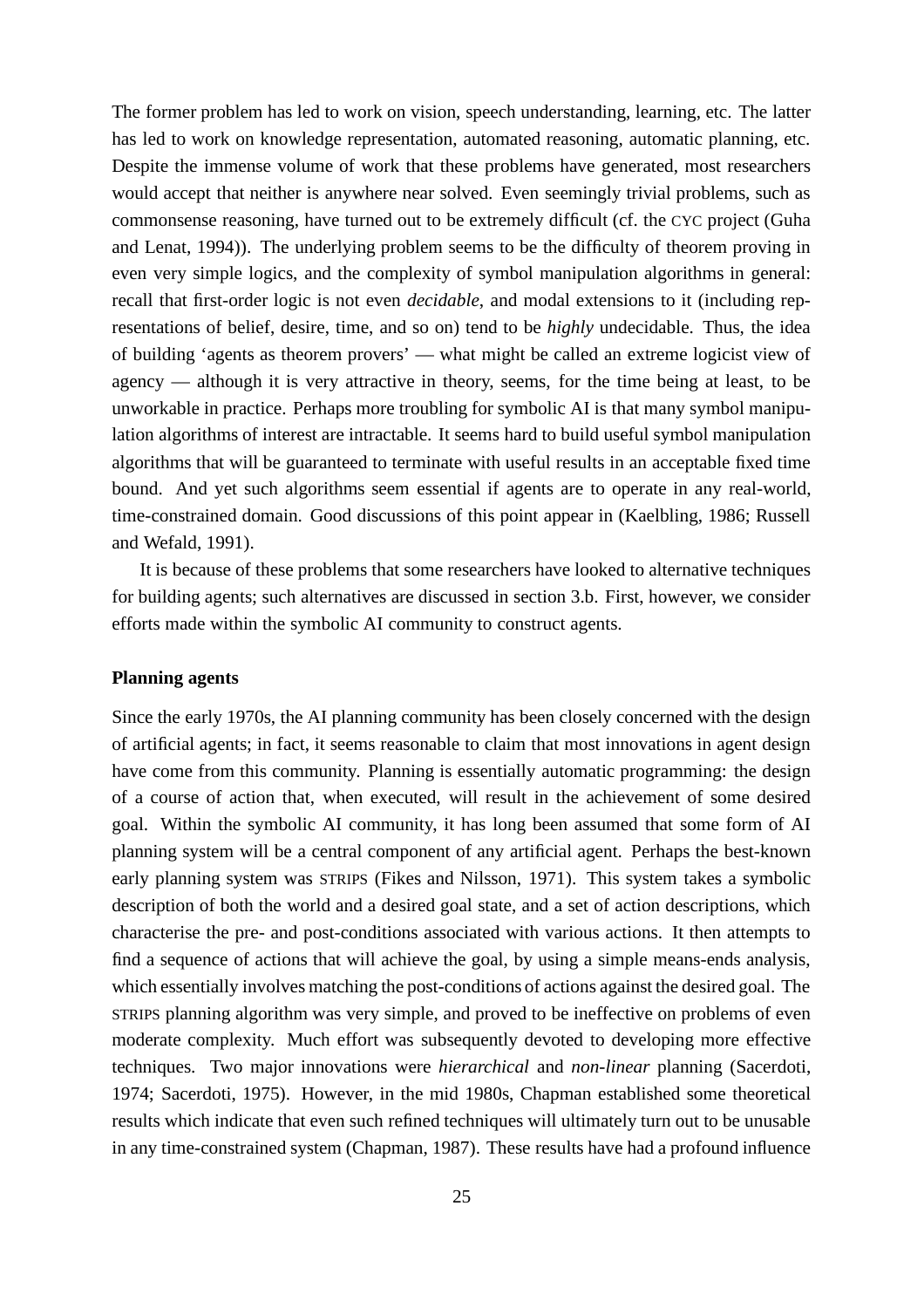The former problem has led to work on vision, speech understanding, learning, etc. The latter has led to work on knowledge representation, automated reasoning, automatic planning, etc. Despite the immense volume of work that these problems have generated, most researchers would accept that neither is anywhere near solved. Even seemingly trivial problems, such as commonsense reasoning, have turned out to be extremely difficult (cf. the CYC project (Guha and Lenat, 1994)). The underlying problem seems to be the difficulty of theorem proving in even very simple logics, and the complexity of symbol manipulation algorithms in general: recall that first-order logic is not even *decidable*, and modal extensions to it (including representations of belief, desire, time, and so on) tend to be *highly* undecidable. Thus, the idea of building 'agents as theorem provers' — what might be called an extreme logicist view of agency — although it is very attractive in theory, seems, for the time being at least, to be unworkable in practice. Perhaps more troubling for symbolic AI is that many symbol manipulation algorithms of interest are intractable. It seems hard to build useful symbol manipulation algorithms that will be guaranteed to terminate with useful results in an acceptable fixed time bound. And yet such algorithms seem essential if agents are to operate in any real-world, time-constrained domain. Good discussions of this point appear in (Kaelbling, 1986; Russell and Wefald, 1991).

It is because of these problems that some researchers have looked to alternative techniques for building agents; such alternatives are discussed in section 3.b. First, however, we consider efforts made within the symbolic AI community to construct agents.

**Planning agents**

Since the early 1970s, the AI planning community has been closely concerned with the design of artificial agents; in fact, it seems reasonable to claim that most innovations in agent design have come from this community. Planning is essentially automatic programming: the design of a course of action that, when executed, will result in the achievement of some desired goal. Within the symbolic AI community, it has long been assumed that some form of AI planning system will be a central component of any artificial agent. Perhaps the best-known early planning system was STRIPS (Fikes and Nilsson, 1971). This system takes a symbolic description of both the world and a desired goal state, and a set of action descriptions, which characterise the pre- and post-conditions associated with various actions. It then attempts to find a sequence of actions that will achieve the goal, by using a simple means-ends analysis, which essentially involves matching the post-conditions of actions against the desired goal. The STRIPS planning algorithm was very simple, and proved to be ineffective on problems of even moderate complexity. Much effort was subsequently devoted to developing more effective techniques. Two major innovations were *hierarchical* and *non-linear* planning (Sacerdoti, 1974; Sacerdoti, 1975). However, in the mid 1980s, Chapman established some theoretical results which indicate that even such refined techniques will ultimately turn out to be unusable in any time-constrained system (Chapman, 1987). These results have had a profound influence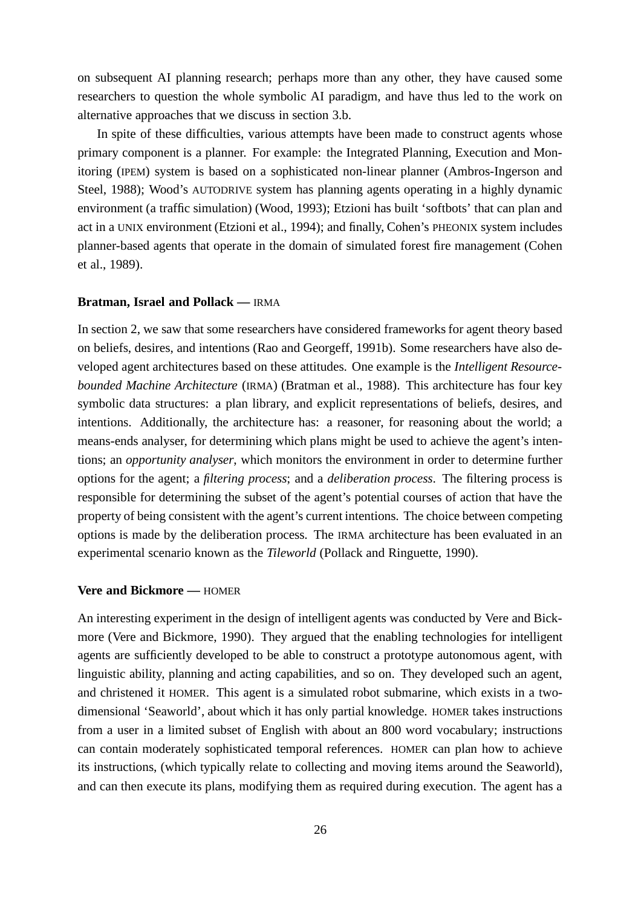on subsequent AI planning research; perhaps more than any other, they have caused some researchers to question the whole symbolic AI paradigm, and have thus led to the work on alternative approaches that we discuss in section 3.b.

In spite of these difficulties, various attempts have been made to construct agents whose primary component is a planner. For example: the Integrated Planning, Execution and Monitoring (IPEM) system is based on a sophisticated non-linear planner (Ambros-Ingerson and Steel, 1988); Wood's AUTODRIVE system has planning agents operating in a highly dynamic environment (a traffic simulation) (Wood, 1993); Etzioni has built 'softbots' that can plan and act in a UNIX environment (Etzioni et al., 1994); and finally, Cohen's PHEONIX system includes planner-based agents that operate in the domain of simulated forest fire management (Cohen et al., 1989).

#### Bratman, Israel and Pollack — IRMA

In section 2, we saw that some researchers have considered frameworks for agent theory based on beliefs, desires, and intentions (Rao and Georgeff, 1991b). Some researchers have also developed agent architectures based on these attitudes. One example is the *Intelligent Resource-bounded Machine Architecture* (IRMA) (Bratman et al., 1988). This architecture has four key symbolic data structures: a plan library, and explicit representations of beliefs, desires, and intentions. Additionally, the architecture has: a reasoner, for reasoning about the world; a means-ends analyser, for determining which plans might be used to achieve the agent's intentions; an *opportunity analyser*, which monitors the environment in order to determine further options for the agent; a *filtering process*; and a *deliberation process*. The filtering process is responsible for determining the subset of the agent's potential courses of action that have the property of being consistent with the agent's current intentions. The choice between competing options is made by the deliberation process. The IRMA architecture has been evaluated in an experimental scenario known as the *Tileworld* (Pollack and Ringuette, 1990).

#### Vere and Bickmore — HOMER

An interesting experiment in the design of intelligent agents was conducted by Vere and Bickmore (Vere and Bickmore, 1990). They argued that the enabling technologies for intelligent agents are sufficiently developed to be able to construct a prototype autonomous agent, with linguistic ability, planning and acting capabilities, and so on. They developed such an agent, and christened it HOMER. This agent is a simulated robot submarine, which exists in a two-dimensional 'Seaworld', about which it has only partial knowledge. HOMER takes instructions from a user in a limited subset of English with about an 800 word vocabulary; instructions can contain moderately sophisticated temporal references. HOMER can plan how to achieve its instructions, (which typically relate to collecting and moving items around the Seaworld), and can then execute its plans, modifying them as required during execution. The agent has a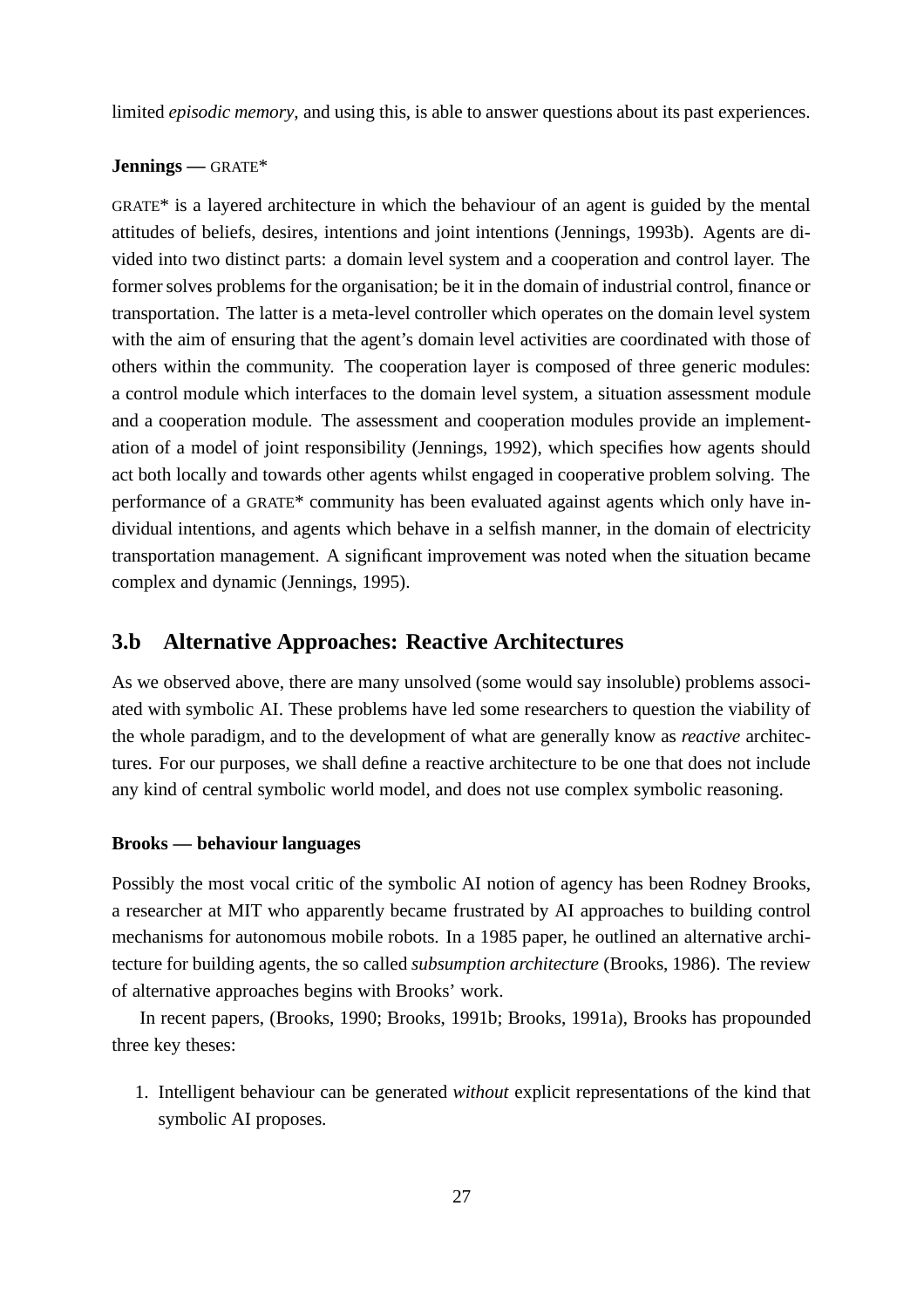limited *episodic memory*, and using this, is able to answer questions about its past experiences.

**Jennings — GRATE***

GRATE* is a layered architecture in which the behaviour of an agent is guided by the mental attitudes of beliefs, desires, intentions and joint intentions (Jennings, 1993b). Agents are divided into two distinct parts: a domain level system and a cooperation and control layer. The former solves problems for the organisation; be it in the domain of industrial control, finance or transportation. The latter is a meta-level controller which operates on the domain level system with the aim of ensuring that the agent's domain level activities are coordinated with those of others within the community. The cooperation layer is composed of three generic modules: a control module which interfaces to the domain level system, a situation assessment module and a cooperation module. The assessment and cooperation modules provide an implementation of a model of joint responsibility (Jennings, 1992), which specifies how agents should act both locally and towards other agents whilst engaged in cooperative problem solving. The performance of a GRATE* community has been evaluated against agents which only have individual intentions, and agents which behave in a selfish manner, in the domain of electricity transportation management. A significant improvement was noted when the situation became complex and dynamic (Jennings, 1995).

## 3.b Alternative Approaches: Reactive Architectures

As we observed above, there are many unsolved (some would say insoluble) problems associated with symbolic AI. These problems have led some researchers to question the viability of the whole paradigm, and to the development of what are generally know as *reactive* architectures. For our purposes, we shall define a reactive architecture to be one that does not include any kind of central symbolic world model, and does not use complex symbolic reasoning.

**Brooks — behaviour languages**

Possibly the most vocal critic of the symbolic AI notion of agency has been Rodney Brooks, a researcher at MIT who apparently became frustrated by AI approaches to building control mechanisms for autonomous mobile robots. In a 1985 paper, he outlined an alternative architecture for building agents, the so called *subsumption architecture* (Brooks, 1986). The review of alternative approaches begins with Brooks' work.

In recent papers, (Brooks, 1990; Brooks, 1991b; Brooks, 1991a), Brooks has propounded three key theses:

1. Intelligent behaviour can be generated *without* explicit representations of the kind that symbolic AI proposes.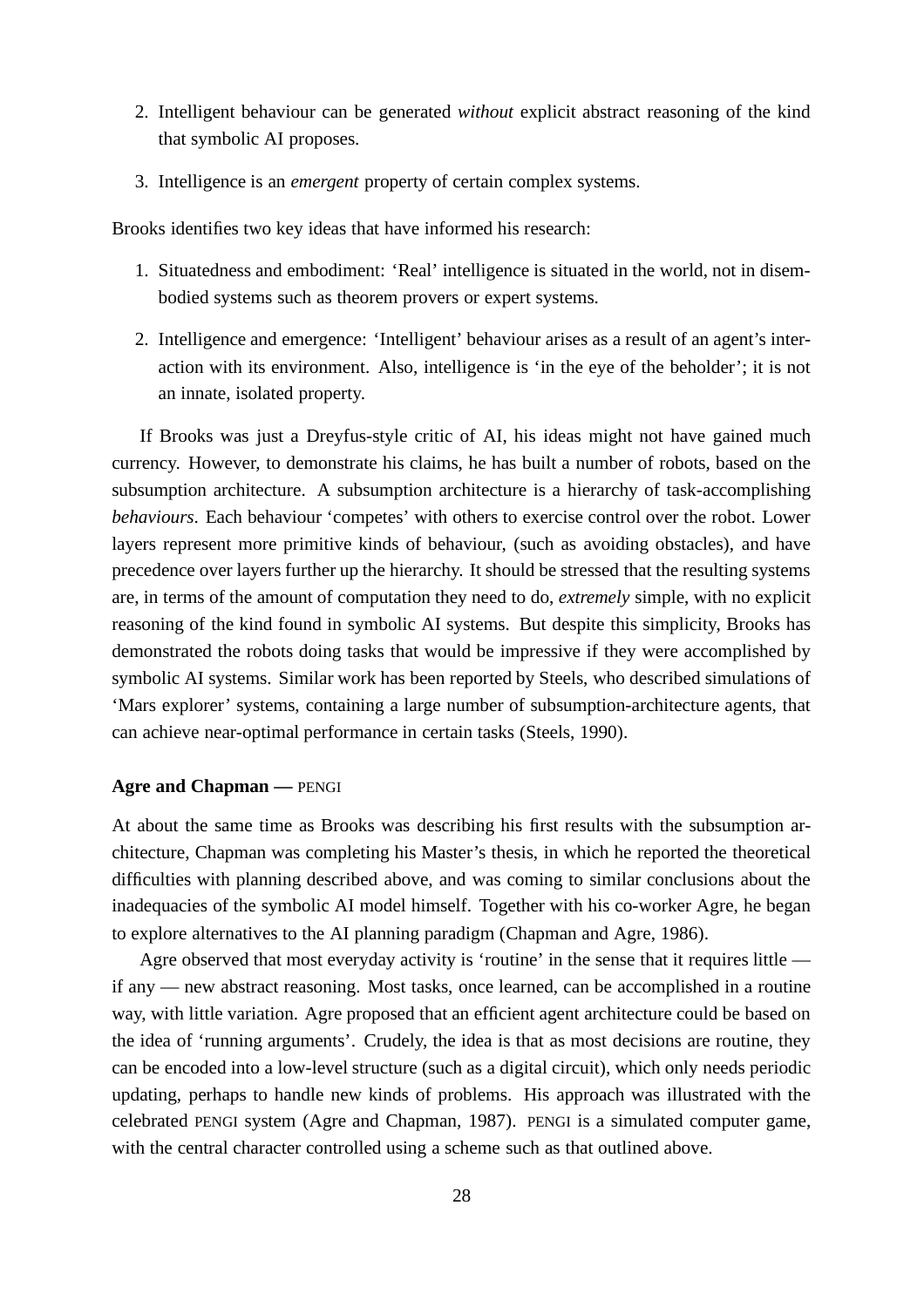2. Intelligent behaviour can be generated *without* explicit abstract reasoning of the kind that symbolic AI proposes.

3. Intelligence is an *emergent* property of certain complex systems.

Brooks identifies two key ideas that have informed his research:

1. Situatedness and embodiment: 'Real' intelligence is situated in the world, not in disembodied systems such as theorem provers or expert systems.

2. Intelligence and emergence: 'Intelligent' behaviour arises as a result of an agent's interaction with its environment. Also, intelligence is 'in the eye of the beholder'; it is not an innate, isolated property.

If Brooks was just a Dreyfus-style critic of AI, his ideas might not have gained much currency. However, to demonstrate his claims, he has built a number of robots, based on the subsumption architecture. A subsumption architecture is a hierarchy of task-accomplishing *behaviours*. Each behaviour 'competes' with others to exercise control over the robot. Lower layers represent more primitive kinds of behaviour, (such as avoiding obstacles), and have precedence over layers further up the hierarchy. It should be stressed that the resulting systems are, in terms of the amount of computation they need to do, *extremely* simple, with no explicit reasoning of the kind found in symbolic AI systems. But despite this simplicity, Brooks has demonstrated the robots doing tasks that would be impressive if they were accomplished by symbolic AI systems. Similar work has been reported by Steels, who described simulations of 'Mars explorer' systems, containing a large number of subsumption-architecture agents, that can achieve near-optimal performance in certain tasks (Steels, 1990).

**Agre and Chapman —** PENGI

At about the same time as Brooks was describing his first results with the subsumption architecture, Chapman was completing his Master's thesis, in which he reported the theoretical difficulties with planning described above, and was coming to similar conclusions about the inadequacies of the symbolic AI model himself. Together with his co-worker Agre, he began to explore alternatives to the AI planning paradigm (Chapman and Agre, 1986).

Agre observed that most everyday activity is 'routine' in the sense that it requires little — if any — new abstract reasoning. Most tasks, once learned, can be accomplished in a routine way, with little variation. Agre proposed that an efficient agent architecture could be based on the idea of 'running arguments'. Crudely, the idea is that as most decisions are routine, they can be encoded into a low-level structure (such as a digital circuit), which only needs periodic updating, perhaps to handle new kinds of problems. His approach was illustrated with the celebrated PENGI system (Agre and Chapman, 1987). PENGI is a simulated computer game, with the central character controlled using a scheme such as that outlined above.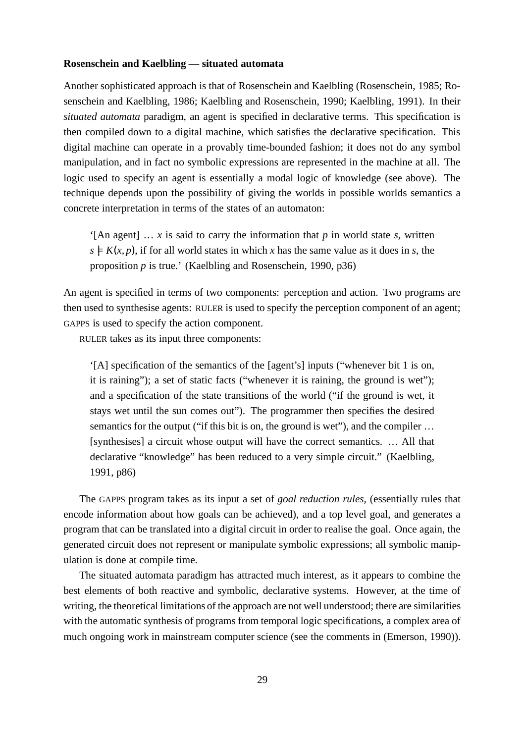**Rosenschein and Kaelbling — situated automata**

Another sophisticated approach is that of Rosenschein and Kaelbling (Rosenschein, 1985; Rosenschein and Kaelbling, 1986; Kaelbling and Rosenschein, 1990; Kaelbling, 1991). In their *situated automata* paradigm, an agent is specified in declarative terms. This specification is then compiled down to a digital machine, which satisfies the declarative specification. This digital machine can operate in a provably time-bounded fashion; it does not do any symbol manipulation, and in fact no symbolic expressions are represented in the machine at all. The logic used to specify an agent is essentially a modal logic of knowledge (see above). The technique depends upon the possibility of giving the worlds in possible worlds semantics a concrete interpretation in terms of the states of an automaton:

> '[An agent] … $x$ is said to carry the information that $p$ in world state $s$, written $s \models K(x, p)$, if for all world states in which $x$ has the same value as it does in $s$, the proposition $p$ is true.' (Kaelbling and Rosenschein, 1990, p36)

An agent is specified in terms of two components: perception and action. Two programs are then used to synthesise agents: RULER is used to specify the perception component of an agent; GAPPS is used to specify the action component.

RULER takes as its input three components:

> '[A] specification of the semantics of the [agent's] inputs ("whenever bit 1 is on, it is raining"); a set of static facts ("whenever it is raining, the ground is wet"); and a specification of the state transitions of the world ("if the ground is wet, it stays wet until the sun comes out"). The programmer then specifies the desired semantics for the output ("if this bit is on, the ground is wet"), and the compiler … [synthesises] a circuit whose output will have the correct semantics. … All that declarative "knowledge" has been reduced to a very simple circuit." (Kaelbling, 1991, p86)

The GAPPS program takes as its input a set of *goal reduction rules*, (essentially rules that encode information about how goals can be achieved), and a top level goal, and generates a program that can be translated into a digital circuit in order to realise the goal. Once again, the generated circuit does not represent or manipulate symbolic expressions; all symbolic manipulation is done at compile time.

The situated automata paradigm has attracted much interest, as it appears to combine the best elements of both reactive and symbolic, declarative systems. However, at the time of writing, the theoretical limitations of the approach are not well understood; there are similarities with the automatic synthesis of programs from temporal logic specifications, a complex area of much ongoing work in mainstream computer science (see the comments in (Emerson, 1990)).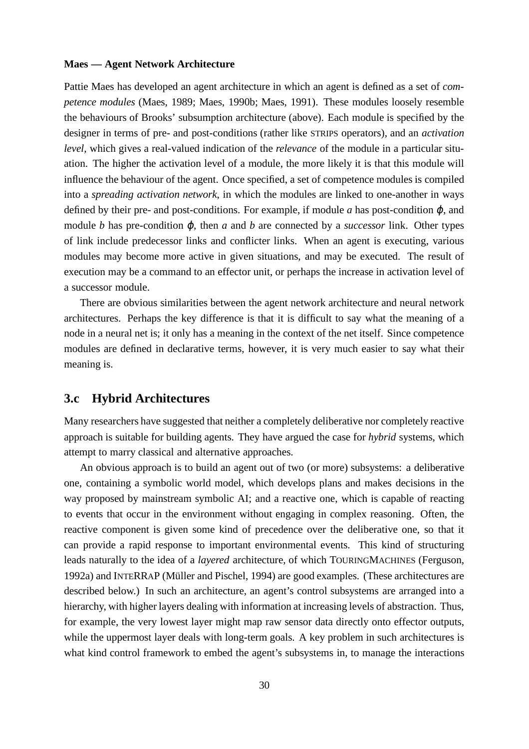**Maes — Agent Network Architecture**

Pattie Maes has developed an agent architecture in which an agent is defined as a set of *competence modules* (Maes, 1989; Maes, 1990b; Maes, 1991). These modules loosely resemble the behaviours of Brooks' subsumption architecture (above). Each module is specified by the designer in terms of pre- and post-conditions (rather like STRIPS operators), and an *activation level*, which gives a real-valued indication of the *relevance* of the module in a particular situation. The higher the activation level of a module, the more likely it is that this module will influence the behaviour of the agent. Once specified, a set of competence modules is compiled into a *spreading activation network*, in which the modules are linked to one-another in ways defined by their pre- and post-conditions. For example, if module $a$ has post-condition $\varphi$, and module $b$ has pre-condition $\varphi$, then $a$ and $b$ are connected by a *successor* link. Other types of link include predecessor links and conflicter links. When an agent is executing, various modules may become more active in given situations, and may be executed. The result of execution may be a command to an effector unit, or perhaps the increase in activation level of a successor module.

There are obvious similarities between the agent network architecture and neural network architectures. Perhaps the key difference is that it is difficult to say what the meaning of a node in a neural net is; it only has a meaning in the context of the net itself. Since competence modules are defined in declarative terms, however, it is very much easier to say what their meaning is.

## 3.c Hybrid Architectures

Many researchers have suggested that neither a completely deliberative nor completely reactive approach is suitable for building agents. They have argued the case for *hybrid* systems, which attempt to marry classical and alternative approaches.

An obvious approach is to build an agent out of two (or more) subsystems: a deliberative one, containing a symbolic world model, which develops plans and makes decisions in the way proposed by mainstream symbolic AI; and a reactive one, which is capable of reacting to events that occur in the environment without engaging in complex reasoning. Often, the reactive component is given some kind of precedence over the deliberative one, so that it can provide a rapid response to important environmental events. This kind of structuring leads naturally to the idea of a *layered* architecture, of which TOURINGMACHINES (Ferguson, 1992a) and INTERRAP (Müller and Pischel, 1994) are good examples. (These architectures are described below.) In such an architecture, an agent's control subsystems are arranged into a hierarchy, with higher layers dealing with information at increasing levels of abstraction. Thus, for example, the very lowest layer might map raw sensor data directly onto effector outputs, while the uppermost layer deals with long-term goals. A key problem in such architectures is what kind control framework to embed the agent's subsystems in, to manage the interactions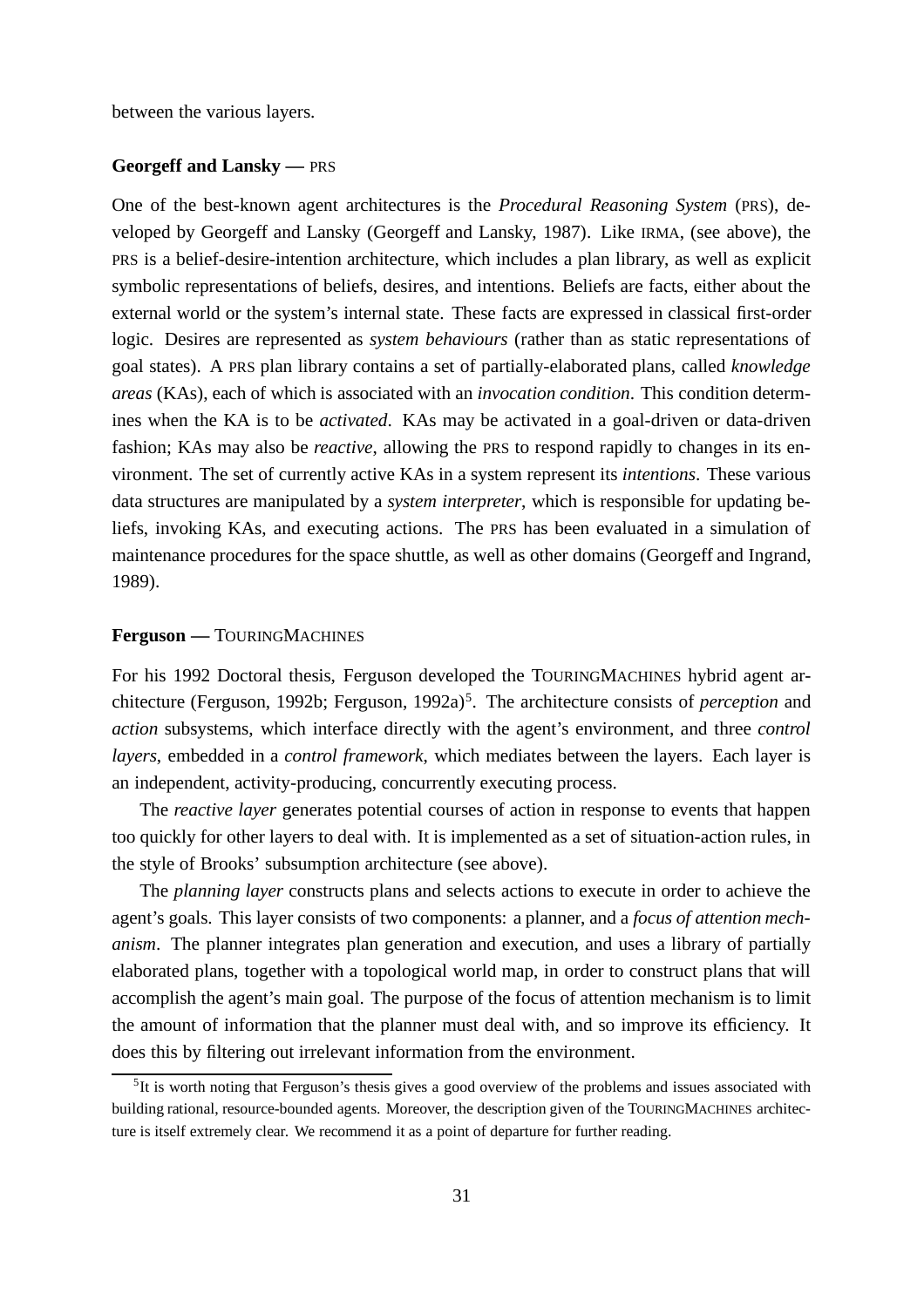between the various layers.

**Georgeff and Lansky — PRS**

One of the best-known agent architectures is the *Procedural Reasoning System* (PRS), developed by Georgeff and Lansky (Georgeff and Lansky, 1987). Like IRMA, (see above), the PRS is a belief-desire-intention architecture, which includes a plan library, as well as explicit symbolic representations of beliefs, desires, and intentions. Beliefs are facts, either about the external world or the system's internal state. These facts are expressed in classical first-order logic. Desires are represented as *system behaviours* (rather than as static representations of goal states). A PRS plan library contains a set of partially-elaborated plans, called *knowledge areas* (KAs), each of which is associated with an *invocation condition*. This condition determines when the KA is to be *activated*. KAs may be activated in a goal-driven or data-driven fashion; KAs may also be *reactive*, allowing the PRS to respond rapidly to changes in its environment. The set of currently active KAs in a system represent its *intentions*. These various data structures are manipulated by a *system interpreter*, which is responsible for updating beliefs, invoking KAs, and executing actions. The PRS has been evaluated in a simulation of maintenance procedures for the space shuttle, as well as other domains (Georgeff and Ingrand, 1989).

**Ferguson — TOURINGMACHINES**

For his 1992 Doctoral thesis, Ferguson developed the TOURINGMACHINES hybrid agent architecture (Ferguson, 1992b; Ferguson, 1992a)[5]. The architecture consists of *perception* and *action* subsystems, which interface directly with the agent's environment, and three *control layers*, embedded in a *control framework*, which mediates between the layers. Each layer is an independent, activity-producing, concurrently executing process.

The *reactive layer* generates potential courses of action in response to events that happen too quickly for other layers to deal with. It is implemented as a set of situation-action rules, in the style of Brooks' subsumption architecture (see above).

The *planning layer* constructs plans and selects actions to execute in order to achieve the agent's goals. This layer consists of two components: a planner, and a *focus of attention mechanism*. The planner integrates plan generation and execution, and uses a library of partially elaborated plans, together with a topological world map, in order to construct plans that will accomplish the agent's main goal. The purpose of the focus of attention mechanism is to limit the amount of information that the planner must deal with, and so improve its efficiency. It does this by filtering out irrelevant information from the environment.

[5] It is worth noting that Ferguson's thesis gives a good overview of the problems and issues associated with building rational, resource-bounded agents. Moreover, the description given of the TOURINGMACHINES architecture is itself extremely clear. We recommend it as a point of departure for further reading.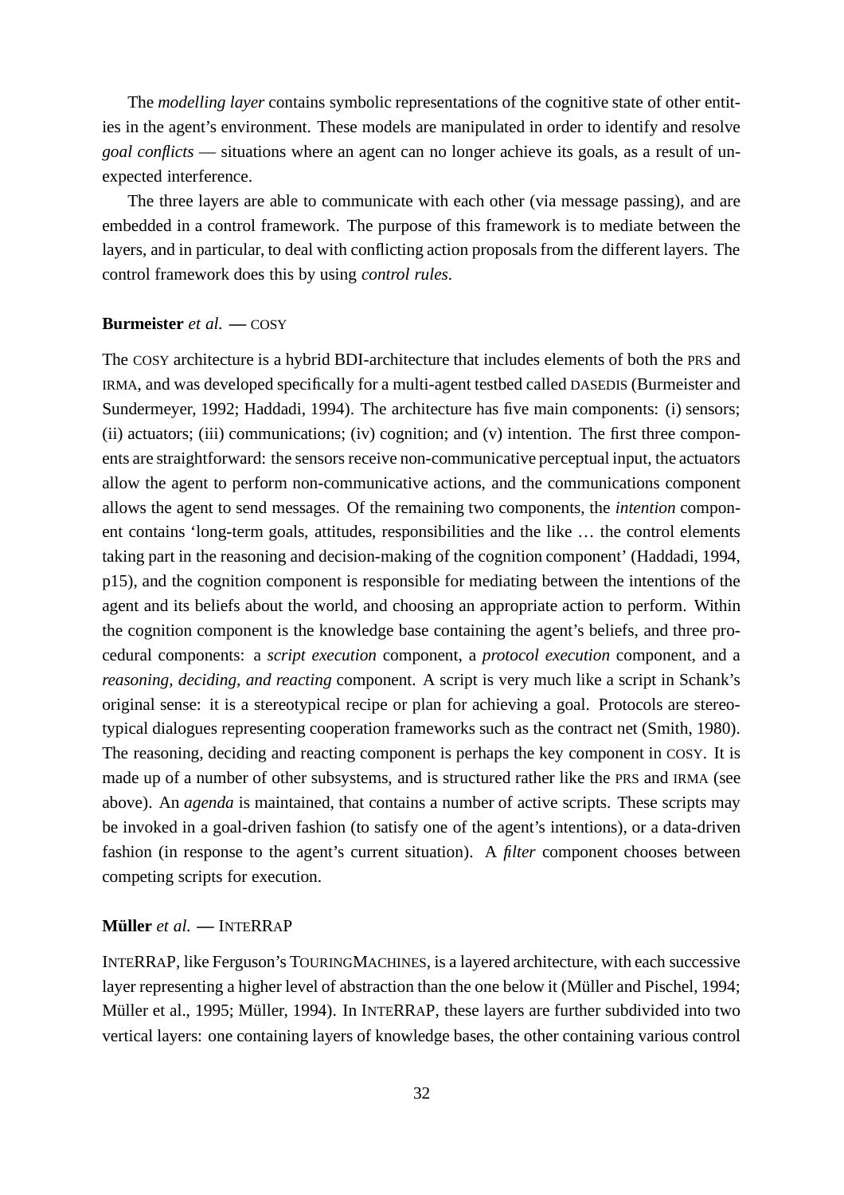The *modelling layer* contains symbolic representations of the cognitive state of other entities in the agent's environment. These models are manipulated in order to identify and resolve *goal conflicts* — situations where an agent can no longer achieve its goals, as a result of unexpected interference.

The three layers are able to communicate with each other (via message passing), and are embedded in a control framework. The purpose of this framework is to mediate between the layers, and in particular, to deal with conflicting action proposals from the different layers. The control framework does this by using *control rules*.

**Burmeister** *et al.* **—** COSY

The COSY architecture is a hybrid BDI-architecture that includes elements of both the PRS and IRMA, and was developed specifically for a multi-agent testbed called DASEDIS (Burmeister and Sundermeyer, 1992; Haddadi, 1994). The architecture has five main components: (i) sensors; (ii) actuators; (iii) communications; (iv) cognition; and (v) intention. The first three components are straightforward: the sensors receive non-communicative perceptual input, the actuators allow the agent to perform non-communicative actions, and the communications component allows the agent to send messages. Of the remaining two components, the *intention* component contains 'long-term goals, attitudes, responsibilities and the like … the control elements taking part in the reasoning and decision-making of the cognition component' (Haddadi, 1994, p15), and the cognition component is responsible for mediating between the intentions of the agent and its beliefs about the world, and choosing an appropriate action to perform. Within the cognition component is the knowledge base containing the agent's beliefs, and three procedural components: a *script execution* component, a *protocol execution* component, and a *reasoning, deciding, and reacting* component. A script is very much like a script in Schank's original sense: it is a stereotypical recipe or plan for achieving a goal. Protocols are stereotypical dialogues representing cooperation frameworks such as the contract net (Smith, 1980). The reasoning, deciding and reacting component is perhaps the key component in COSY. It is made up of a number of other subsystems, and is structured rather like the PRS and IRMA (see above). An *agenda* is maintained, that contains a number of active scripts. These scripts may be invoked in a goal-driven fashion (to satisfy one of the agent's intentions), or a data-driven fashion (in response to the agent's current situation). A *filter* component chooses between competing scripts for execution.

**Müller** *et al.* **—** INTERRAP

INTERRAP, like Ferguson's TOURINGMACHINES, is a layered architecture, with each successive layer representing a higher level of abstraction than the one below it (Müller and Pischel, 1994; Müller et al., 1995; Müller, 1994). In INTERRAP, these layers are further subdivided into two vertical layers: one containing layers of knowledge bases, the other containing various control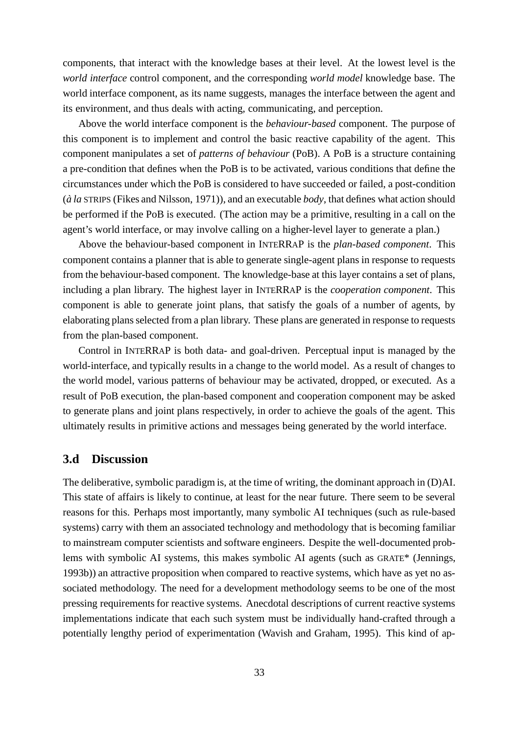components, that interact with the knowledge bases at their level. At the lowest level is the *world interface* control component, and the corresponding *world model* knowledge base. The world interface component, as its name suggests, manages the interface between the agent and its environment, and thus deals with acting, communicating, and perception.

Above the world interface component is the *behaviour-based* component. The purpose of this component is to implement and control the basic reactive capability of the agent. This component manipulates a set of *patterns of behaviour* (PoB). A PoB is a structure containing a pre-condition that defines when the PoB is to be activated, various conditions that define the circumstances under which the PoB is considered to have succeeded or failed, a post-condition (*à la* STRIPS (Fikes and Nilsson, 1971)), and an executable *body*, that defines what action should be performed if the PoB is executed. (The action may be a primitive, resulting in a call on the agent's world interface, or may involve calling on a higher-level layer to generate a plan.)

Above the behaviour-based component in INTERRAP is the *plan-based component*. This component contains a planner that is able to generate single-agent plans in response to requests from the behaviour-based component. The knowledge-base at this layer contains a set of plans, including a plan library. The highest layer in INTERRAP is the *cooperation component*. This component is able to generate joint plans, that satisfy the goals of a number of agents, by elaborating plans selected from a plan library. These plans are generated in response to requests from the plan-based component.

Control in INTERRAP is both data- and goal-driven. Perceptual input is managed by the world-interface, and typically results in a change to the world model. As a result of changes to the world model, various patterns of behaviour may be activated, dropped, or executed. As a result of PoB execution, the plan-based component and cooperation component may be asked to generate plans and joint plans respectively, in order to achieve the goals of the agent. This ultimately results in primitive actions and messages being generated by the world interface.

## 3.d Discussion

The deliberative, symbolic paradigm is, at the time of writing, the dominant approach in (D)AI. This state of affairs is likely to continue, at least for the near future. There seem to be several reasons for this. Perhaps most importantly, many symbolic AI techniques (such as rule-based systems) carry with them an associated technology and methodology that is becoming familiar to mainstream computer scientists and software engineers. Despite the well-documented problems with symbolic AI systems, this makes symbolic AI agents (such as GRATE* (Jennings, 1993b)) an attractive proposition when compared to reactive systems, which have as yet no associated methodology. The need for a development methodology seems to be one of the most pressing requirements for reactive systems. Anecdotal descriptions of current reactive systems implementations indicate that each such system must be individually hand-crafted through a potentially lengthy period of experimentation (Wavish and Graham, 1995). This kind of ap-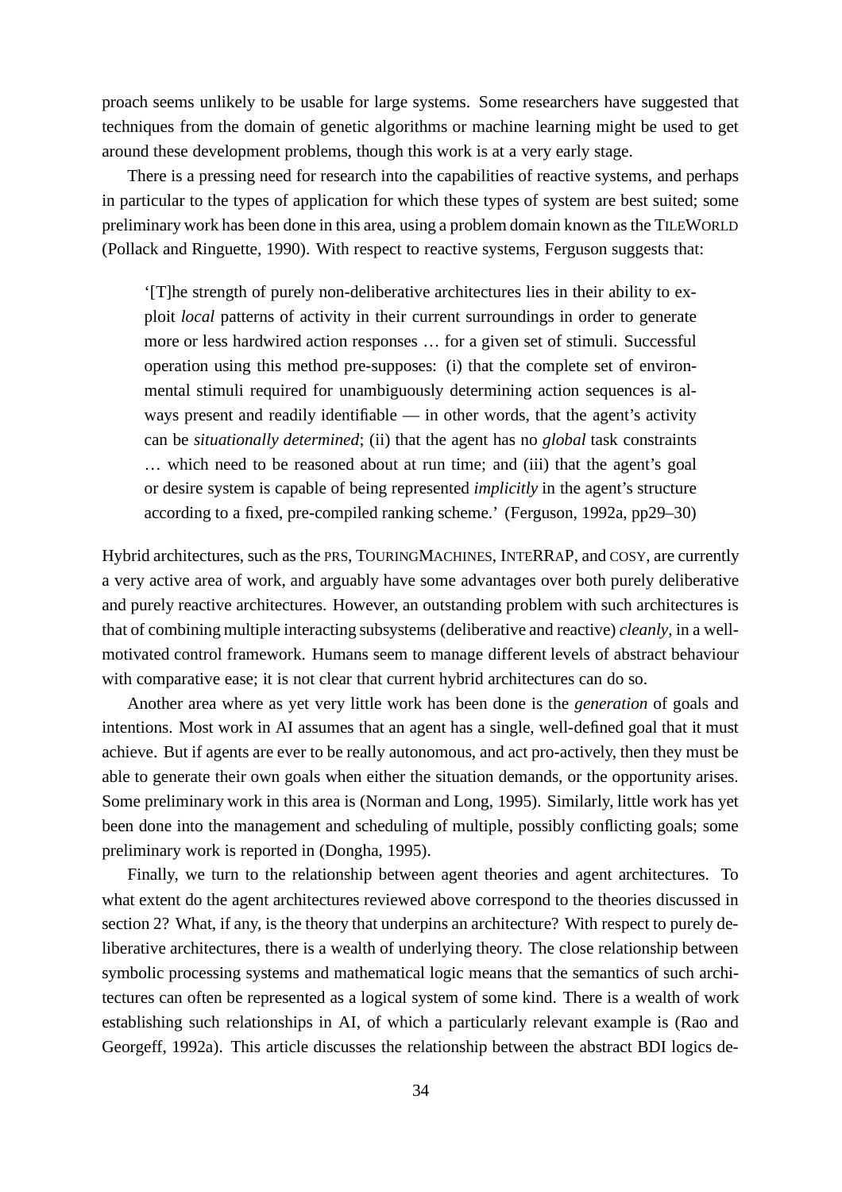proach seems unlikely to be usable for large systems. Some researchers have suggested that techniques from the domain of genetic algorithms or machine learning might be used to get around these development problems, though this work is at a very early stage.

There is a pressing need for research into the capabilities of reactive systems, and perhaps in particular to the types of application for which these types of system are best suited; some preliminary work has been done in this area, using a problem domain known as the TILEWORLD (Pollack and Ringuette, 1990). With respect to reactive systems, Ferguson suggests that:

> '[T]he strength of purely non-deliberative architectures lies in their ability to exploit *local* patterns of activity in their current surroundings in order to generate more or less hardwired action responses … for a given set of stimuli. Successful operation using this method pre-supposes: (i) that the complete set of environmental stimuli required for unambiguously determining action sequences is always present and readily identifiable — in other words, that the agent's activity can be *situationally determined*; (ii) that the agent has no *global* task constraints … which need to be reasoned about at run time; and (iii) that the agent's goal or desire system is capable of being represented *implicitly* in the agent's structure according to a fixed, pre-compiled ranking scheme.' (Ferguson, 1992a, pp29–30)

Hybrid architectures, such as the PRS, TOURINGMACHINES, INTERRAP, and COSY, are currently a very active area of work, and arguably have some advantages over both purely deliberative and purely reactive architectures. However, an outstanding problem with such architectures is that of combining multiple interacting subsystems (deliberative and reactive) *cleanly*, in a well-motivated control framework. Humans seem to manage different levels of abstract behaviour with comparative ease; it is not clear that current hybrid architectures can do so.

Another area where as yet very little work has been done is the *generation* of goals and intentions. Most work in AI assumes that an agent has a single, well-defined goal that it must achieve. But if agents are ever to be really autonomous, and act pro-actively, then they must be able to generate their own goals when either the situation demands, or the opportunity arises. Some preliminary work in this area is (Norman and Long, 1995). Similarly, little work has yet been done into the management and scheduling of multiple, possibly conflicting goals; some preliminary work is reported in (Dongha, 1995).

Finally, we turn to the relationship between agent theories and agent architectures. To what extent do the agent architectures reviewed above correspond to the theories discussed in section 2? What, if any, is the theory that underpins an architecture? With respect to purely deliberative architectures, there is a wealth of underlying theory. The close relationship between symbolic processing systems and mathematical logic means that the semantics of such architectures can often be represented as a logical system of some kind. There is a wealth of work establishing such relationships in AI, of which a particularly relevant example is (Rao and Georgeff, 1992a). This article discusses the relationship between the abstract BDI logics de-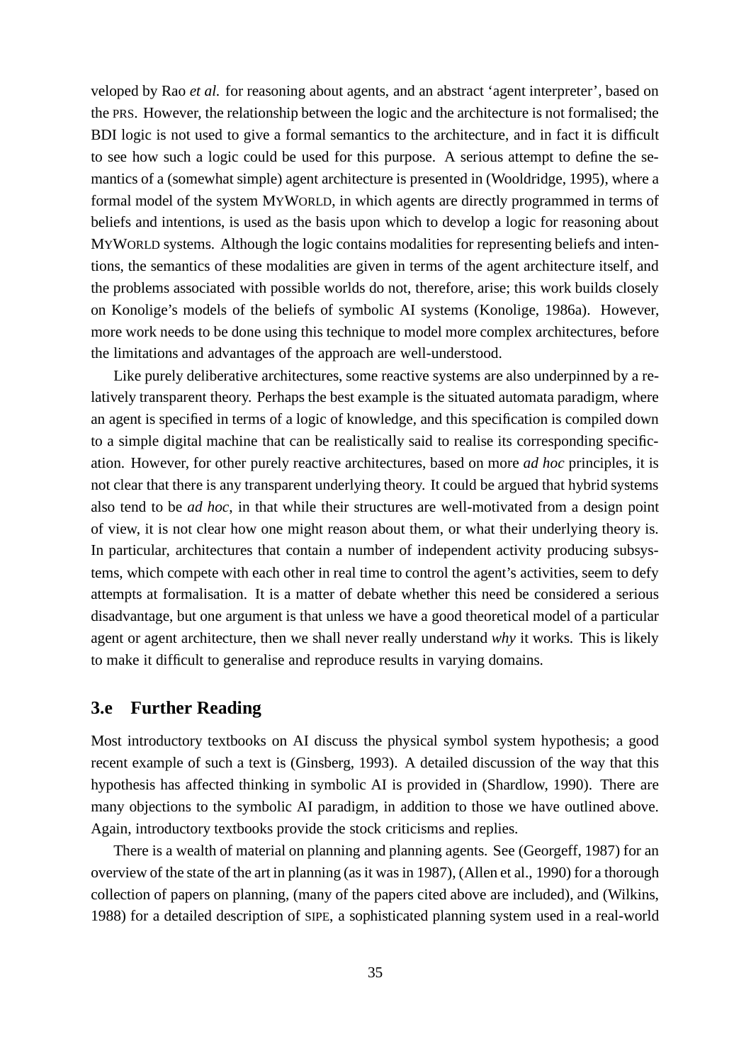veloped by Rao *et al.* for reasoning about agents, and an abstract 'agent interpreter', based on the PRS. However, the relationship between the logic and the architecture is not formalised; the BDI logic is not used to give a formal semantics to the architecture, and in fact it is difficult to see how such a logic could be used for this purpose. A serious attempt to define the semantics of a (somewhat simple) agent architecture is presented in (Wooldridge, 1995), where a formal model of the system MYWORLD, in which agents are directly programmed in terms of beliefs and intentions, is used as the basis upon which to develop a logic for reasoning about MYWORLD systems. Although the logic contains modalities for representing beliefs and intentions, the semantics of these modalities are given in terms of the agent architecture itself, and the problems associated with possible worlds do not, therefore, arise; this work builds closely on Konolige's models of the beliefs of symbolic AI systems (Konolige, 1986a). However, more work needs to be done using this technique to model more complex architectures, before the limitations and advantages of the approach are well-understood.

Like purely deliberative architectures, some reactive systems are also underpinned by a relatively transparent theory. Perhaps the best example is the situated automata paradigm, where an agent is specified in terms of a logic of knowledge, and this specification is compiled down to a simple digital machine that can be realistically said to realise its corresponding specification. However, for other purely reactive architectures, based on more *ad hoc* principles, it is not clear that there is any transparent underlying theory. It could be argued that hybrid systems also tend to be *ad hoc*, in that while their structures are well-motivated from a design point of view, it is not clear how one might reason about them, or what their underlying theory is. In particular, architectures that contain a number of independent activity producing subsystems, which compete with each other in real time to control the agent's activities, seem to defy attempts at formalisation. It is a matter of debate whether this need be considered a serious disadvantage, but one argument is that unless we have a good theoretical model of a particular agent or agent architecture, then we shall never really understand *why* it works. This is likely to make it difficult to generalise and reproduce results in varying domains.

## 3.e Further Reading

Most introductory textbooks on AI discuss the physical symbol system hypothesis; a good recent example of such a text is (Ginsberg, 1993). A detailed discussion of the way that this hypothesis has affected thinking in symbolic AI is provided in (Shardlow, 1990). There are many objections to the symbolic AI paradigm, in addition to those we have outlined above. Again, introductory textbooks provide the stock criticisms and replies.

There is a wealth of material on planning and planning agents. See (Georgeff, 1987) for an overview of the state of the art in planning (as it was in 1987), (Allen et al., 1990) for a thorough collection of papers on planning, (many of the papers cited above are included), and (Wilkins, 1988) for a detailed description of SIPE, a sophisticated planning system used in a real-world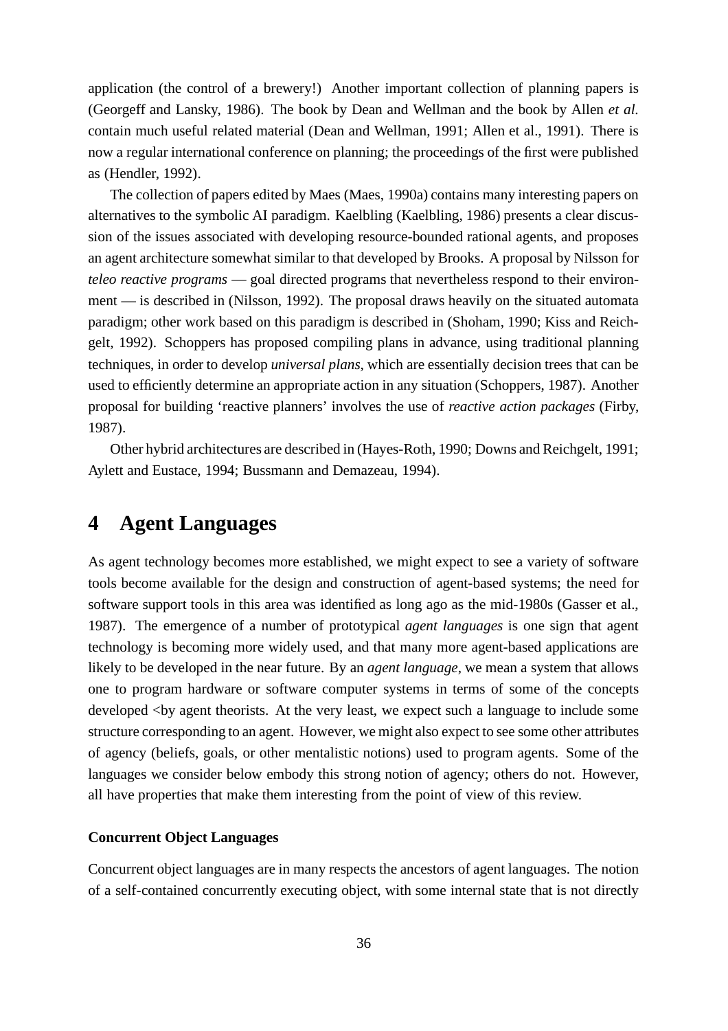application (the control of a brewery!) Another important collection of planning papers is (Georgeff and Lansky, 1986). The book by Dean and Wellman and the book by Allen *et al.* contain much useful related material (Dean and Wellman, 1991; Allen et al., 1991). There is now a regular international conference on planning; the proceedings of the first were published as (Hendler, 1992).

The collection of papers edited by Maes (Maes, 1990a) contains many interesting papers on alternatives to the symbolic AI paradigm. Kaelbling (Kaelbling, 1986) presents a clear discussion of the issues associated with developing resource-bounded rational agents, and proposes an agent architecture somewhat similar to that developed by Brooks. A proposal by Nilsson for *teleo reactive programs* — goal directed programs that nevertheless respond to their environment — is described in (Nilsson, 1992). The proposal draws heavily on the situated automata paradigm; other work based on this paradigm is described in (Shoham, 1990; Kiss and Reichgelt, 1992). Schoppers has proposed compiling plans in advance, using traditional planning techniques, in order to develop *universal plans*, which are essentially decision trees that can be used to efficiently determine an appropriate action in any situation (Schoppers, 1987). Another proposal for building 'reactive planners' involves the use of *reactive action packages* (Firby, 1987).

Other hybrid architectures are described in (Hayes-Roth, 1990; Downs and Reichgelt, 1991; Aylett and Eustace, 1994; Bussmann and Demazeau, 1994).

# 4 Agent Languages

As agent technology becomes more established, we might expect to see a variety of software tools become available for the design and construction of agent-based systems; the need for software support tools in this area was identified as long ago as the mid-1980s (Gasser et al., 1987). The emergence of a number of prototypical *agent languages* is one sign that agent technology is becoming more widely used, and that many more agent-based applications are likely to be developed in the near future. By an *agent language*, we mean a system that allows one to program hardware or software computer systems in terms of some of the concepts developed <by agent theorists. At the very least, we expect such a language to include some structure corresponding to an agent. However, we might also expect to see some other attributes of agency (beliefs, goals, or other mentalistic notions) used to program agents. Some of the languages we consider below embody this strong notion of agency; others do not. However, all have properties that make them interesting from the point of view of this review.

**Concurrent Object Languages**

Concurrent object languages are in many respects the ancestors of agent languages. The notion of a self-contained concurrently executing object, with some internal state that is not directly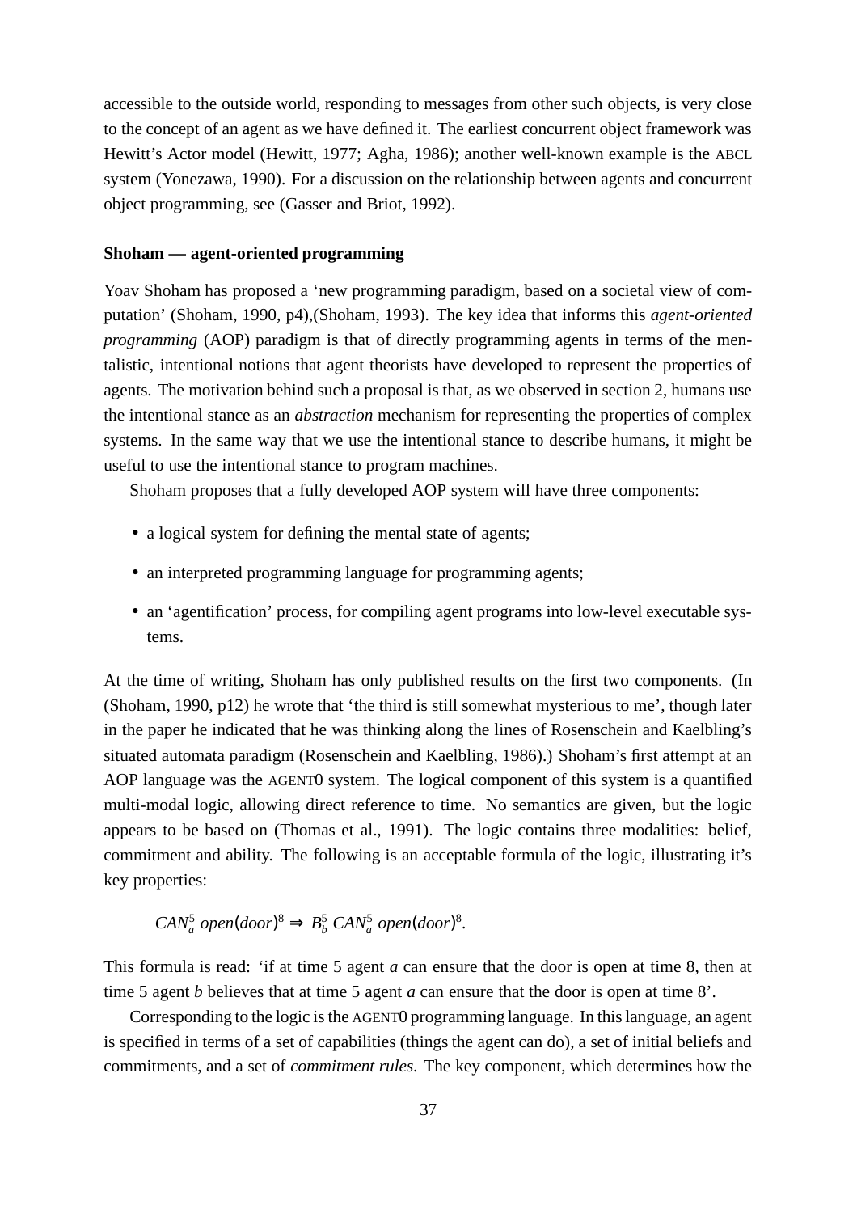accessible to the outside world, responding to messages from other such objects, is very close to the concept of an agent as we have defined it. The earliest concurrent object framework was Hewitt's Actor model (Hewitt, 1977; Agha, 1986); another well-known example is the ABCL system (Yonezawa, 1990). For a discussion on the relationship between agents and concurrent object programming, see (Gasser and Briot, 1992).

**Shoham — agent-oriented programming**

Yoav Shoham has proposed a 'new programming paradigm, based on a societal view of computation' (Shoham, 1990, p4),(Shoham, 1993). The key idea that informs this *agent-oriented programming* (AOP) paradigm is that of directly programming agents in terms of the mentalistic, intentional notions that agent theorists have developed to represent the properties of agents. The motivation behind such a proposal is that, as we observed in section 2, humans use the intentional stance as an *abstraction* mechanism for representing the properties of complex systems. In the same way that we use the intentional stance to describe humans, it might be useful to use the intentional stance to program machines.

Shoham proposes that a fully developed AOP system will have three components:

- a logical system for defining the mental state of agents;
- an interpreted programming language for programming agents;
- an 'agentification' process, for compiling agent programs into low-level executable systems.

At the time of writing, Shoham has only published results on the first two components. (In (Shoham, 1990, p12) he wrote that 'the third is still somewhat mysterious to me', though later in the paper he indicated that he was thinking along the lines of Rosenschein and Kaelbling's situated automata paradigm (Rosenschein and Kaelbling, 1986).) Shoham's first attempt at an AOP language was the AGENT0 system. The logical component of this system is a quantified multi-modal logic, allowing direct reference to time. No semantics are given, but the logic appears to be based on (Thomas et al., 1991). The logic contains three modalities: belief, commitment and ability. The following is an acceptable formula of the logic, illustrating it's key properties:

$$CAN_a^5 \; open(door)^8 \Rightarrow B_b^5 \; CAN_a^5 \; open(door)^8.$$

This formula is read: 'if at time 5 agent *a* can ensure that the door is open at time 8, then at time 5 agent *b* believes that at time 5 agent *a* can ensure that the door is open at time 8'.

Corresponding to the logic is the AGENT0 programming language. In this language, an agent is specified in terms of a set of capabilities (things the agent can do), a set of initial beliefs and commitments, and a set of *commitment rules*. The key component, which determines how the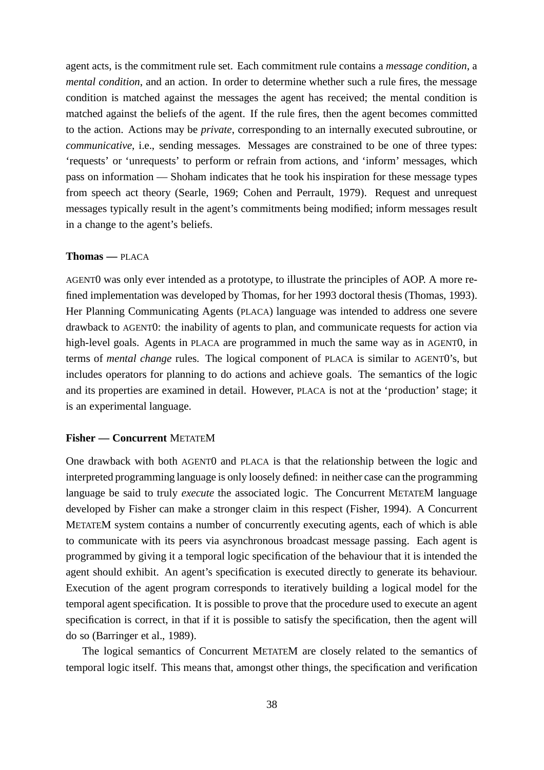agent acts, is the commitment rule set. Each commitment rule contains a *message condition*, a *mental condition*, and an action. In order to determine whether such a rule fires, the message condition is matched against the messages the agent has received; the mental condition is matched against the beliefs of the agent. If the rule fires, then the agent becomes committed to the action. Actions may be *private*, corresponding to an internally executed subroutine, or *communicative*, i.e., sending messages. Messages are constrained to be one of three types: 'requests' or 'unrequests' to perform or refrain from actions, and 'inform' messages, which pass on information — Shoham indicates that he took his inspiration for these message types from speech act theory (Searle, 1969; Cohen and Perrault, 1979). Request and unrequest messages typically result in the agent's commitments being modified; inform messages result in a change to the agent's beliefs.

#### Thomas — PLACA

AGENT0 was only ever intended as a prototype, to illustrate the principles of AOP. A more refined implementation was developed by Thomas, for her 1993 doctoral thesis (Thomas, 1993). Her Planning Communicating Agents (PLACA) language was intended to address one severe drawback to AGENT0: the inability of agents to plan, and communicate requests for action via high-level goals. Agents in PLACA are programmed in much the same way as in AGENT0, in terms of *mental change* rules. The logical component of PLACA is similar to AGENT0's, but includes operators for planning to do actions and achieve goals. The semantics of the logic and its properties are examined in detail. However, PLACA is not at the 'production' stage; it is an experimental language.

#### Fisher — Concurrent METATEM

One drawback with both AGENT0 and PLACA is that the relationship between the logic and interpreted programming language is only loosely defined: in neither case can the programming language be said to truly *execute* the associated logic. The Concurrent METATEM language developed by Fisher can make a stronger claim in this respect (Fisher, 1994). A Concurrent METATEM system contains a number of concurrently executing agents, each of which is able to communicate with its peers via asynchronous broadcast message passing. Each agent is programmed by giving it a temporal logic specification of the behaviour that it is intended the agent should exhibit. An agent's specification is executed directly to generate its behaviour. Execution of the agent program corresponds to iteratively building a logical model for the temporal agent specification. It is possible to prove that the procedure used to execute an agent specification is correct, in that if it is possible to satisfy the specification, then the agent will do so (Barringer et al., 1989).

The logical semantics of Concurrent METATEM are closely related to the semantics of temporal logic itself. This means that, amongst other things, the specification and verification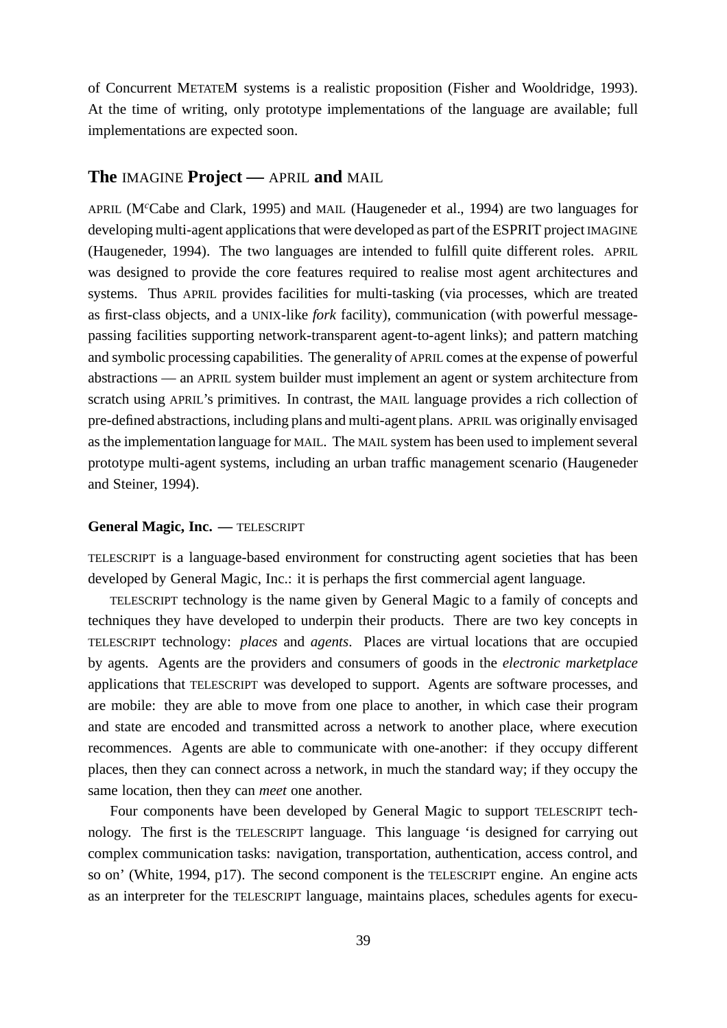of Concurrent METATEM systems is a realistic proposition (Fisher and Wooldridge, 1993). At the time of writing, only prototype implementations of the language are available; full implementations are expected soon.

## The IMAGINE Project — APRIL and MAIL

APRIL (McCabe and Clark, 1995) and MAIL (Haugeneder et al., 1994) are two languages for developing multi-agent applications that were developed as part of the ESPRIT project IMAGINE (Haugeneder, 1994). The two languages are intended to fulfill quite different roles. APRIL was designed to provide the core features required to realise most agent architectures and systems. Thus APRIL provides facilities for multi-tasking (via processes, which are treated as first-class objects, and a UNIX-like *fork* facility), communication (with powerful message-passing facilities supporting network-transparent agent-to-agent links); and pattern matching and symbolic processing capabilities. The generality of APRIL comes at the expense of powerful abstractions — an APRIL system builder must implement an agent or system architecture from scratch using APRIL's primitives. In contrast, the MAIL language provides a rich collection of pre-defined abstractions, including plans and multi-agent plans. APRIL was originally envisaged as the implementation language for MAIL. The MAIL system has been used to implement several prototype multi-agent systems, including an urban traffic management scenario (Haugeneder and Steiner, 1994).

### General Magic, Inc. — TELESCRIPT

TELESCRIPT is a language-based environment for constructing agent societies that has been developed by General Magic, Inc.: it is perhaps the first commercial agent language.

TELESCRIPT technology is the name given by General Magic to a family of concepts and techniques they have developed to underpin their products. There are two key concepts in TELESCRIPT technology: *places* and *agents*. Places are virtual locations that are occupied by agents. Agents are the providers and consumers of goods in the *electronic marketplace* applications that TELESCRIPT was developed to support. Agents are software processes, and are mobile: they are able to move from one place to another, in which case their program and state are encoded and transmitted across a network to another place, where execution recommences. Agents are able to communicate with one-another: if they occupy different places, then they can connect across a network, in much the standard way; if they occupy the same location, then they can *meet* one another.

Four components have been developed by General Magic to support TELESCRIPT technology. The first is the TELESCRIPT language. This language 'is designed for carrying out complex communication tasks: navigation, transportation, authentication, access control, and so on' (White, 1994, p17). The second component is the TELESCRIPT engine. An engine acts as an interpreter for the TELESCRIPT language, maintains places, schedules agents for execu-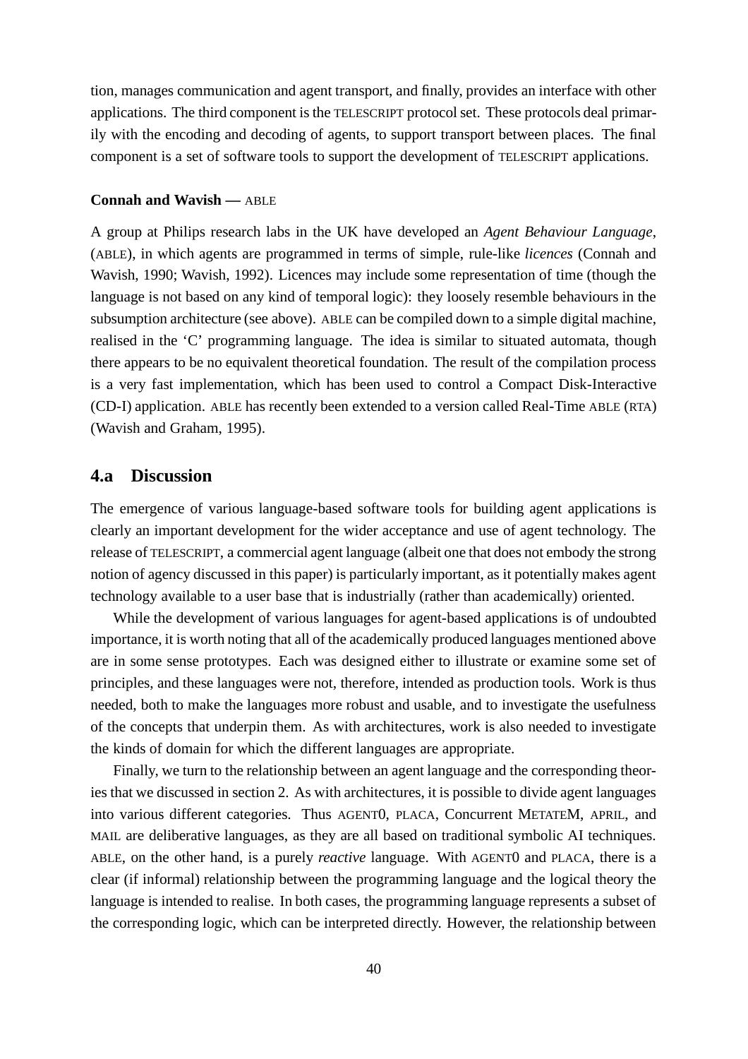tion, manages communication and agent transport, and finally, provides an interface with other applications. The third component is the TELESCRIPT protocol set. These protocols deal primarily with the encoding and decoding of agents, to support transport between places. The final component is a set of software tools to support the development of TELESCRIPT applications.

**Connah and Wavish —** ABLE

A group at Philips research labs in the UK have developed an *Agent Behaviour Language*, (ABLE), in which agents are programmed in terms of simple, rule-like *licences* (Connah and Wavish, 1990; Wavish, 1992). Licences may include some representation of time (though the language is not based on any kind of temporal logic): they loosely resemble behaviours in the subsumption architecture (see above). ABLE can be compiled down to a simple digital machine, realised in the 'C' programming language. The idea is similar to situated automata, though there appears to be no equivalent theoretical foundation. The result of the compilation process is a very fast implementation, which has been used to control a Compact Disk-Interactive (CD-I) application. ABLE has recently been extended to a version called Real-Time ABLE (RTA) (Wavish and Graham, 1995).

## 4.a Discussion

The emergence of various language-based software tools for building agent applications is clearly an important development for the wider acceptance and use of agent technology. The release of TELESCRIPT, a commercial agent language (albeit one that does not embody the strong notion of agency discussed in this paper) is particularly important, as it potentially makes agent technology available to a user base that is industrially (rather than academically) oriented.

While the development of various languages for agent-based applications is of undoubted importance, it is worth noting that all of the academically produced languages mentioned above are in some sense prototypes. Each was designed either to illustrate or examine some set of principles, and these languages were not, therefore, intended as production tools. Work is thus needed, both to make the languages more robust and usable, and to investigate the usefulness of the concepts that underpin them. As with architectures, work is also needed to investigate the kinds of domain for which the different languages are appropriate.

Finally, we turn to the relationship between an agent language and the corresponding theories that we discussed in section 2. As with architectures, it is possible to divide agent languages into various different categories. Thus AGENT0, PLACA, Concurrent METATEM, APRIL, and MAIL are deliberative languages, as they are all based on traditional symbolic AI techniques. ABLE, on the other hand, is a purely *reactive* language. With AGENT0 and PLACA, there is a clear (if informal) relationship between the programming language and the logical theory the language is intended to realise. In both cases, the programming language represents a subset of the corresponding logic, which can be interpreted directly. However, the relationship between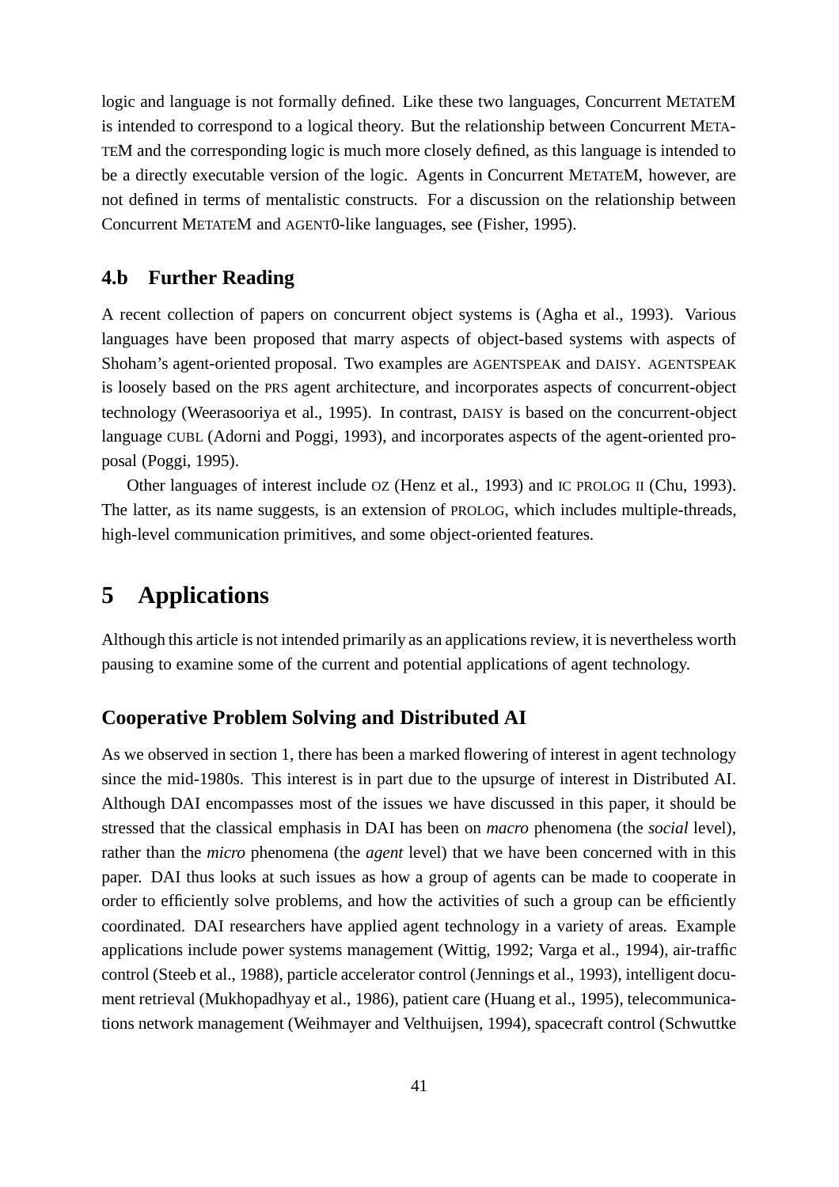logic and language is not formally defined. Like these two languages, Concurrent METATEM is intended to correspond to a logical theory. But the relationship between Concurrent METATEM and the corresponding logic is much more closely defined, as this language is intended to be a directly executable version of the logic. Agents in Concurrent METATEM, however, are not defined in terms of mentalistic constructs. For a discussion on the relationship between Concurrent METATEM and AGENT0-like languages, see (Fisher, 1995).

### 4.b Further Reading

A recent collection of papers on concurrent object systems is (Agha et al., 1993). Various languages have been proposed that marry aspects of object-based systems with aspects of Shoham's agent-oriented proposal. Two examples are AGENTSPEAK and DAISY. AGENTSPEAK is loosely based on the PRS agent architecture, and incorporates aspects of concurrent-object technology (Weerasooriya et al., 1995). In contrast, DAISY is based on the concurrent-object language CUBL (Adorni and Poggi, 1993), and incorporates aspects of the agent-oriented proposal (Poggi, 1995).

Other languages of interest include OZ (Henz et al., 1993) and IC PROLOG II (Chu, 1993). The latter, as its name suggests, is an extension of PROLOG, which includes multiple-threads, high-level communication primitives, and some object-oriented features.

## 5 Applications

Although this article is not intended primarily as an applications review, it is nevertheless worth pausing to examine some of the current and potential applications of agent technology.

### Cooperative Problem Solving and Distributed AI

As we observed in section 1, there has been a marked flowering of interest in agent technology since the mid-1980s. This interest is in part due to the upsurge of interest in Distributed AI. Although DAI encompasses most of the issues we have discussed in this paper, it should be stressed that the classical emphasis in DAI has been on *macro* phenomena (the *social* level), rather than the *micro* phenomena (the *agent* level) that we have been concerned with in this paper. DAI thus looks at such issues as how a group of agents can be made to cooperate in order to efficiently solve problems, and how the activities of such a group can be efficiently coordinated. DAI researchers have applied agent technology in a variety of areas. Example applications include power systems management (Wittig, 1992; Varga et al., 1994), air-traffic control (Steeb et al., 1988), particle accelerator control (Jennings et al., 1993), intelligent document retrieval (Mukhopadhyay et al., 1986), patient care (Huang et al., 1995), telecommunications network management (Weihmayer and Velthuijsen, 1994), spacecraft control (Schwuttke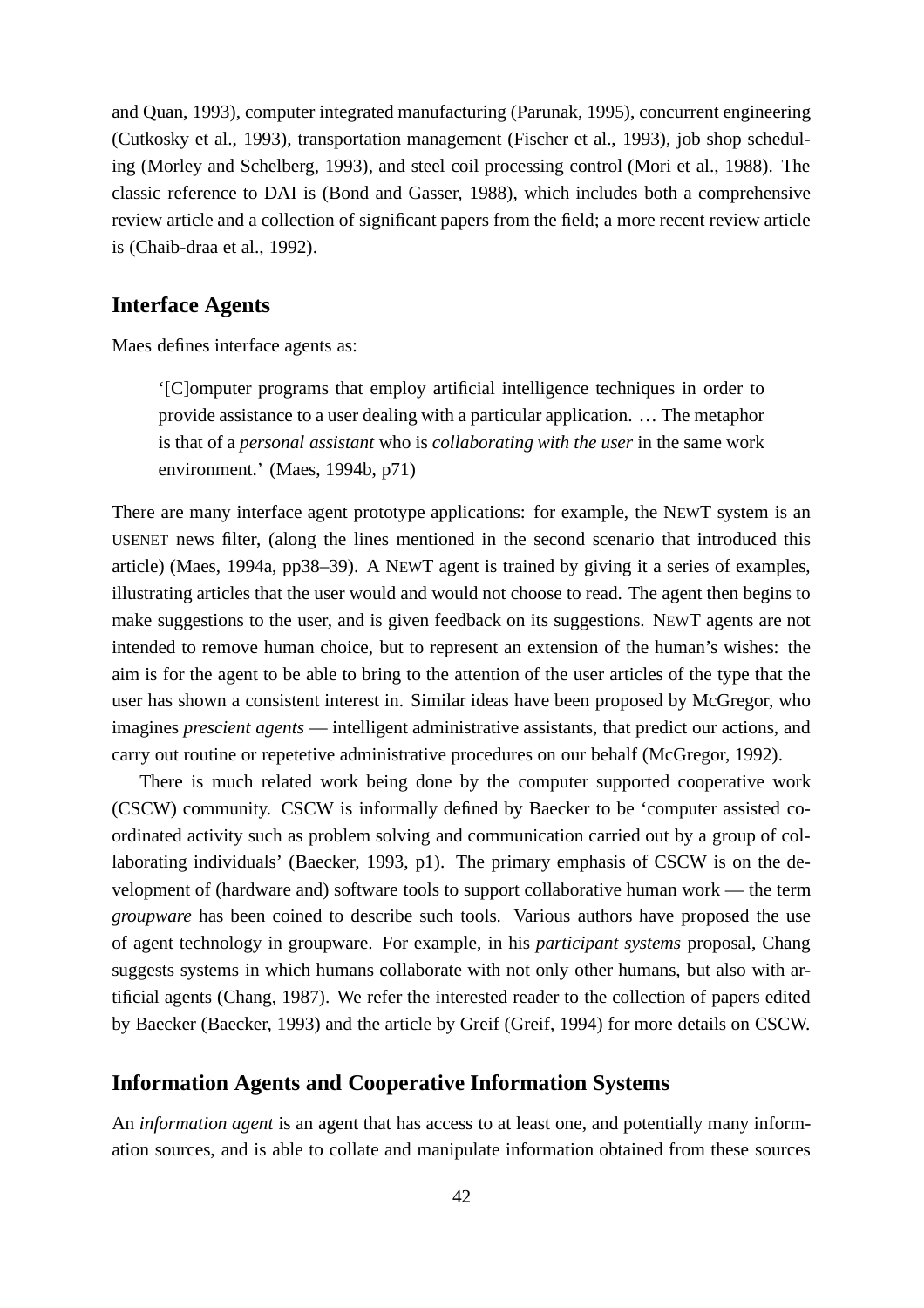and Quan, 1993), computer integrated manufacturing (Parunak, 1995), concurrent engineering (Cutkosky et al., 1993), transportation management (Fischer et al., 1993), job shop scheduling (Morley and Schelberg, 1993), and steel coil processing control (Mori et al., 1988). The classic reference to DAI is (Bond and Gasser, 1988), which includes both a comprehensive review article and a collection of significant papers from the field; a more recent review article is (Chaib-draa et al., 1992).

## Interface Agents

Maes defines interface agents as:

> '[C]omputer programs that employ artificial intelligence techniques in order to provide assistance to a user dealing with a particular application. … The metaphor is that of a *personal assistant* who is *collaborating with the user* in the same work environment.' (Maes, 1994b, p71)

There are many interface agent prototype applications: for example, the NEWT system is an USENET news filter, (along the lines mentioned in the second scenario that introduced this article) (Maes, 1994a, pp38–39). A NEWT agent is trained by giving it a series of examples, illustrating articles that the user would and would not choose to read. The agent then begins to make suggestions to the user, and is given feedback on its suggestions. NEWT agents are not intended to remove human choice, but to represent an extension of the human's wishes: the aim is for the agent to be able to bring to the attention of the user articles of the type that the user has shown a consistent interest in. Similar ideas have been proposed by McGregor, who imagines *prescient agents* — intelligent administrative assistants, that predict our actions, and carry out routine or repetetive administrative procedures on our behalf (McGregor, 1992).

There is much related work being done by the computer supported cooperative work (CSCW) community. CSCW is informally defined by Baecker to be 'computer assisted coordinated activity such as problem solving and communication carried out by a group of collaborating individuals' (Baecker, 1993, p1). The primary emphasis of CSCW is on the development of (hardware and) software tools to support collaborative human work — the term *groupware* has been coined to describe such tools. Various authors have proposed the use of agent technology in groupware. For example, in his *participant systems* proposal, Chang suggests systems in which humans collaborate with not only other humans, but also with artificial agents (Chang, 1987). We refer the interested reader to the collection of papers edited by Baecker (Baecker, 1993) and the article by Greif (Greif, 1994) for more details on CSCW.

## Information Agents and Cooperative Information Systems

An *information agent* is an agent that has access to at least one, and potentially many information sources, and is able to collate and manipulate information obtained from these sources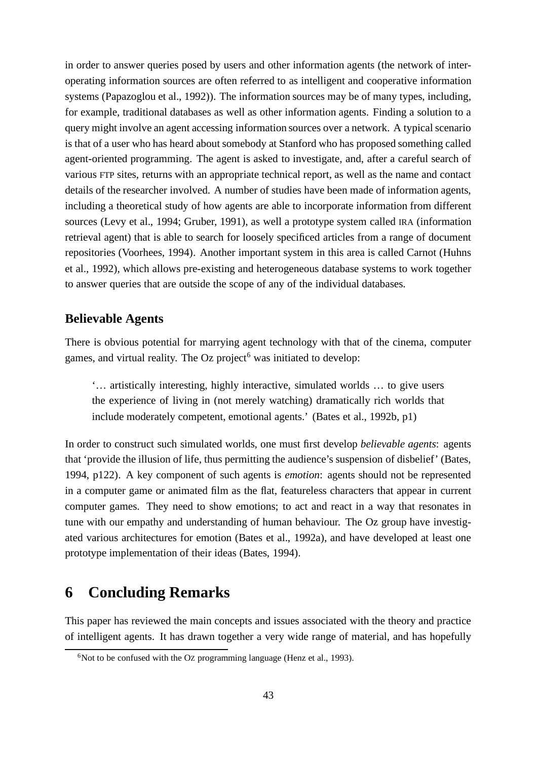in order to answer queries posed by users and other information agents (the network of inter-operating information sources are often referred to as intelligent and cooperative information systems (Papazoglou et al., 1992)). The information sources may be of many types, including, for example, traditional databases as well as other information agents. Finding a solution to a query might involve an agent accessing information sources over a network. A typical scenario is that of a user who has heard about somebody at Stanford who has proposed something called agent-oriented programming. The agent is asked to investigate, and, after a careful search of various FTP sites, returns with an appropriate technical report, as well as the name and contact details of the researcher involved. A number of studies have been made of information agents, including a theoretical study of how agents are able to incorporate information from different sources (Levy et al., 1994; Gruber, 1991), as well a prototype system called IRA (information retrieval agent) that is able to search for loosely specificed articles from a range of document repositories (Voorhees, 1994). Another important system in this area is called Carnot (Huhns et al., 1992), which allows pre-existing and heterogeneous database systems to work together to answer queries that are outside the scope of any of the individual databases.

### Believable Agents

There is obvious potential for marrying agent technology with that of the cinema, computer games, and virtual reality. The Oz project[6] was initiated to develop:

> '… artistically interesting, highly interactive, simulated worlds … to give users the experience of living in (not merely watching) dramatically rich worlds that include moderately competent, emotional agents.' (Bates et al., 1992b, p1)

In order to construct such simulated worlds, one must first develop *believable agents*: agents that 'provide the illusion of life, thus permitting the audience's suspension of disbelief' (Bates, 1994, p122). A key component of such agents is *emotion*: agents should not be represented in a computer game or animated film as the flat, featureless characters that appear in current computer games. They need to show emotions; to act and react in a way that resonates in tune with our empathy and understanding of human behaviour. The Oz group have investigated various architectures for emotion (Bates et al., 1992a), and have developed at least one prototype implementation of their ideas (Bates, 1994).

## 6 Concluding Remarks

This paper has reviewed the main concepts and issues associated with the theory and practice of intelligent agents. It has drawn together a very wide range of material, and has hopefully

[6] Not to be confused with the Oz programming language (Henz et al., 1993).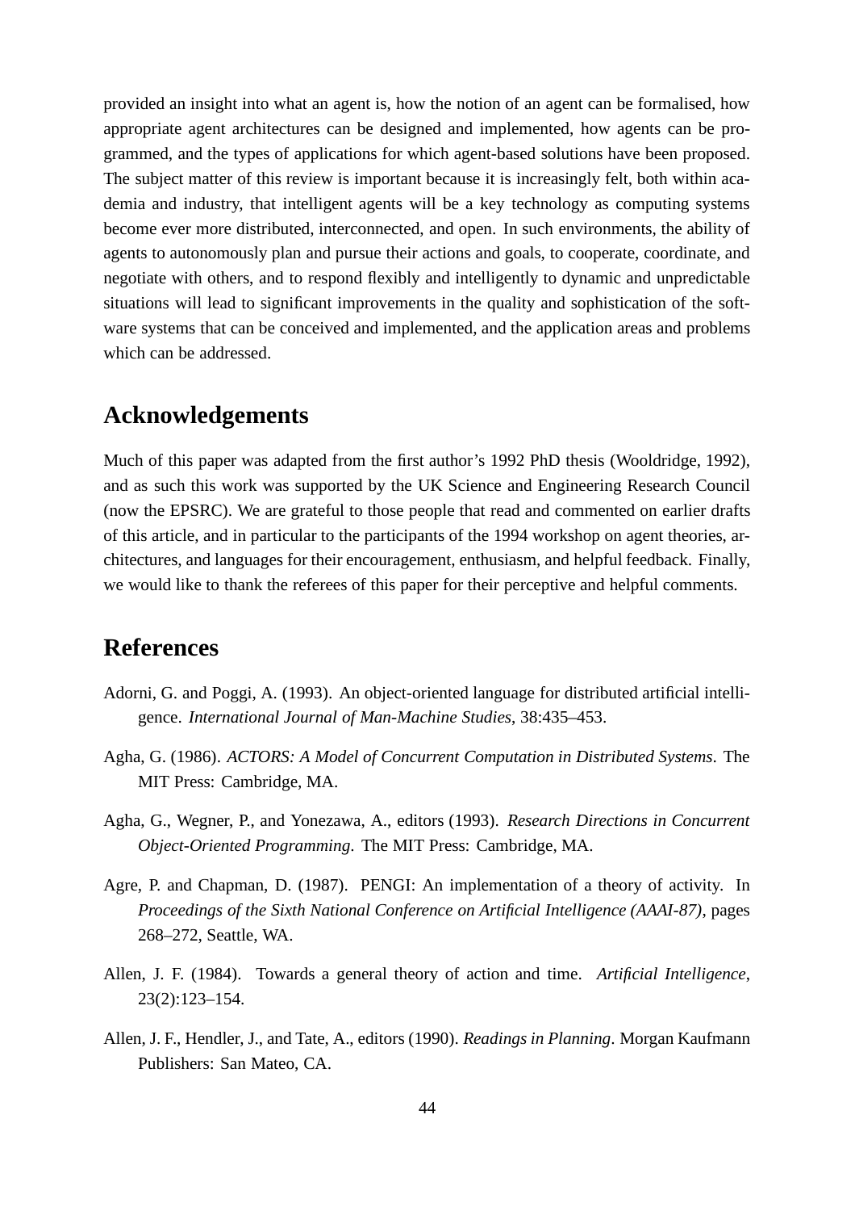provided an insight into what an agent is, how the notion of an agent can be formalised, how appropriate agent architectures can be designed and implemented, how agents can be programmed, and the types of applications for which agent-based solutions have been proposed. The subject matter of this review is important because it is increasingly felt, both within academia and industry, that intelligent agents will be a key technology as computing systems become ever more distributed, interconnected, and open. In such environments, the ability of agents to autonomously plan and pursue their actions and goals, to cooperate, coordinate, and negotiate with others, and to respond flexibly and intelligently to dynamic and unpredictable situations will lead to significant improvements in the quality and sophistication of the software systems that can be conceived and implemented, and the application areas and problems which can be addressed.

## Acknowledgements

Much of this paper was adapted from the first author's 1992 PhD thesis (Wooldridge, 1992), and as such this work was supported by the UK Science and Engineering Research Council (now the EPSRC). We are grateful to those people that read and commented on earlier drafts of this article, and in particular to the participants of the 1994 workshop on agent theories, architectures, and languages for their encouragement, enthusiasm, and helpful feedback. Finally, we would like to thank the referees of this paper for their perceptive and helpful comments.

## References

Adorni, G. and Poggi, A. (1993). An object-oriented language for distributed artificial intelligence. *International Journal of Man-Machine Studies*, 38:435–453.

Agha, G. (1986). *ACTORS: A Model of Concurrent Computation in Distributed Systems*. The MIT Press: Cambridge, MA.

Agha, G., Wegner, P., and Yonezawa, A., editors (1993). *Research Directions in Concurrent Object-Oriented Programming*. The MIT Press: Cambridge, MA.

Agre, P. and Chapman, D. (1987). PENGI: An implementation of a theory of activity. In *Proceedings of the Sixth National Conference on Artificial Intelligence (AAAI-87)*, pages 268–272, Seattle, WA.

Allen, J. F. (1984). Towards a general theory of action and time. *Artificial Intelligence*, 23(2):123–154.

Allen, J. F., Hendler, J., and Tate, A., editors (1990). *Readings in Planning*. Morgan Kaufmann Publishers: San Mateo, CA.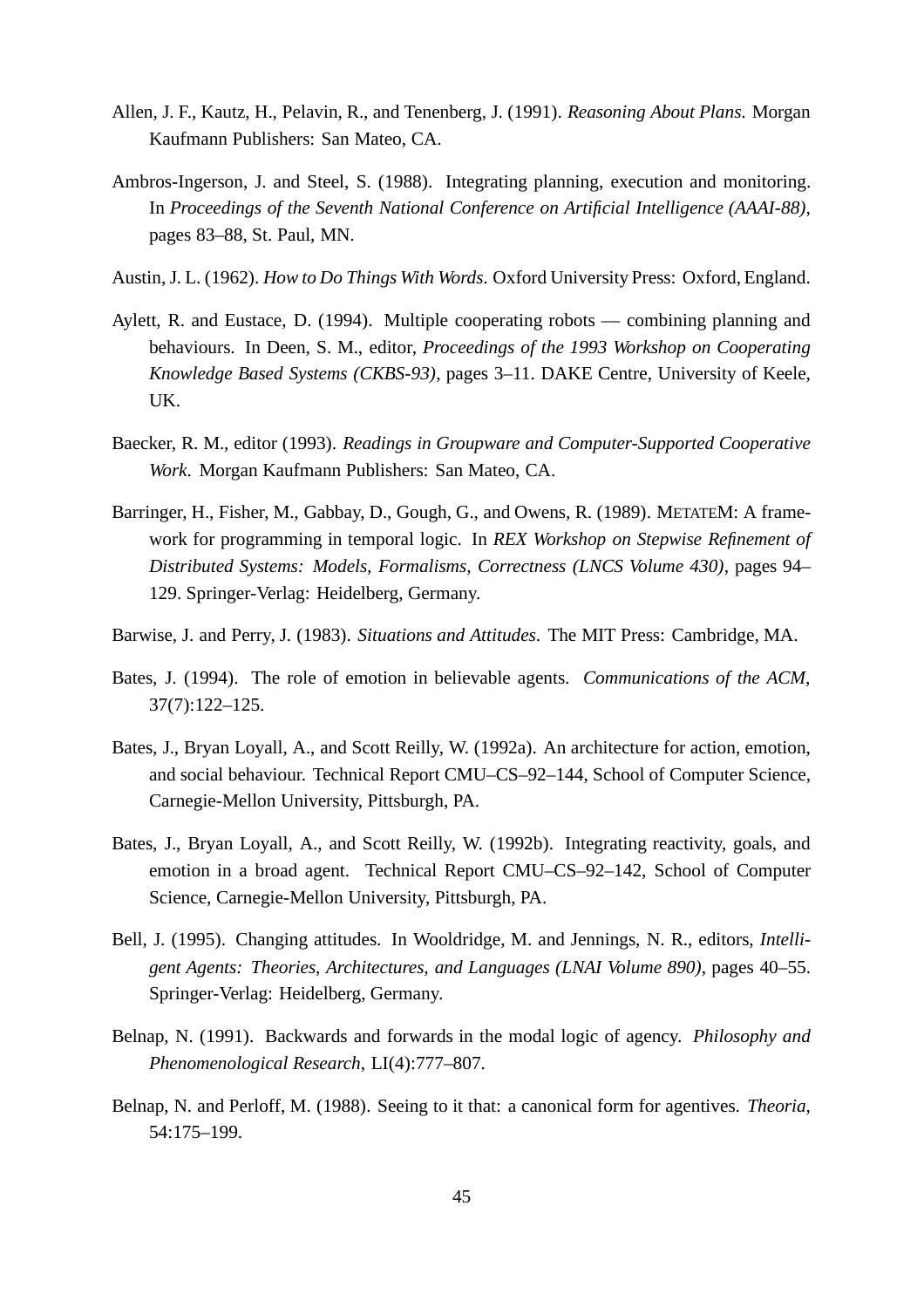Allen, J. F., Kautz, H., Pelavin, R., and Tenenberg, J. (1991). *Reasoning About Plans*. Morgan Kaufmann Publishers: San Mateo, CA.

Ambros-Ingerson, J. and Steel, S. (1988). Integrating planning, execution and monitoring. In *Proceedings of the Seventh National Conference on Artificial Intelligence (AAAI-88)*, pages 83–88, St. Paul, MN.

Austin, J. L. (1962). *How to Do Things With Words*. Oxford University Press: Oxford, England.

Aylett, R. and Eustace, D. (1994). Multiple cooperating robots — combining planning and behaviours. In Deen, S. M., editor, *Proceedings of the 1993 Workshop on Cooperating Knowledge Based Systems (CKBS-93)*, pages 3–11. DAKE Centre, University of Keele, UK.

Baecker, R. M., editor (1993). *Readings in Groupware and Computer-Supported Cooperative Work*. Morgan Kaufmann Publishers: San Mateo, CA.

Barringer, H., Fisher, M., Gabbay, D., Gough, G., and Owens, R. (1989). METATEM: A framework for programming in temporal logic. In *REX Workshop on Stepwise Refinement of Distributed Systems: Models, Formalisms, Correctness (LNCS Volume 430)*, pages 94–129. Springer-Verlag: Heidelberg, Germany.

Barwise, J. and Perry, J. (1983). *Situations and Attitudes*. The MIT Press: Cambridge, MA.

Bates, J. (1994). The role of emotion in believable agents. *Communications of the ACM*, 37(7):122–125.

Bates, J., Bryan Loyall, A., and Scott Reilly, W. (1992a). An architecture for action, emotion, and social behaviour. Technical Report CMU–CS–92–144, School of Computer Science, Carnegie-Mellon University, Pittsburgh, PA.

Bates, J., Bryan Loyall, A., and Scott Reilly, W. (1992b). Integrating reactivity, goals, and emotion in a broad agent. Technical Report CMU–CS–92–142, School of Computer Science, Carnegie-Mellon University, Pittsburgh, PA.

Bell, J. (1995). Changing attitudes. In Wooldridge, M. and Jennings, N. R., editors, *Intelligent Agents: Theories, Architectures, and Languages (LNAI Volume 890)*, pages 40–55. Springer-Verlag: Heidelberg, Germany.

Belnap, N. (1991). Backwards and forwards in the modal logic of agency. *Philosophy and Phenomenological Research*, LI(4):777–807.

Belnap, N. and Perloff, M. (1988). Seeing to it that: a canonical form for agentives. *Theoria*, 54:175–199.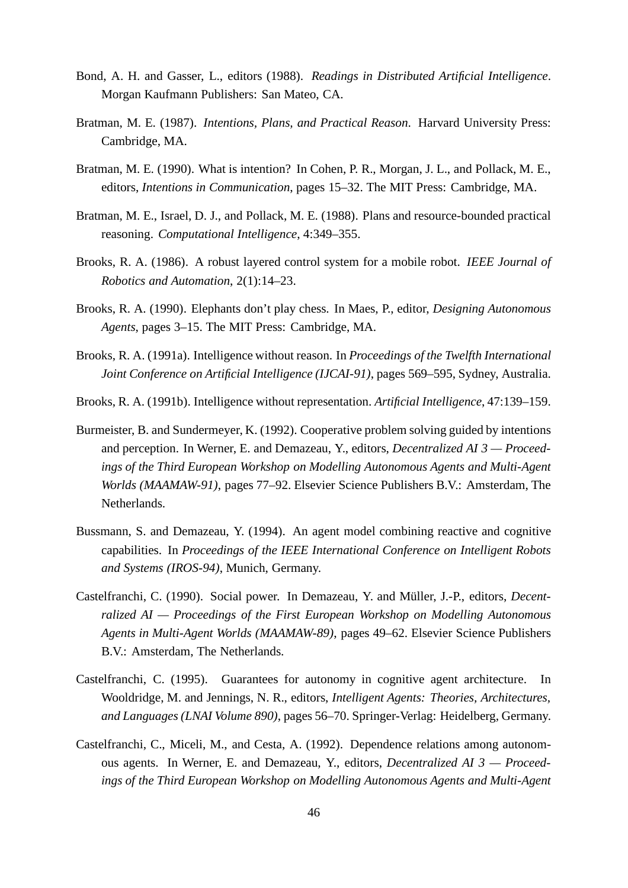Bond, A. H. and Gasser, L., editors (1988). *Readings in Distributed Artificial Intelligence*. Morgan Kaufmann Publishers: San Mateo, CA.

Bratman, M. E. (1987). *Intentions, Plans, and Practical Reason*. Harvard University Press: Cambridge, MA.

Bratman, M. E. (1990). What is intention? In Cohen, P. R., Morgan, J. L., and Pollack, M. E., editors, *Intentions in Communication*, pages 15–32. The MIT Press: Cambridge, MA.

Bratman, M. E., Israel, D. J., and Pollack, M. E. (1988). Plans and resource-bounded practical reasoning. *Computational Intelligence*, 4:349–355.

Brooks, R. A. (1986). A robust layered control system for a mobile robot. *IEEE Journal of Robotics and Automation*, 2(1):14–23.

Brooks, R. A. (1990). Elephants don't play chess. In Maes, P., editor, *Designing Autonomous Agents*, pages 3–15. The MIT Press: Cambridge, MA.

Brooks, R. A. (1991a). Intelligence without reason. In *Proceedings of the Twelfth International Joint Conference on Artificial Intelligence (IJCAI-91)*, pages 569–595, Sydney, Australia.

Brooks, R. A. (1991b). Intelligence without representation. *Artificial Intelligence*, 47:139–159.

Burmeister, B. and Sundermeyer, K. (1992). Cooperative problem solving guided by intentions and perception. In Werner, E. and Demazeau, Y., editors, *Decentralized AI 3 — Proceedings of the Third European Workshop on Modelling Autonomous Agents and Multi-Agent Worlds (MAAMAW-91)*, pages 77–92. Elsevier Science Publishers B.V.: Amsterdam, The Netherlands.

Bussmann, S. and Demazeau, Y. (1994). An agent model combining reactive and cognitive capabilities. In *Proceedings of the IEEE International Conference on Intelligent Robots and Systems (IROS-94)*, Munich, Germany.

Castelfranchi, C. (1990). Social power. In Demazeau, Y. and Müller, J.-P., editors, *Decentralized AI — Proceedings of the First European Workshop on Modelling Autonomous Agents in Multi-Agent Worlds (MAAMAW-89)*, pages 49–62. Elsevier Science Publishers B.V.: Amsterdam, The Netherlands.

Castelfranchi, C. (1995). Guarantees for autonomy in cognitive agent architecture. In Wooldridge, M. and Jennings, N. R., editors, *Intelligent Agents: Theories, Architectures, and Languages (LNAI Volume 890)*, pages 56–70. Springer-Verlag: Heidelberg, Germany.

Castelfranchi, C., Miceli, M., and Cesta, A. (1992). Dependence relations among autonomous agents. In Werner, E. and Demazeau, Y., editors, *Decentralized AI 3 — Proceedings of the Third European Workshop on Modelling Autonomous Agents and Multi-Agent*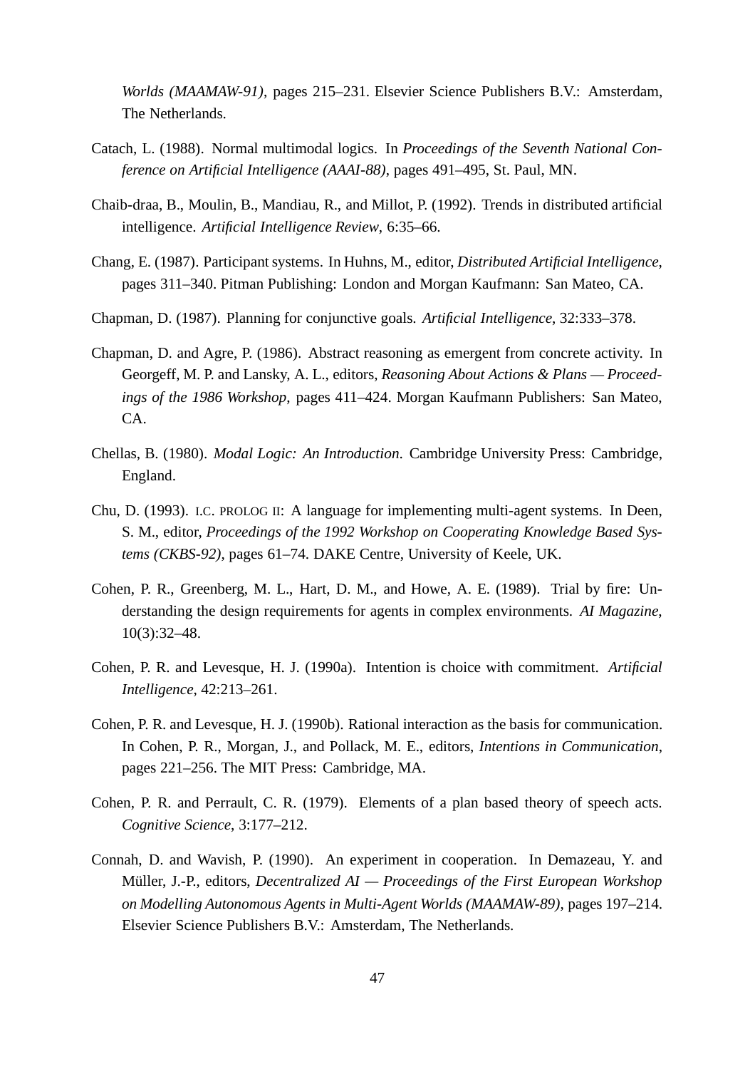*Worlds (MAAMAW-91)*, pages 215–231. Elsevier Science Publishers B.V.: Amsterdam, The Netherlands.

Catach, L. (1988). Normal multimodal logics. In *Proceedings of the Seventh National Conference on Artificial Intelligence (AAAI-88)*, pages 491–495, St. Paul, MN.

Chaib-draa, B., Moulin, B., Mandiau, R., and Millot, P. (1992). Trends in distributed artificial intelligence. *Artificial Intelligence Review*, 6:35–66.

Chang, E. (1987). Participant systems. In Huhns, M., editor, *Distributed Artificial Intelligence*, pages 311–340. Pitman Publishing: London and Morgan Kaufmann: San Mateo, CA.

Chapman, D. (1987). Planning for conjunctive goals. *Artificial Intelligence*, 32:333–378.

Chapman, D. and Agre, P. (1986). Abstract reasoning as emergent from concrete activity. In Georgeff, M. P. and Lansky, A. L., editors, *Reasoning About Actions & Plans — Proceedings of the 1986 Workshop*, pages 411–424. Morgan Kaufmann Publishers: San Mateo, CA.

Chellas, B. (1980). *Modal Logic: An Introduction*. Cambridge University Press: Cambridge, England.

Chu, D. (1993). I.C. PROLOG II: A language for implementing multi-agent systems. In Deen, S. M., editor, *Proceedings of the 1992 Workshop on Cooperating Knowledge Based Systems (CKBS-92)*, pages 61–74. DAKE Centre, University of Keele, UK.

Cohen, P. R., Greenberg, M. L., Hart, D. M., and Howe, A. E. (1989). Trial by fire: Understanding the design requirements for agents in complex environments. *AI Magazine*, 10(3):32–48.

Cohen, P. R. and Levesque, H. J. (1990a). Intention is choice with commitment. *Artificial Intelligence*, 42:213–261.

Cohen, P. R. and Levesque, H. J. (1990b). Rational interaction as the basis for communication. In Cohen, P. R., Morgan, J., and Pollack, M. E., editors, *Intentions in Communication*, pages 221–256. The MIT Press: Cambridge, MA.

Cohen, P. R. and Perrault, C. R. (1979). Elements of a plan based theory of speech acts. *Cognitive Science*, 3:177–212.

Connah, D. and Wavish, P. (1990). An experiment in cooperation. In Demazeau, Y. and Müller, J.-P., editors, *Decentralized AI — Proceedings of the First European Workshop on Modelling Autonomous Agents in Multi-Agent Worlds (MAAMAW-89)*, pages 197–214. Elsevier Science Publishers B.V.: Amsterdam, The Netherlands.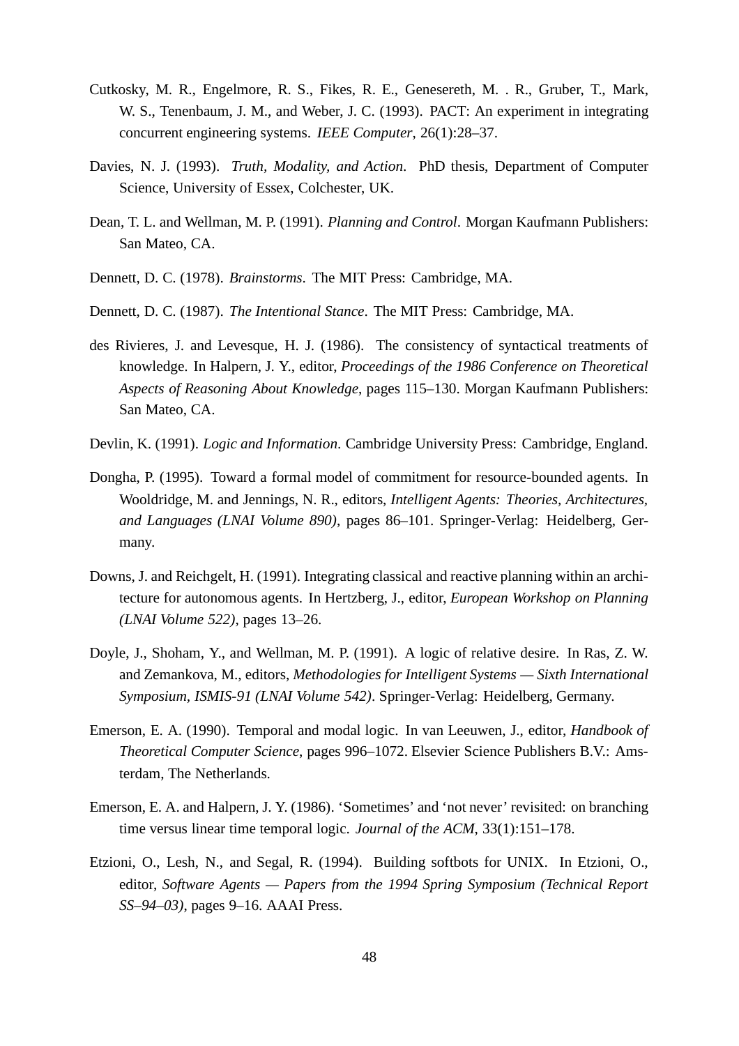Cutkosky, M. R., Engelmore, R. S., Fikes, R. E., Genesereth, M. . R., Gruber, T., Mark, W. S., Tenenbaum, J. M., and Weber, J. C. (1993). PACT: An experiment in integrating concurrent engineering systems. *IEEE Computer*, 26(1):28–37.

Davies, N. J. (1993). *Truth, Modality, and Action*. PhD thesis, Department of Computer Science, University of Essex, Colchester, UK.

Dean, T. L. and Wellman, M. P. (1991). *Planning and Control*. Morgan Kaufmann Publishers: San Mateo, CA.

Dennett, D. C. (1978). *Brainstorms*. The MIT Press: Cambridge, MA.

Dennett, D. C. (1987). *The Intentional Stance*. The MIT Press: Cambridge, MA.

des Rivieres, J. and Levesque, H. J. (1986). The consistency of syntactical treatments of knowledge. In Halpern, J. Y., editor, *Proceedings of the 1986 Conference on Theoretical Aspects of Reasoning About Knowledge*, pages 115–130. Morgan Kaufmann Publishers: San Mateo, CA.

Devlin, K. (1991). *Logic and Information*. Cambridge University Press: Cambridge, England.

Dongha, P. (1995). Toward a formal model of commitment for resource-bounded agents. In Wooldridge, M. and Jennings, N. R., editors, *Intelligent Agents: Theories, Architectures, and Languages (LNAI Volume 890)*, pages 86–101. Springer-Verlag: Heidelberg, Germany.

Downs, J. and Reichgelt, H. (1991). Integrating classical and reactive planning within an architecture for autonomous agents. In Hertzberg, J., editor, *European Workshop on Planning (LNAI Volume 522)*, pages 13–26.

Doyle, J., Shoham, Y., and Wellman, M. P. (1991). A logic of relative desire. In Ras, Z. W. and Zemankova, M., editors, *Methodologies for Intelligent Systems — Sixth International Symposium, ISMIS-91 (LNAI Volume 542)*. Springer-Verlag: Heidelberg, Germany.

Emerson, E. A. (1990). Temporal and modal logic. In van Leeuwen, J., editor, *Handbook of Theoretical Computer Science*, pages 996–1072. Elsevier Science Publishers B.V.: Amsterdam, The Netherlands.

Emerson, E. A. and Halpern, J. Y. (1986). 'Sometimes' and 'not never' revisited: on branching time versus linear time temporal logic. *Journal of the ACM*, 33(1):151–178.

Etzioni, O., Lesh, N., and Segal, R. (1994). Building softbots for UNIX. In Etzioni, O., editor, *Software Agents — Papers from the 1994 Spring Symposium (Technical Report SS–94–03)*, pages 9–16. AAAI Press.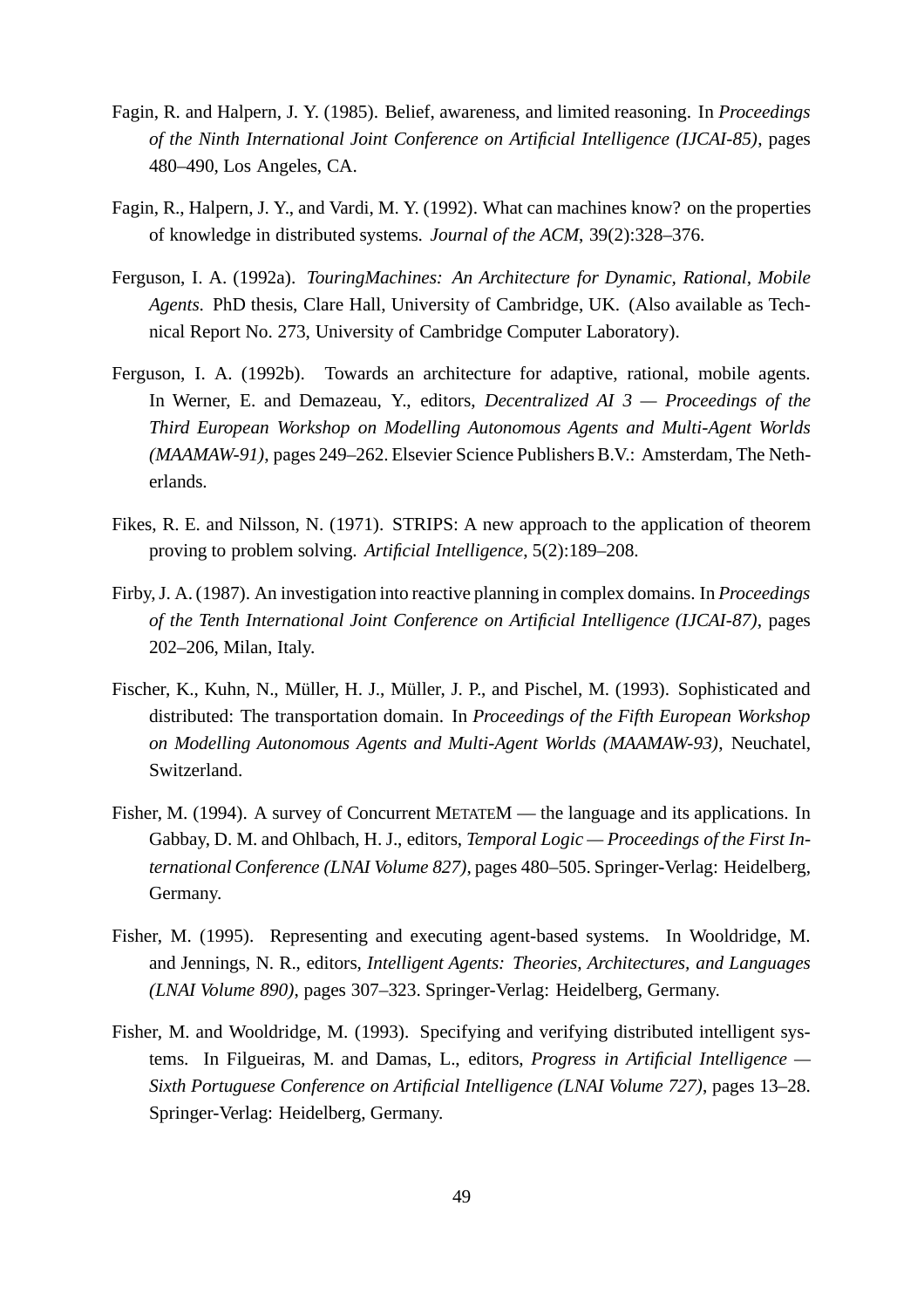Fagin, R. and Halpern, J. Y. (1985). Belief, awareness, and limited reasoning. In *Proceedings of the Ninth International Joint Conference on Artificial Intelligence (IJCAI-85)*, pages 480–490, Los Angeles, CA.

Fagin, R., Halpern, J. Y., and Vardi, M. Y. (1992). What can machines know? on the properties of knowledge in distributed systems. *Journal of the ACM*, 39(2):328–376.

Ferguson, I. A. (1992a). *TouringMachines: An Architecture for Dynamic, Rational, Mobile Agents*. PhD thesis, Clare Hall, University of Cambridge, UK. (Also available as Technical Report No. 273, University of Cambridge Computer Laboratory).

Ferguson, I. A. (1992b). Towards an architecture for adaptive, rational, mobile agents. In Werner, E. and Demazeau, Y., editors, *Decentralized AI 3 — Proceedings of the Third European Workshop on Modelling Autonomous Agents and Multi-Agent Worlds (MAAMAW-91)*, pages 249–262. Elsevier Science Publishers B.V.: Amsterdam, The Netherlands.

Fikes, R. E. and Nilsson, N. (1971). STRIPS: A new approach to the application of theorem proving to problem solving. *Artificial Intelligence*, 5(2):189–208.

Firby, J. A. (1987). An investigation into reactive planning in complex domains. In *Proceedings of the Tenth International Joint Conference on Artificial Intelligence (IJCAI-87)*, pages 202–206, Milan, Italy.

Fischer, K., Kuhn, N., Müller, H. J., Müller, J. P., and Pischel, M. (1993). Sophisticated and distributed: The transportation domain. In *Proceedings of the Fifth European Workshop on Modelling Autonomous Agents and Multi-Agent Worlds (MAAMAW-93)*, Neuchatel, Switzerland.

Fisher, M. (1994). A survey of Concurrent METATEM — the language and its applications. In Gabbay, D. M. and Ohlbach, H. J., editors, *Temporal Logic — Proceedings of the First International Conference (LNAI Volume 827)*, pages 480–505. Springer-Verlag: Heidelberg, Germany.

Fisher, M. (1995). Representing and executing agent-based systems. In Wooldridge, M. and Jennings, N. R., editors, *Intelligent Agents: Theories, Architectures, and Languages (LNAI Volume 890)*, pages 307–323. Springer-Verlag: Heidelberg, Germany.

Fisher, M. and Wooldridge, M. (1993). Specifying and verifying distributed intelligent systems. In Filgueiras, M. and Damas, L., editors, *Progress in Artificial Intelligence — Sixth Portuguese Conference on Artificial Intelligence (LNAI Volume 727)*, pages 13–28. Springer-Verlag: Heidelberg, Germany.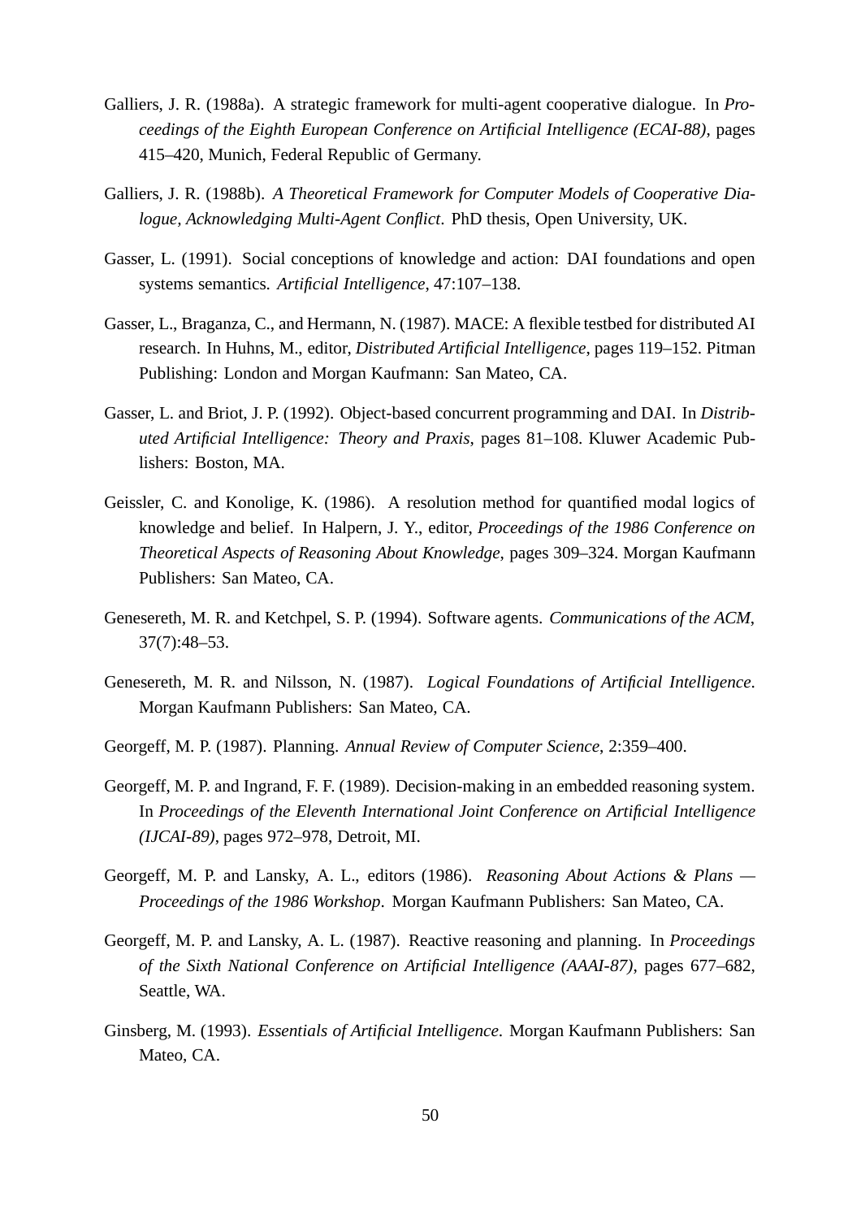Galliers, J. R. (1988a). A strategic framework for multi-agent cooperative dialogue. In *Proceedings of the Eighth European Conference on Artificial Intelligence (ECAI-88)*, pages 415–420, Munich, Federal Republic of Germany.

Galliers, J. R. (1988b). *A Theoretical Framework for Computer Models of Cooperative Dialogue, Acknowledging Multi-Agent Conflict*. PhD thesis, Open University, UK.

Gasser, L. (1991). Social conceptions of knowledge and action: DAI foundations and open systems semantics. *Artificial Intelligence*, 47:107–138.

Gasser, L., Braganza, C., and Hermann, N. (1987). MACE: A flexible testbed for distributed AI research. In Huhns, M., editor, *Distributed Artificial Intelligence*, pages 119–152. Pitman Publishing: London and Morgan Kaufmann: San Mateo, CA.

Gasser, L. and Briot, J. P. (1992). Object-based concurrent programming and DAI. In *Distributed Artificial Intelligence: Theory and Praxis*, pages 81–108. Kluwer Academic Publishers: Boston, MA.

Geissler, C. and Konolige, K. (1986). A resolution method for quantified modal logics of knowledge and belief. In Halpern, J. Y., editor, *Proceedings of the 1986 Conference on Theoretical Aspects of Reasoning About Knowledge*, pages 309–324. Morgan Kaufmann Publishers: San Mateo, CA.

Genesereth, M. R. and Ketchpel, S. P. (1994). Software agents. *Communications of the ACM*, 37(7):48–53.

Genesereth, M. R. and Nilsson, N. (1987). *Logical Foundations of Artificial Intelligence*. Morgan Kaufmann Publishers: San Mateo, CA.

Georgeff, M. P. (1987). Planning. *Annual Review of Computer Science*, 2:359–400.

Georgeff, M. P. and Ingrand, F. F. (1989). Decision-making in an embedded reasoning system. In *Proceedings of the Eleventh International Joint Conference on Artificial Intelligence (IJCAI-89)*, pages 972–978, Detroit, MI.

Georgeff, M. P. and Lansky, A. L., editors (1986). *Reasoning About Actions & Plans — Proceedings of the 1986 Workshop*. Morgan Kaufmann Publishers: San Mateo, CA.

Georgeff, M. P. and Lansky, A. L. (1987). Reactive reasoning and planning. In *Proceedings of the Sixth National Conference on Artificial Intelligence (AAAI-87)*, pages 677–682, Seattle, WA.

Ginsberg, M. (1993). *Essentials of Artificial Intelligence*. Morgan Kaufmann Publishers: San Mateo, CA.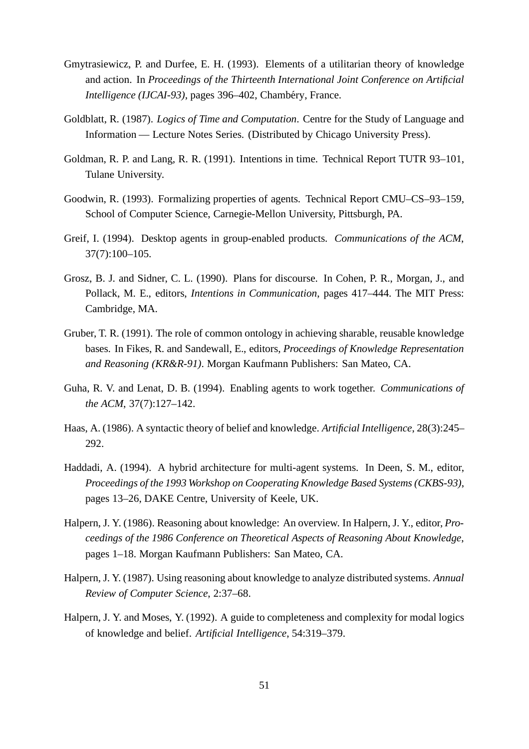Gmytrasiewicz, P. and Durfee, E. H. (1993). Elements of a utilitarian theory of knowledge and action. In *Proceedings of the Thirteenth International Joint Conference on Artificial Intelligence (IJCAI-93)*, pages 396–402, Chambéry, France.

Goldblatt, R. (1987). *Logics of Time and Computation*. Centre for the Study of Language and Information — Lecture Notes Series. (Distributed by Chicago University Press).

Goldman, R. P. and Lang, R. R. (1991). Intentions in time. Technical Report TUTR 93–101, Tulane University.

Goodwin, R. (1993). Formalizing properties of agents. Technical Report CMU–CS–93–159, School of Computer Science, Carnegie-Mellon University, Pittsburgh, PA.

Greif, I. (1994). Desktop agents in group-enabled products. *Communications of the ACM*, 37(7):100–105.

Grosz, B. J. and Sidner, C. L. (1990). Plans for discourse. In Cohen, P. R., Morgan, J., and Pollack, M. E., editors, *Intentions in Communication*, pages 417–444. The MIT Press: Cambridge, MA.

Gruber, T. R. (1991). The role of common ontology in achieving sharable, reusable knowledge bases. In Fikes, R. and Sandewall, E., editors, *Proceedings of Knowledge Representation and Reasoning (KR&R-91)*. Morgan Kaufmann Publishers: San Mateo, CA.

Guha, R. V. and Lenat, D. B. (1994). Enabling agents to work together. *Communications of the ACM*, 37(7):127–142.

Haas, A. (1986). A syntactic theory of belief and knowledge. *Artificial Intelligence*, 28(3):245–292.

Haddadi, A. (1994). A hybrid architecture for multi-agent systems. In Deen, S. M., editor, *Proceedings of the 1993 Workshop on Cooperating Knowledge Based Systems (CKBS-93)*, pages 13–26, DAKE Centre, University of Keele, UK.

Halpern, J. Y. (1986). Reasoning about knowledge: An overview. In Halpern, J. Y., editor, *Proceedings of the 1986 Conference on Theoretical Aspects of Reasoning About Knowledge*, pages 1–18. Morgan Kaufmann Publishers: San Mateo, CA.

Halpern, J. Y. (1987). Using reasoning about knowledge to analyze distributed systems. *Annual Review of Computer Science*, 2:37–68.

Halpern, J. Y. and Moses, Y. (1992). A guide to completeness and complexity for modal logics of knowledge and belief. *Artificial Intelligence*, 54:319–379.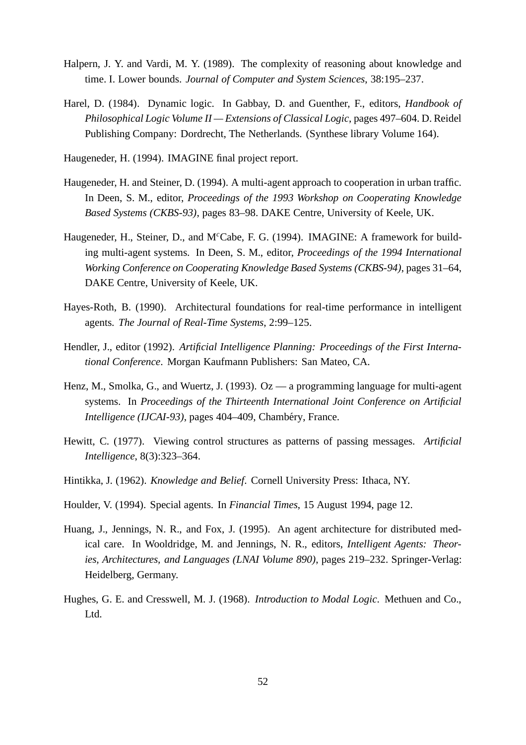Halpern, J. Y. and Vardi, M. Y. (1989). The complexity of reasoning about knowledge and time. I. Lower bounds. *Journal of Computer and System Sciences*, 38:195–237.

Harel, D. (1984). Dynamic logic. In Gabbay, D. and Guenther, F., editors, *Handbook of Philosophical Logic Volume II — Extensions of Classical Logic*, pages 497–604. D. Reidel Publishing Company: Dordrecht, The Netherlands. (Synthese library Volume 164).

Haugeneder, H. (1994). IMAGINE final project report.

Haugeneder, H. and Steiner, D. (1994). A multi-agent approach to cooperation in urban traffic. In Deen, S. M., editor, *Proceedings of the 1993 Workshop on Cooperating Knowledge Based Systems (CKBS-93)*, pages 83–98. DAKE Centre, University of Keele, UK.

Haugeneder, H., Steiner, D., and McCabe, F. G. (1994). IMAGINE: A framework for building multi-agent systems. In Deen, S. M., editor, *Proceedings of the 1994 International Working Conference on Cooperating Knowledge Based Systems (CKBS-94)*, pages 31–64, DAKE Centre, University of Keele, UK.

Hayes-Roth, B. (1990). Architectural foundations for real-time performance in intelligent agents. *The Journal of Real-Time Systems*, 2:99–125.

Hendler, J., editor (1992). *Artificial Intelligence Planning: Proceedings of the First International Conference*. Morgan Kaufmann Publishers: San Mateo, CA.

Henz, M., Smolka, G., and Wuertz, J. (1993). Oz — a programming language for multi-agent systems. In *Proceedings of the Thirteenth International Joint Conference on Artificial Intelligence (IJCAI-93)*, pages 404–409, Chambéry, France.

Hewitt, C. (1977). Viewing control structures as patterns of passing messages. *Artificial Intelligence*, 8(3):323–364.

Hintikka, J. (1962). *Knowledge and Belief*. Cornell University Press: Ithaca, NY.

Houlder, V. (1994). Special agents. In *Financial Times*, 15 August 1994, page 12.

Huang, J., Jennings, N. R., and Fox, J. (1995). An agent architecture for distributed medical care. In Wooldridge, M. and Jennings, N. R., editors, *Intelligent Agents: Theories, Architectures, and Languages (LNAI Volume 890)*, pages 219–232. Springer-Verlag: Heidelberg, Germany.

Hughes, G. E. and Cresswell, M. J. (1968). *Introduction to Modal Logic*. Methuen and Co., Ltd.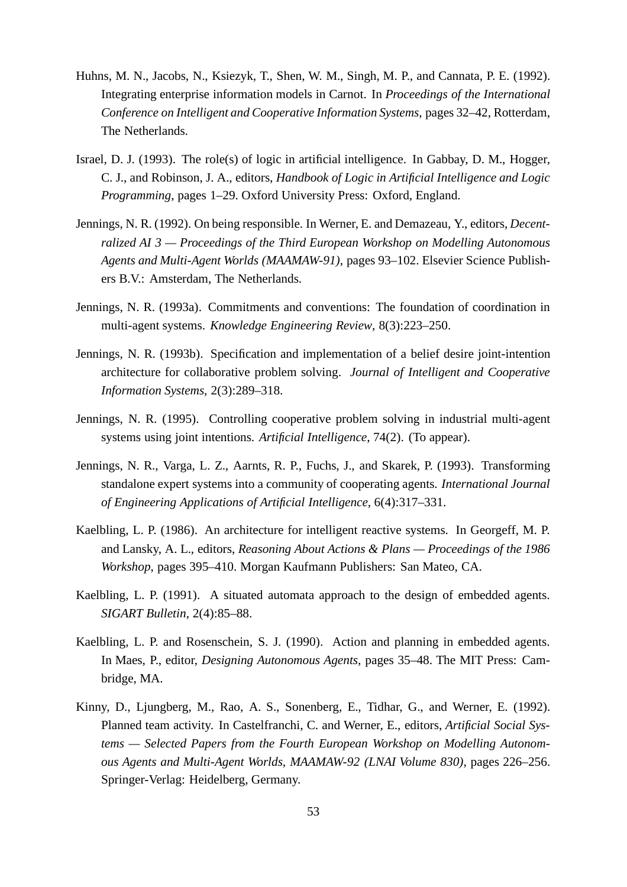Huhns, M. N., Jacobs, N., Ksiezyk, T., Shen, W. M., Singh, M. P., and Cannata, P. E. (1992). Integrating enterprise information models in Carnot. In *Proceedings of the International Conference on Intelligent and Cooperative Information Systems*, pages 32–42, Rotterdam, The Netherlands.

Israel, D. J. (1993). The role(s) of logic in artificial intelligence. In Gabbay, D. M., Hogger, C. J., and Robinson, J. A., editors, *Handbook of Logic in Artificial Intelligence and Logic Programming*, pages 1–29. Oxford University Press: Oxford, England.

Jennings, N. R. (1992). On being responsible. In Werner, E. and Demazeau, Y., editors, *Decentralized AI 3 — Proceedings of the Third European Workshop on Modelling Autonomous Agents and Multi-Agent Worlds (MAAMAW-91)*, pages 93–102. Elsevier Science Publishers B.V.: Amsterdam, The Netherlands.

Jennings, N. R. (1993a). Commitments and conventions: The foundation of coordination in multi-agent systems. *Knowledge Engineering Review*, 8(3):223–250.

Jennings, N. R. (1993b). Specification and implementation of a belief desire joint-intention architecture for collaborative problem solving. *Journal of Intelligent and Cooperative Information Systems*, 2(3):289–318.

Jennings, N. R. (1995). Controlling cooperative problem solving in industrial multi-agent systems using joint intentions. *Artificial Intelligence*, 74(2). (To appear).

Jennings, N. R., Varga, L. Z., Aarnts, R. P., Fuchs, J., and Skarek, P. (1993). Transforming standalone expert systems into a community of cooperating agents. *International Journal of Engineering Applications of Artificial Intelligence*, 6(4):317–331.

Kaelbling, L. P. (1986). An architecture for intelligent reactive systems. In Georgeff, M. P. and Lansky, A. L., editors, *Reasoning About Actions & Plans — Proceedings of the 1986 Workshop*, pages 395–410. Morgan Kaufmann Publishers: San Mateo, CA.

Kaelbling, L. P. (1991). A situated automata approach to the design of embedded agents. *SIGART Bulletin*, 2(4):85–88.

Kaelbling, L. P. and Rosenschein, S. J. (1990). Action and planning in embedded agents. In Maes, P., editor, *Designing Autonomous Agents*, pages 35–48. The MIT Press: Cambridge, MA.

Kinny, D., Ljungberg, M., Rao, A. S., Sonenberg, E., Tidhar, G., and Werner, E. (1992). Planned team activity. In Castelfranchi, C. and Werner, E., editors, *Artificial Social Systems — Selected Papers from the Fourth European Workshop on Modelling Autonomous Agents and Multi-Agent Worlds, MAAMAW-92 (LNAI Volume 830)*, pages 226–256. Springer-Verlag: Heidelberg, Germany.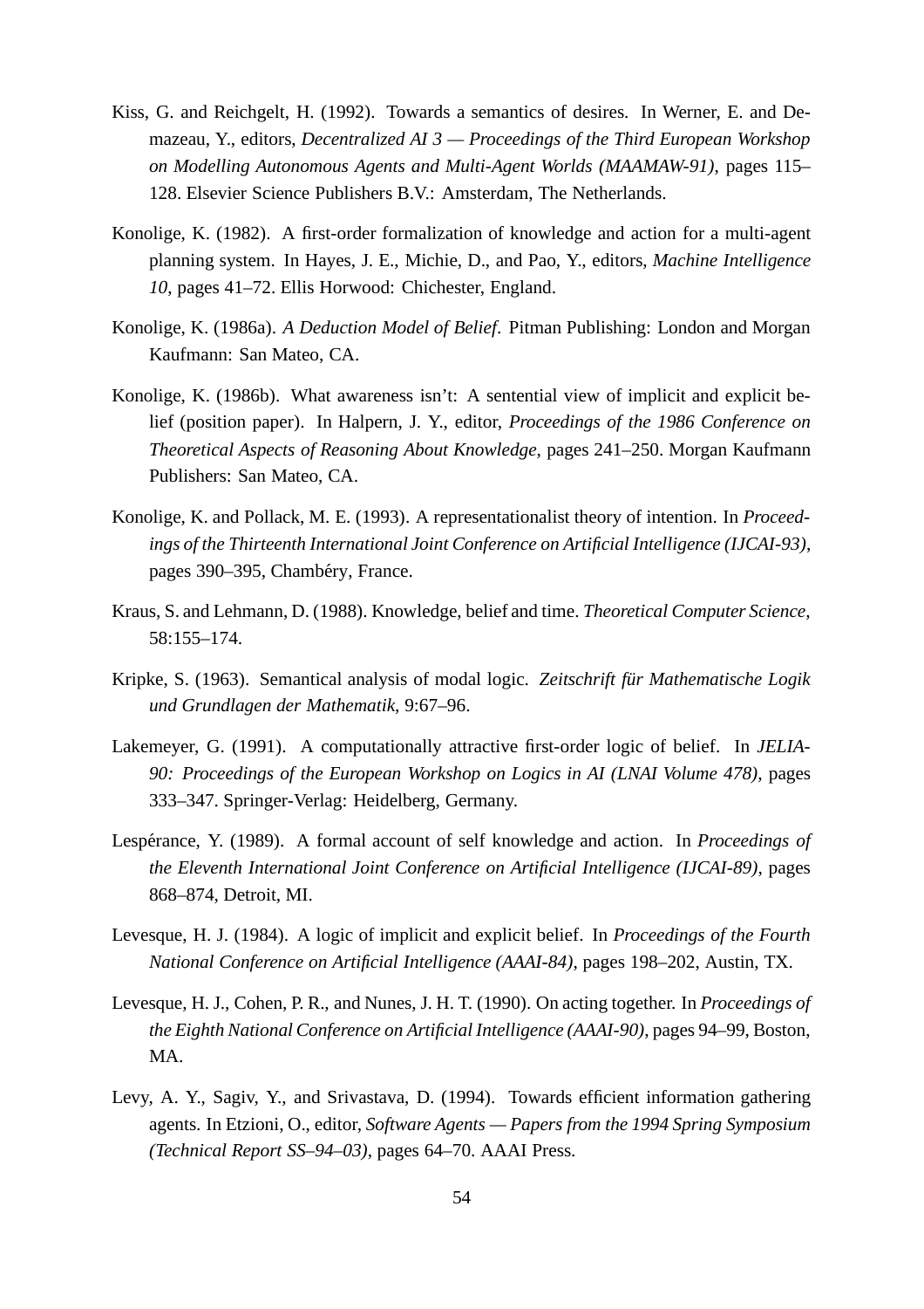Kiss, G. and Reichgelt, H. (1992). Towards a semantics of desires. In Werner, E. and Demazeau, Y., editors, *Decentralized AI 3 — Proceedings of the Third European Workshop on Modelling Autonomous Agents and Multi-Agent Worlds (MAAMAW-91)*, pages 115–128. Elsevier Science Publishers B.V.: Amsterdam, The Netherlands.

Konolige, K. (1982). A first-order formalization of knowledge and action for a multi-agent planning system. In Hayes, J. E., Michie, D., and Pao, Y., editors, *Machine Intelligence 10*, pages 41–72. Ellis Horwood: Chichester, England.

Konolige, K. (1986a). *A Deduction Model of Belief*. Pitman Publishing: London and Morgan Kaufmann: San Mateo, CA.

Konolige, K. (1986b). What awareness isn't: A sentential view of implicit and explicit belief (position paper). In Halpern, J. Y., editor, *Proceedings of the 1986 Conference on Theoretical Aspects of Reasoning About Knowledge*, pages 241–250. Morgan Kaufmann Publishers: San Mateo, CA.

Konolige, K. and Pollack, M. E. (1993). A representationalist theory of intention. In *Proceedings of the Thirteenth International Joint Conference on Artificial Intelligence (IJCAI-93)*, pages 390–395, Chambéry, France.

Kraus, S. and Lehmann, D. (1988). Knowledge, belief and time. *Theoretical Computer Science*, 58:155–174.

Kripke, S. (1963). Semantical analysis of modal logic. *Zeitschrift für Mathematische Logik und Grundlagen der Mathematik*, 9:67–96.

Lakemeyer, G. (1991). A computationally attractive first-order logic of belief. In *JELIA-90: Proceedings of the European Workshop on Logics in AI (LNAI Volume 478)*, pages 333–347. Springer-Verlag: Heidelberg, Germany.

Lespérance, Y. (1989). A formal account of self knowledge and action. In *Proceedings of the Eleventh International Joint Conference on Artificial Intelligence (IJCAI-89)*, pages 868–874, Detroit, MI.

Levesque, H. J. (1984). A logic of implicit and explicit belief. In *Proceedings of the Fourth National Conference on Artificial Intelligence (AAAI-84)*, pages 198–202, Austin, TX.

Levesque, H. J., Cohen, P. R., and Nunes, J. H. T. (1990). On acting together. In *Proceedings of the Eighth National Conference on Artificial Intelligence (AAAI-90)*, pages 94–99, Boston, MA.

Levy, A. Y., Sagiv, Y., and Srivastava, D. (1994). Towards efficient information gathering agents. In Etzioni, O., editor, *Software Agents — Papers from the 1994 Spring Symposium (Technical Report SS–94–03)*, pages 64–70. AAAI Press.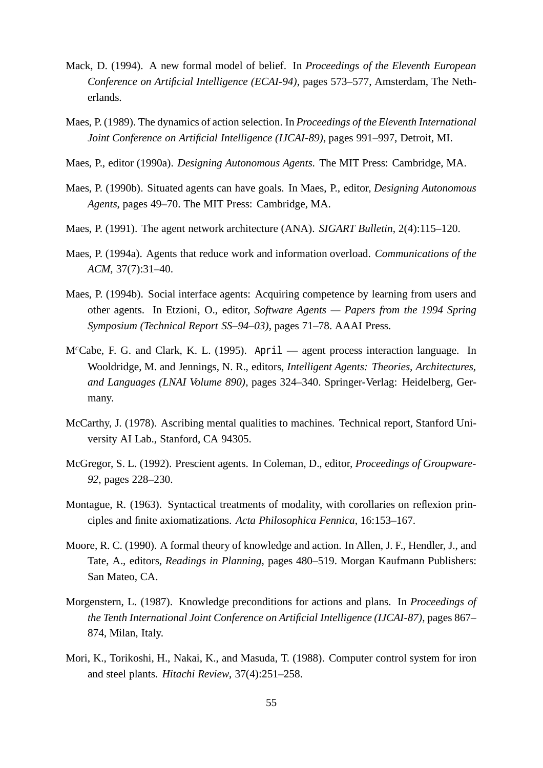Mack, D. (1994). A new formal model of belief. In *Proceedings of the Eleventh European Conference on Artificial Intelligence (ECAI-94)*, pages 573–577, Amsterdam, The Netherlands.

Maes, P. (1989). The dynamics of action selection. In *Proceedings of the Eleventh International Joint Conference on Artificial Intelligence (IJCAI-89)*, pages 991–997, Detroit, MI.

Maes, P., editor (1990a). *Designing Autonomous Agents*. The MIT Press: Cambridge, MA.

Maes, P. (1990b). Situated agents can have goals. In Maes, P., editor, *Designing Autonomous Agents*, pages 49–70. The MIT Press: Cambridge, MA.

Maes, P. (1991). The agent network architecture (ANA). *SIGART Bulletin*, 2(4):115–120.

Maes, P. (1994a). Agents that reduce work and information overload. *Communications of the ACM*, 37(7):31–40.

Maes, P. (1994b). Social interface agents: Acquiring competence by learning from users and other agents. In Etzioni, O., editor, *Software Agents — Papers from the 1994 Spring Symposium (Technical Report SS–94–03)*, pages 71–78. AAAI Press.

McCabe, F. G. and Clark, K. L. (1995). `April` — agent process interaction language. In Wooldridge, M. and Jennings, N. R., editors, *Intelligent Agents: Theories, Architectures, and Languages (LNAI Volume 890)*, pages 324–340. Springer-Verlag: Heidelberg, Germany.

McCarthy, J. (1978). Ascribing mental qualities to machines. Technical report, Stanford University AI Lab., Stanford, CA 94305.

McGregor, S. L. (1992). Prescient agents. In Coleman, D., editor, *Proceedings of Groupware-92*, pages 228–230.

Montague, R. (1963). Syntactical treatments of modality, with corollaries on reflexion principles and finite axiomatizations. *Acta Philosophica Fennica*, 16:153–167.

Moore, R. C. (1990). A formal theory of knowledge and action. In Allen, J. F., Hendler, J., and Tate, A., editors, *Readings in Planning*, pages 480–519. Morgan Kaufmann Publishers: San Mateo, CA.

Morgenstern, L. (1987). Knowledge preconditions for actions and plans. In *Proceedings of the Tenth International Joint Conference on Artificial Intelligence (IJCAI-87)*, pages 867–874, Milan, Italy.

Mori, K., Torikoshi, H., Nakai, K., and Masuda, T. (1988). Computer control system for iron and steel plants. *Hitachi Review*, 37(4):251–258.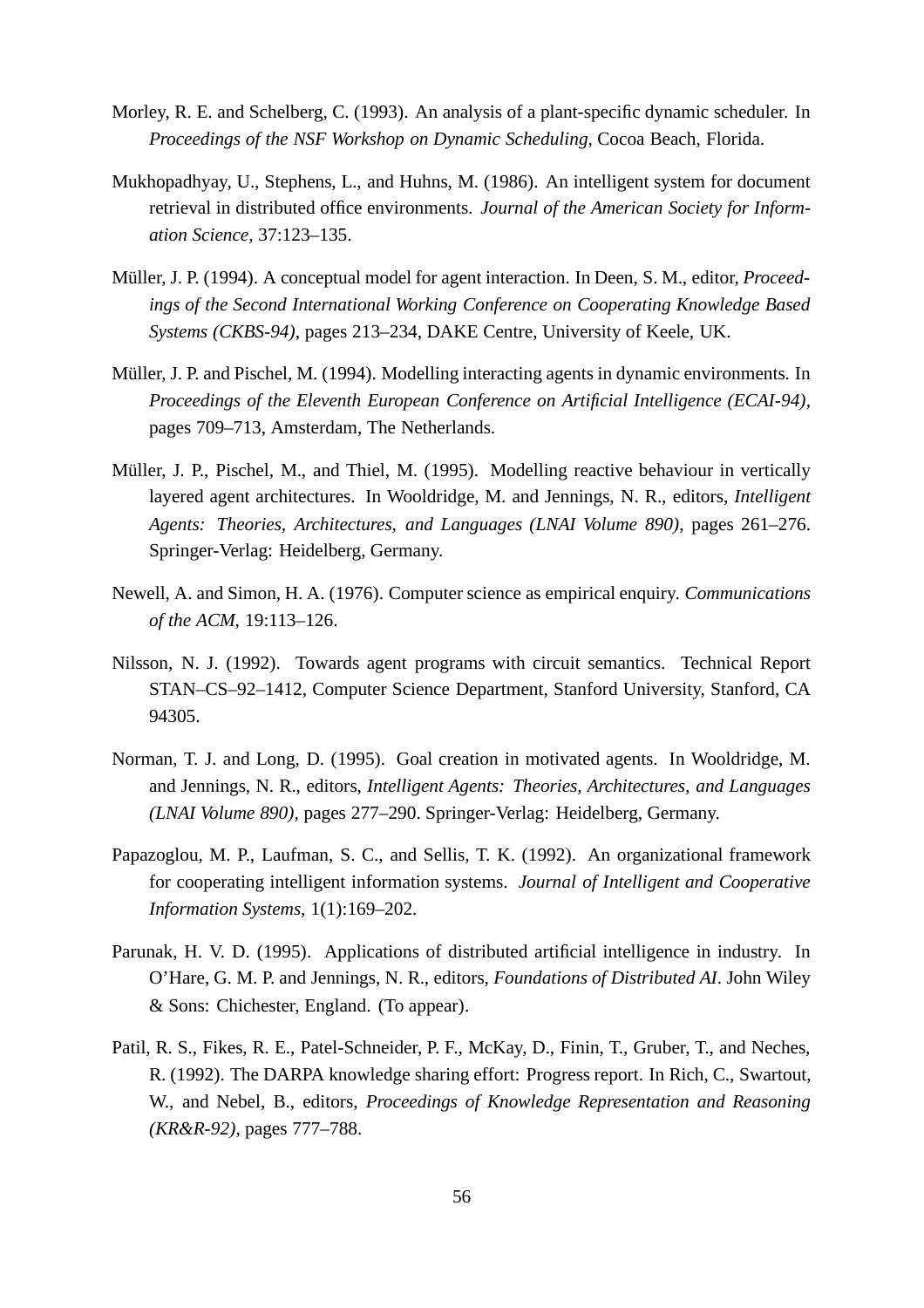Morley, R. E. and Schelberg, C. (1993). An analysis of a plant-specific dynamic scheduler. In *Proceedings of the NSF Workshop on Dynamic Scheduling*, Cocoa Beach, Florida.

Mukhopadhyay, U., Stephens, L., and Huhns, M. (1986). An intelligent system for document retrieval in distributed office environments. *Journal of the American Society for Information Science*, 37:123–135.

Müller, J. P. (1994). A conceptual model for agent interaction. In Deen, S. M., editor, *Proceedings of the Second International Working Conference on Cooperating Knowledge Based Systems (CKBS-94)*, pages 213–234, DAKE Centre, University of Keele, UK.

Müller, J. P. and Pischel, M. (1994). Modelling interacting agents in dynamic environments. In *Proceedings of the Eleventh European Conference on Artificial Intelligence (ECAI-94)*, pages 709–713, Amsterdam, The Netherlands.

Müller, J. P., Pischel, M., and Thiel, M. (1995). Modelling reactive behaviour in vertically layered agent architectures. In Wooldridge, M. and Jennings, N. R., editors, *Intelligent Agents: Theories, Architectures, and Languages (LNAI Volume 890)*, pages 261–276. Springer-Verlag: Heidelberg, Germany.

Newell, A. and Simon, H. A. (1976). Computer science as empirical enquiry. *Communications of the ACM*, 19:113–126.

Nilsson, N. J. (1992). Towards agent programs with circuit semantics. Technical Report STAN–CS–92–1412, Computer Science Department, Stanford University, Stanford, CA 94305.

Norman, T. J. and Long, D. (1995). Goal creation in motivated agents. In Wooldridge, M. and Jennings, N. R., editors, *Intelligent Agents: Theories, Architectures, and Languages (LNAI Volume 890)*, pages 277–290. Springer-Verlag: Heidelberg, Germany.

Papazoglou, M. P., Laufman, S. C., and Sellis, T. K. (1992). An organizational framework for cooperating intelligent information systems. *Journal of Intelligent and Cooperative Information Systems*, 1(1):169–202.

Parunak, H. V. D. (1995). Applications of distributed artificial intelligence in industry. In O'Hare, G. M. P. and Jennings, N. R., editors, *Foundations of Distributed AI*. John Wiley & Sons: Chichester, England. (To appear).

Patil, R. S., Fikes, R. E., Patel-Schneider, P. F., McKay, D., Finin, T., Gruber, T., and Neches, R. (1992). The DARPA knowledge sharing effort: Progress report. In Rich, C., Swartout, W., and Nebel, B., editors, *Proceedings of Knowledge Representation and Reasoning (KR&R-92)*, pages 777–788.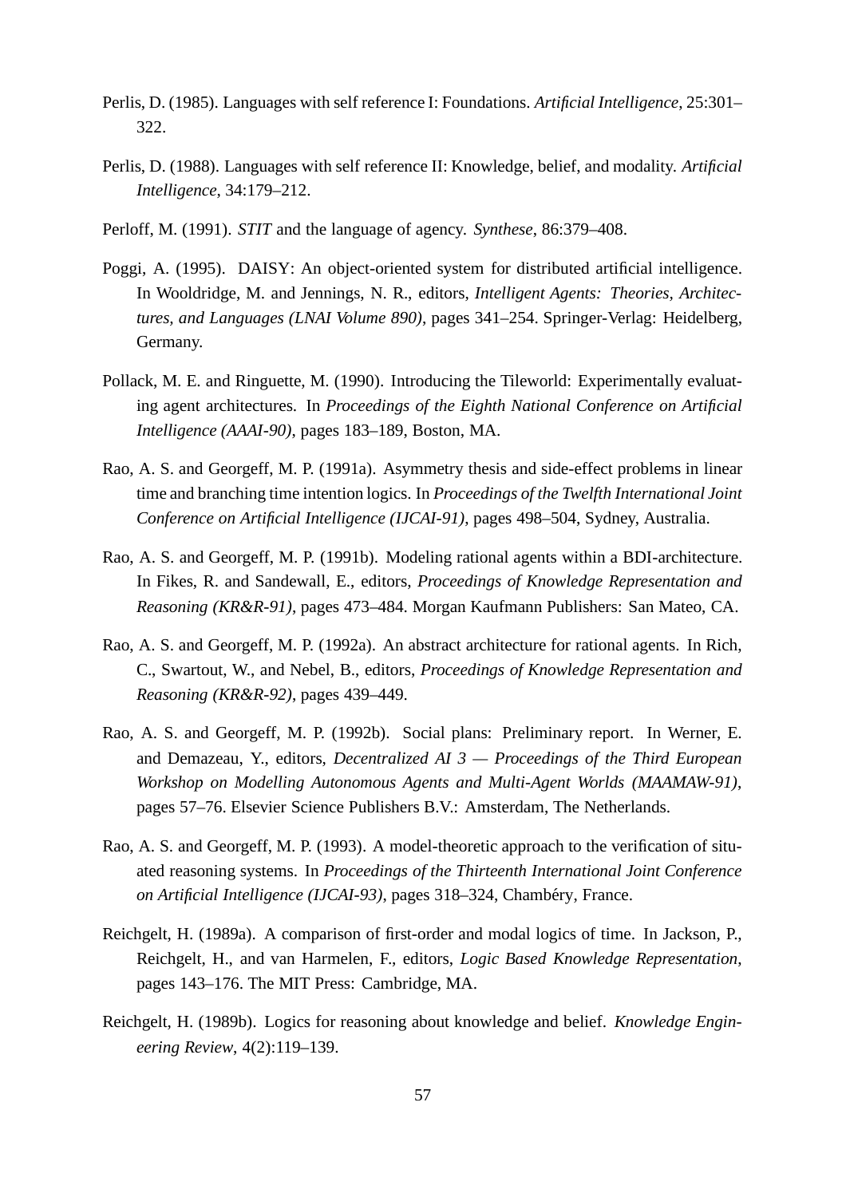Perlis, D. (1985). Languages with self reference I: Foundations. *Artificial Intelligence*, 25:301–322.

Perlis, D. (1988). Languages with self reference II: Knowledge, belief, and modality. *Artificial Intelligence*, 34:179–212.

Perloff, M. (1991). *STIT* and the language of agency. *Synthese*, 86:379–408.

Poggi, A. (1995). DAISY: An object-oriented system for distributed artificial intelligence. In Wooldridge, M. and Jennings, N. R., editors, *Intelligent Agents: Theories, Architectures, and Languages (LNAI Volume 890)*, pages 341–254. Springer-Verlag: Heidelberg, Germany.

Pollack, M. E. and Ringuette, M. (1990). Introducing the Tileworld: Experimentally evaluating agent architectures. In *Proceedings of the Eighth National Conference on Artificial Intelligence (AAAI-90)*, pages 183–189, Boston, MA.

Rao, A. S. and Georgeff, M. P. (1991a). Asymmetry thesis and side-effect problems in linear time and branching time intention logics. In *Proceedings of the Twelfth International Joint Conference on Artificial Intelligence (IJCAI-91)*, pages 498–504, Sydney, Australia.

Rao, A. S. and Georgeff, M. P. (1991b). Modeling rational agents within a BDI-architecture. In Fikes, R. and Sandewall, E., editors, *Proceedings of Knowledge Representation and Reasoning (KR&R-91)*, pages 473–484. Morgan Kaufmann Publishers: San Mateo, CA.

Rao, A. S. and Georgeff, M. P. (1992a). An abstract architecture for rational agents. In Rich, C., Swartout, W., and Nebel, B., editors, *Proceedings of Knowledge Representation and Reasoning (KR&R-92)*, pages 439–449.

Rao, A. S. and Georgeff, M. P. (1992b). Social plans: Preliminary report. In Werner, E. and Demazeau, Y., editors, *Decentralized AI 3 — Proceedings of the Third European Workshop on Modelling Autonomous Agents and Multi-Agent Worlds (MAAMAW-91)*, pages 57–76. Elsevier Science Publishers B.V.: Amsterdam, The Netherlands.

Rao, A. S. and Georgeff, M. P. (1993). A model-theoretic approach to the verification of situated reasoning systems. In *Proceedings of the Thirteenth International Joint Conference on Artificial Intelligence (IJCAI-93)*, pages 318–324, Chambéry, France.

Reichgelt, H. (1989a). A comparison of first-order and modal logics of time. In Jackson, P., Reichgelt, H., and van Harmelen, F., editors, *Logic Based Knowledge Representation*, pages 143–176. The MIT Press: Cambridge, MA.

Reichgelt, H. (1989b). Logics for reasoning about knowledge and belief. *Knowledge Engineering Review*, 4(2):119–139.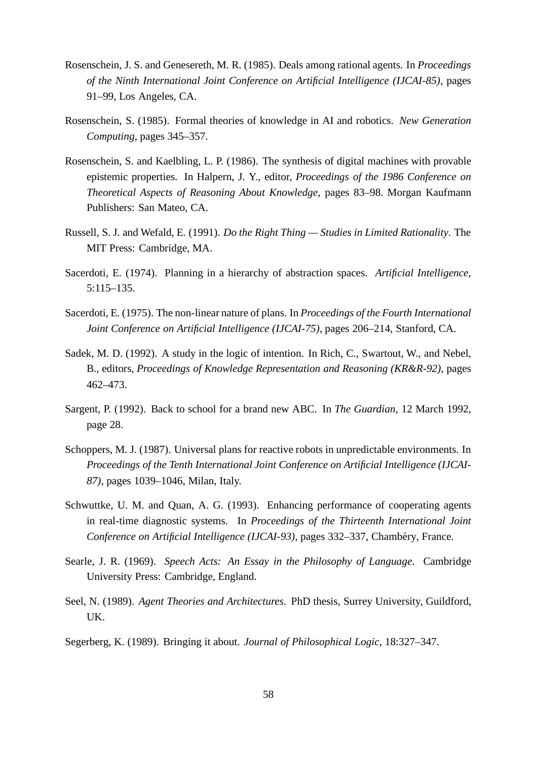Rosenschein, J. S. and Genesereth, M. R. (1985). Deals among rational agents. In *Proceedings of the Ninth International Joint Conference on Artificial Intelligence (IJCAI-85)*, pages 91–99, Los Angeles, CA.

Rosenschein, S. (1985). Formal theories of knowledge in AI and robotics. *New Generation Computing*, pages 345–357.

Rosenschein, S. and Kaelbling, L. P. (1986). The synthesis of digital machines with provable epistemic properties. In Halpern, J. Y., editor, *Proceedings of the 1986 Conference on Theoretical Aspects of Reasoning About Knowledge*, pages 83–98. Morgan Kaufmann Publishers: San Mateo, CA.

Russell, S. J. and Wefald, E. (1991). *Do the Right Thing — Studies in Limited Rationality*. The MIT Press: Cambridge, MA.

Sacerdoti, E. (1974). Planning in a hierarchy of abstraction spaces. *Artificial Intelligence*, 5:115–135.

Sacerdoti, E. (1975). The non-linear nature of plans. In *Proceedings of the Fourth International Joint Conference on Artificial Intelligence (IJCAI-75)*, pages 206–214, Stanford, CA.

Sadek, M. D. (1992). A study in the logic of intention. In Rich, C., Swartout, W., and Nebel, B., editors, *Proceedings of Knowledge Representation and Reasoning (KR&R-92)*, pages 462–473.

Sargent, P. (1992). Back to school for a brand new ABC. In *The Guardian*, 12 March 1992, page 28.

Schoppers, M. J. (1987). Universal plans for reactive robots in unpredictable environments. In *Proceedings of the Tenth International Joint Conference on Artificial Intelligence (IJCAI-87)*, pages 1039–1046, Milan, Italy.

Schwuttke, U. M. and Quan, A. G. (1993). Enhancing performance of cooperating agents in real-time diagnostic systems. In *Proceedings of the Thirteenth International Joint Conference on Artificial Intelligence (IJCAI-93)*, pages 332–337, Chambéry, France.

Searle, J. R. (1969). *Speech Acts: An Essay in the Philosophy of Language*. Cambridge University Press: Cambridge, England.

Seel, N. (1989). *Agent Theories and Architectures*. PhD thesis, Surrey University, Guildford, UK.

Segerberg, K. (1989). Bringing it about. *Journal of Philosophical Logic*, 18:327–347.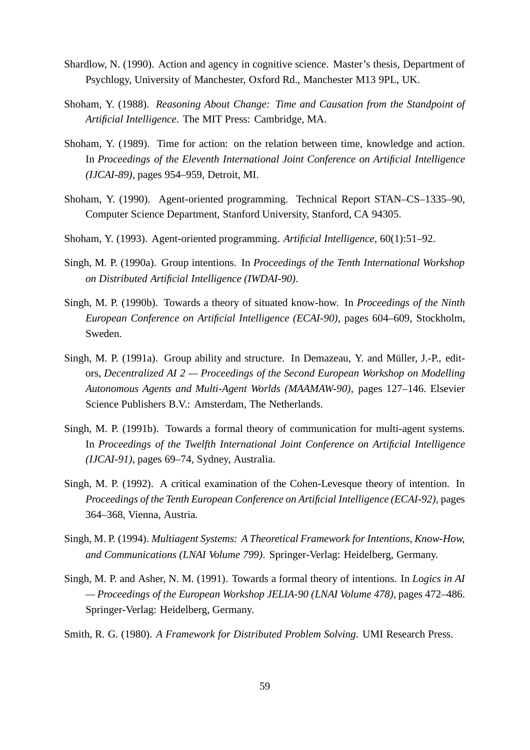Shardlow, N. (1990). Action and agency in cognitive science. Master's thesis, Department of Psychlogy, University of Manchester, Oxford Rd., Manchester M13 9PL, UK.

Shoham, Y. (1988). *Reasoning About Change: Time and Causation from the Standpoint of Artificial Intelligence*. The MIT Press: Cambridge, MA.

Shoham, Y. (1989). Time for action: on the relation between time, knowledge and action. In *Proceedings of the Eleventh International Joint Conference on Artificial Intelligence (IJCAI-89)*, pages 954–959, Detroit, MI.

Shoham, Y. (1990). Agent-oriented programming. Technical Report STAN–CS–1335–90, Computer Science Department, Stanford University, Stanford, CA 94305.

Shoham, Y. (1993). Agent-oriented programming. *Artificial Intelligence*, 60(1):51–92.

Singh, M. P. (1990a). Group intentions. In *Proceedings of the Tenth International Workshop on Distributed Artificial Intelligence (IWDAI-90)*.

Singh, M. P. (1990b). Towards a theory of situated know-how. In *Proceedings of the Ninth European Conference on Artificial Intelligence (ECAI-90)*, pages 604–609, Stockholm, Sweden.

Singh, M. P. (1991a). Group ability and structure. In Demazeau, Y. and Müller, J.-P., editors, *Decentralized AI 2 — Proceedings of the Second European Workshop on Modelling Autonomous Agents and Multi-Agent Worlds (MAAMAW-90)*, pages 127–146. Elsevier Science Publishers B.V.: Amsterdam, The Netherlands.

Singh, M. P. (1991b). Towards a formal theory of communication for multi-agent systems. In *Proceedings of the Twelfth International Joint Conference on Artificial Intelligence (IJCAI-91)*, pages 69–74, Sydney, Australia.

Singh, M. P. (1992). A critical examination of the Cohen-Levesque theory of intention. In *Proceedings of the Tenth European Conference on Artificial Intelligence (ECAI-92)*, pages 364–368, Vienna, Austria.

Singh, M. P. (1994). *Multiagent Systems: A Theoretical Framework for Intentions, Know-How, and Communications (LNAI Volume 799)*. Springer-Verlag: Heidelberg, Germany.

Singh, M. P. and Asher, N. M. (1991). Towards a formal theory of intentions. In *Logics in AI — Proceedings of the European Workshop JELIA-90 (LNAI Volume 478)*, pages 472–486. Springer-Verlag: Heidelberg, Germany.

Smith, R. G. (1980). *A Framework for Distributed Problem Solving*. UMI Research Press.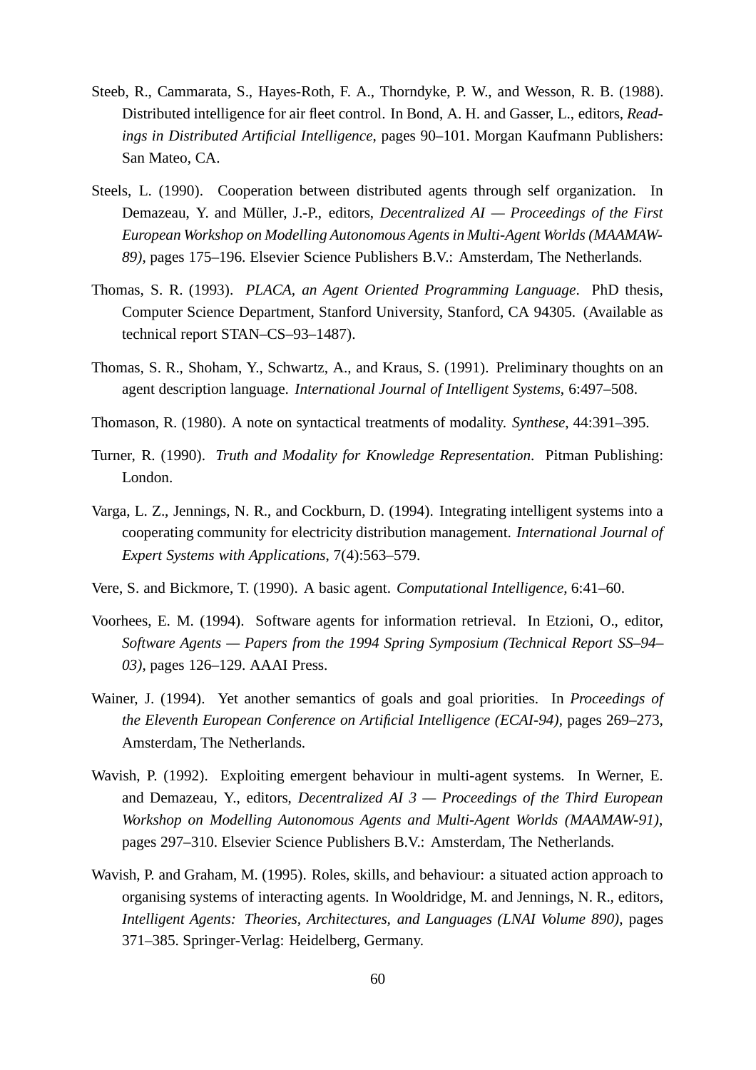Steeb, R., Cammarata, S., Hayes-Roth, F. A., Thorndyke, P. W., and Wesson, R. B. (1988). Distributed intelligence for air fleet control. In Bond, A. H. and Gasser, L., editors, *Readings in Distributed Artificial Intelligence*, pages 90–101. Morgan Kaufmann Publishers: San Mateo, CA.

Steels, L. (1990). Cooperation between distributed agents through self organization. In Demazeau, Y. and Müller, J.-P., editors, *Decentralized AI — Proceedings of the First European Workshop on Modelling Autonomous Agents in Multi-Agent Worlds (MAAMAW-89)*, pages 175–196. Elsevier Science Publishers B.V.: Amsterdam, The Netherlands.

Thomas, S. R. (1993). *PLACA, an Agent Oriented Programming Language*. PhD thesis, Computer Science Department, Stanford University, Stanford, CA 94305. (Available as technical report STAN–CS–93–1487).

Thomas, S. R., Shoham, Y., Schwartz, A., and Kraus, S. (1991). Preliminary thoughts on an agent description language. *International Journal of Intelligent Systems*, 6:497–508.

Thomason, R. (1980). A note on syntactical treatments of modality. *Synthese*, 44:391–395.

Turner, R. (1990). *Truth and Modality for Knowledge Representation*. Pitman Publishing: London.

Varga, L. Z., Jennings, N. R., and Cockburn, D. (1994). Integrating intelligent systems into a cooperating community for electricity distribution management. *International Journal of Expert Systems with Applications*, 7(4):563–579.

Vere, S. and Bickmore, T. (1990). A basic agent. *Computational Intelligence*, 6:41–60.

Voorhees, E. M. (1994). Software agents for information retrieval. In Etzioni, O., editor, *Software Agents — Papers from the 1994 Spring Symposium (Technical Report SS–94–03)*, pages 126–129. AAAI Press.

Wainer, J. (1994). Yet another semantics of goals and goal priorities. In *Proceedings of the Eleventh European Conference on Artificial Intelligence (ECAI-94)*, pages 269–273, Amsterdam, The Netherlands.

Wavish, P. (1992). Exploiting emergent behaviour in multi-agent systems. In Werner, E. and Demazeau, Y., editors, *Decentralized AI 3 — Proceedings of the Third European Workshop on Modelling Autonomous Agents and Multi-Agent Worlds (MAAMAW-91)*, pages 297–310. Elsevier Science Publishers B.V.: Amsterdam, The Netherlands.

Wavish, P. and Graham, M. (1995). Roles, skills, and behaviour: a situated action approach to organising systems of interacting agents. In Wooldridge, M. and Jennings, N. R., editors, *Intelligent Agents: Theories, Architectures, and Languages (LNAI Volume 890)*, pages 371–385. Springer-Verlag: Heidelberg, Germany.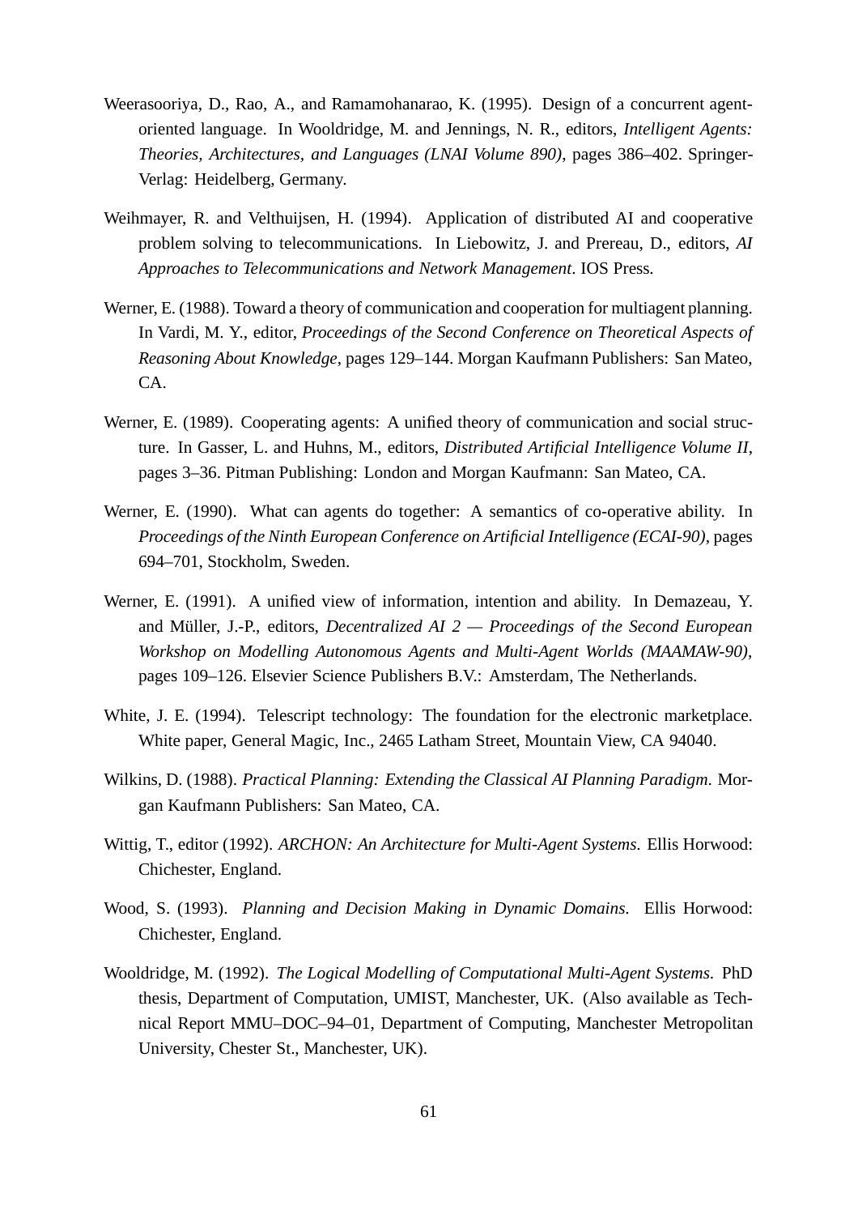Weerasooriya, D., Rao, A., and Ramamohanarao, K. (1995). Design of a concurrent agent-oriented language. In Wooldridge, M. and Jennings, N. R., editors, *Intelligent Agents: Theories, Architectures, and Languages (LNAI Volume 890)*, pages 386–402. Springer-Verlag: Heidelberg, Germany.

Weihmayer, R. and Velthuijsen, H. (1994). Application of distributed AI and cooperative problem solving to telecommunications. In Liebowitz, J. and Prereau, D., editors, *AI Approaches to Telecommunications and Network Management*. IOS Press.

Werner, E. (1988). Toward a theory of communication and cooperation for multiagent planning. In Vardi, M. Y., editor, *Proceedings of the Second Conference on Theoretical Aspects of Reasoning About Knowledge*, pages 129–144. Morgan Kaufmann Publishers: San Mateo, CA.

Werner, E. (1989). Cooperating agents: A unified theory of communication and social structure. In Gasser, L. and Huhns, M., editors, *Distributed Artificial Intelligence Volume II*, pages 3–36. Pitman Publishing: London and Morgan Kaufmann: San Mateo, CA.

Werner, E. (1990). What can agents do together: A semantics of co-operative ability. In *Proceedings of the Ninth European Conference on Artificial Intelligence (ECAI-90)*, pages 694–701, Stockholm, Sweden.

Werner, E. (1991). A unified view of information, intention and ability. In Demazeau, Y. and Müller, J.-P., editors, *Decentralized AI 2 — Proceedings of the Second European Workshop on Modelling Autonomous Agents and Multi-Agent Worlds (MAAMAW-90)*, pages 109–126. Elsevier Science Publishers B.V.: Amsterdam, The Netherlands.

White, J. E. (1994). Telescript technology: The foundation for the electronic marketplace. White paper, General Magic, Inc., 2465 Latham Street, Mountain View, CA 94040.

Wilkins, D. (1988). *Practical Planning: Extending the Classical AI Planning Paradigm*. Morgan Kaufmann Publishers: San Mateo, CA.

Wittig, T., editor (1992). *ARCHON: An Architecture for Multi-Agent Systems*. Ellis Horwood: Chichester, England.

Wood, S. (1993). *Planning and Decision Making in Dynamic Domains*. Ellis Horwood: Chichester, England.

Wooldridge, M. (1992). *The Logical Modelling of Computational Multi-Agent Systems*. PhD thesis, Department of Computation, UMIST, Manchester, UK. (Also available as Technical Report MMU–DOC–94–01, Department of Computing, Manchester Metropolitan University, Chester St., Manchester, UK).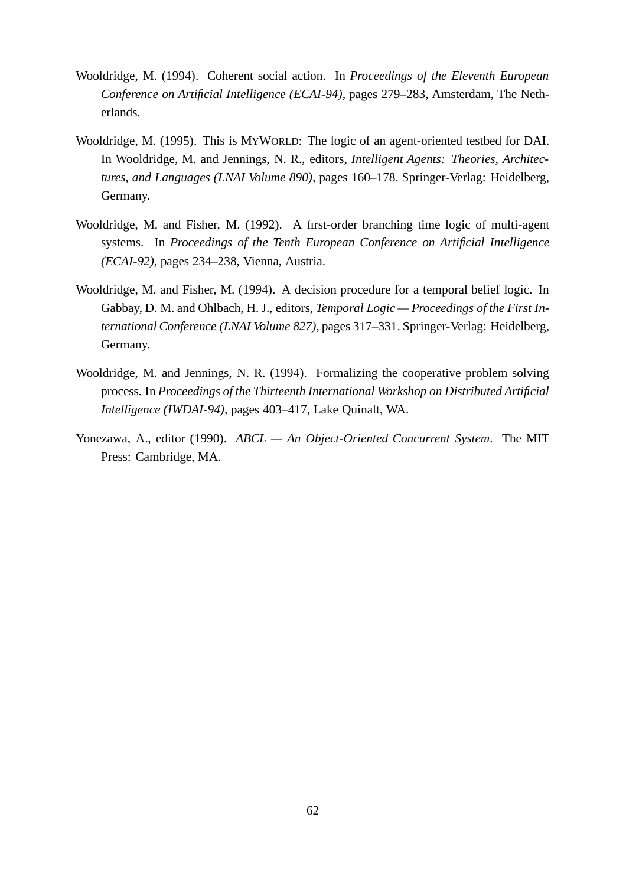Wooldridge, M. (1994). Coherent social action. In *Proceedings of the Eleventh European Conference on Artificial Intelligence (ECAI-94)*, pages 279–283, Amsterdam, The Netherlands.

Wooldridge, M. (1995). This is MYWORLD: The logic of an agent-oriented testbed for DAI. In Wooldridge, M. and Jennings, N. R., editors, *Intelligent Agents: Theories, Architectures, and Languages (LNAI Volume 890)*, pages 160–178. Springer-Verlag: Heidelberg, Germany.

Wooldridge, M. and Fisher, M. (1992). A first-order branching time logic of multi-agent systems. In *Proceedings of the Tenth European Conference on Artificial Intelligence (ECAI-92)*, pages 234–238, Vienna, Austria.

Wooldridge, M. and Fisher, M. (1994). A decision procedure for a temporal belief logic. In Gabbay, D. M. and Ohlbach, H. J., editors, *Temporal Logic — Proceedings of the First International Conference (LNAI Volume 827)*, pages 317–331. Springer-Verlag: Heidelberg, Germany.

Wooldridge, M. and Jennings, N. R. (1994). Formalizing the cooperative problem solving process. In *Proceedings of the Thirteenth International Workshop on Distributed Artificial Intelligence (IWDAI-94)*, pages 403–417, Lake Quinalt, WA.

Yonezawa, A., editor (1990). *ABCL — An Object-Oriented Concurrent System*. The MIT Press: Cambridge, MA.